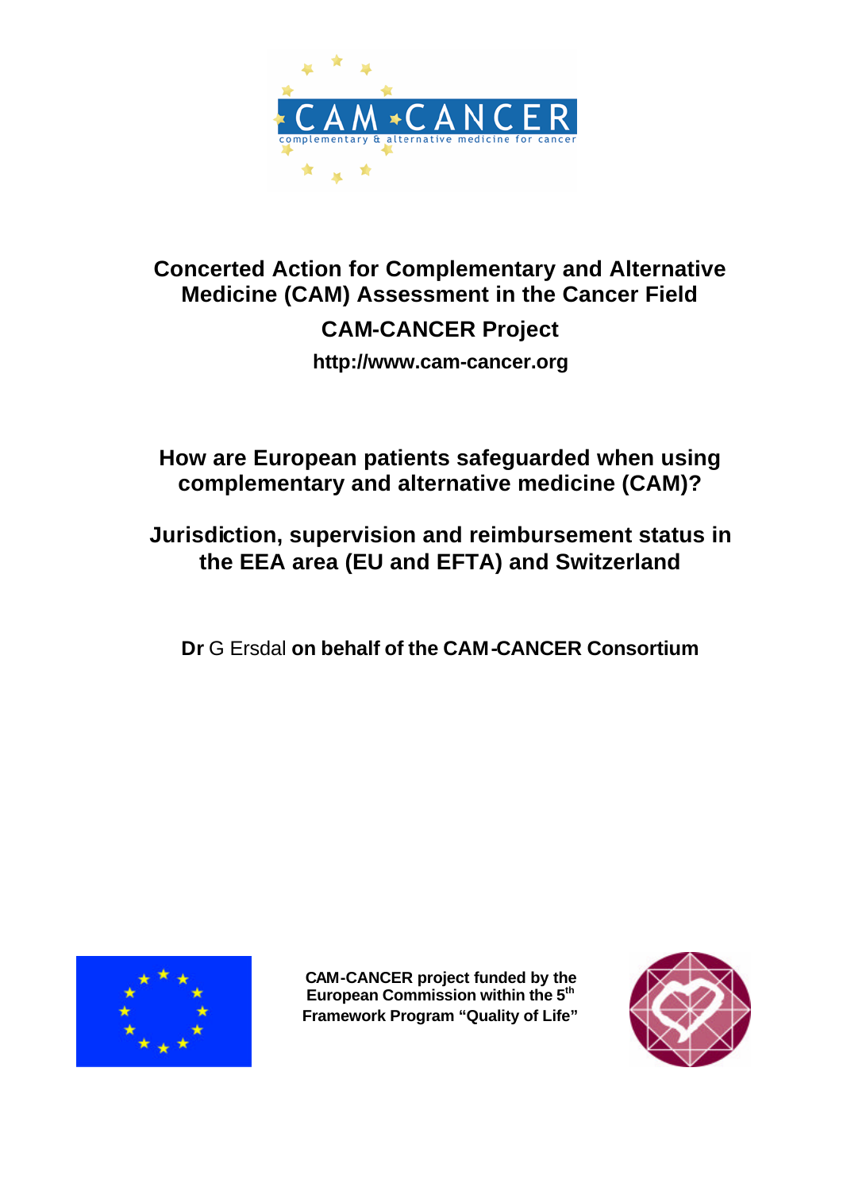CAM-CANCER
complementary & alternative medicine for cancer

# Concerted Action for Complementary and Alternative Medicine (CAM) Assessment in the Cancer Field

## CAM-CANCER Project

**http://www.cam-cancer.org**

# How are European patients safeguarded when using complementary and alternative medicine (CAM)?

# Jurisdiction, supervision and reimbursement status in the EEA area (EU and EFTA) and Switzerland

**Dr** G Ersdal **on behalf of the CAM-CANCER Consortium**

**CAM-CANCER project funded by the European Commission within the 5th Framework Program "Quality of Life"**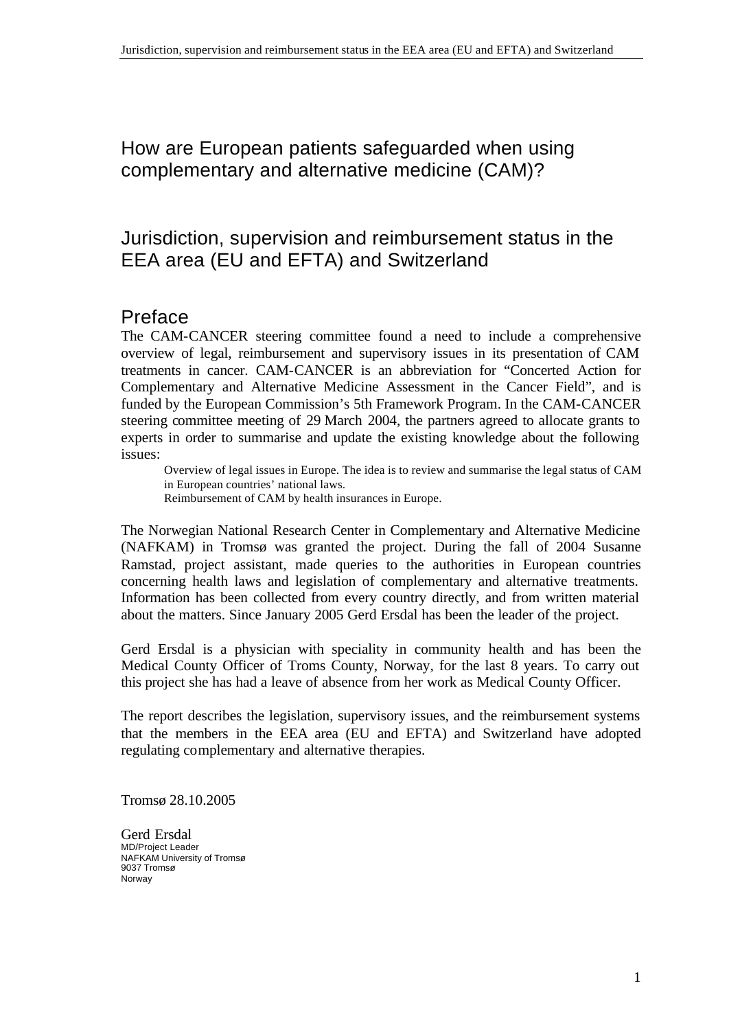# How are European patients safeguarded when using complementary and alternative medicine (CAM)?

# Jurisdiction, supervision and reimbursement status in the EEA area (EU and EFTA) and Switzerland

## Preface

The CAM-CANCER steering committee found a need to include a comprehensive overview of legal, reimbursement and supervisory issues in its presentation of CAM treatments in cancer. CAM-CANCER is an abbreviation for "Concerted Action for Complementary and Alternative Medicine Assessment in the Cancer Field", and is funded by the European Commission's 5th Framework Program. In the CAM-CANCER steering committee meeting of 29 March 2004, the partners agreed to allocate grants to experts in order to summarise and update the existing knowledge about the following issues:

- Overview of legal issues in Europe. The idea is to review and summarise the legal status of CAM in European countries' national laws.
- Reimbursement of CAM by health insurances in Europe.

The Norwegian National Research Center in Complementary and Alternative Medicine (NAFKAM) in Tromsø was granted the project. During the fall of 2004 Susanne Ramstad, project assistant, made queries to the authorities in European countries concerning health laws and legislation of complementary and alternative treatments. Information has been collected from every country directly, and from written material about the matters. Since January 2005 Gerd Ersdal has been the leader of the project.

Gerd Ersdal is a physician with speciality in community health and has been the Medical County Officer of Troms County, Norway, for the last 8 years. To carry out this project she has had a leave of absence from her work as Medical County Officer.

The report describes the legislation, supervisory issues, and the reimbursement systems that the members in the EEA area (EU and EFTA) and Switzerland have adopted regulating complementary and alternative therapies.

Tromsø 28.10.2005

Gerd Ersdal
MD/Project Leader
NAFKAM University of Tromsø
9037 Tromsø
Norway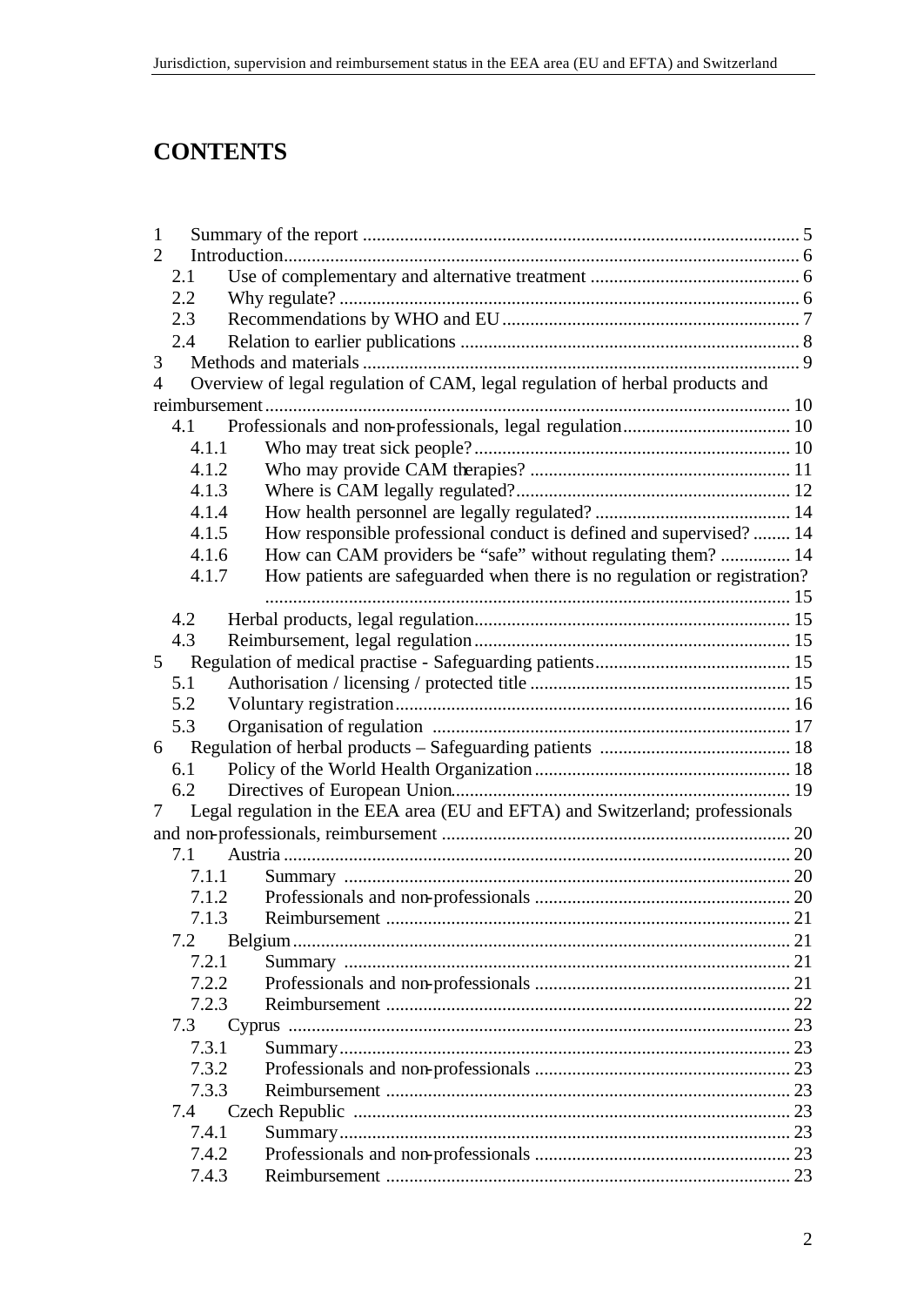# CONTENTS

1 Summary of the report ........................................................................................... 5
2 Introduction............................................................................................................ 6
  2.1 Use of complementary and alternative treatment ............................................ 6
  2.2 Why regulate? .................................................................................................. 6
  2.3 Recommendations by WHO and EU ............................................................... 7
  2.4 Relation to earlier publications ........................................................................ 8
3 Methods and materials ............................................................................................ 9
4 Overview of legal regulation of CAM, legal regulation of herbal products and reimbursement ............................................................................................................... 10
  4.1 Professionals and non-professionals, legal regulation.................................... 10
    4.1.1 Who may treat sick people? ................................................................... 10
    4.1.2 Who may provide CAM therapies? ........................................................ 11
    4.1.3 Where is CAM legally regulated?........................................................... 12
    4.1.4 How health personnel are legally regulated? .......................................... 14
    4.1.5 How responsible professional conduct is defined and supervised? ........ 14
    4.1.6 How can CAM providers be "safe" without regulating them? ............... 14
    4.1.7 How patients are safeguarded when there is no regulation or registration? ................................................................................................................... 15
  4.2 Herbal products, legal regulation.................................................................... 15
  4.3 Reimbursement, legal regulation .................................................................... 15
5 Regulation of medical practise - Safeguarding patients.......................................... 15
  5.1 Authorisation / licensing / protected title ........................................................ 15
  5.2 Voluntary registration...................................................................................... 16
  5.3 Organisation of regulation .............................................................................. 17
6 Regulation of herbal products – Safeguarding patients ......................................... 18
  6.1 Policy of the World Health Organization ....................................................... 18
  6.2 Directives of European Union......................................................................... 19
7 Legal regulation in the EEA area (EU and EFTA) and Switzerland; professionals and non-professionals, reimbursement ........................................................................ 20
  7.1 Austria ............................................................................................................ 20
    7.1.1 Summary ............................................................................................... 20
    7.1.2 Professionals and non-professionals ....................................................... 20
    7.1.3 Reimbursement ...................................................................................... 21
  7.2 Belgium .......................................................................................................... 21
    7.2.1 Summary ............................................................................................... 21
    7.2.2 Professionals and non-professionals ....................................................... 21
    7.2.3 Reimbursement ...................................................................................... 22
  7.3 Cyprus ............................................................................................................ 23
    7.3.1 Summary................................................................................................ 23
    7.3.2 Professionals and non-professionals ....................................................... 23
    7.3.3 Reimbursement ...................................................................................... 23
  7.4 Czech Republic .............................................................................................. 23
    7.4.1 Summary................................................................................................ 23
    7.4.2 Professionals and non-professionals ....................................................... 23
    7.4.3 Reimbursement ...................................................................................... 23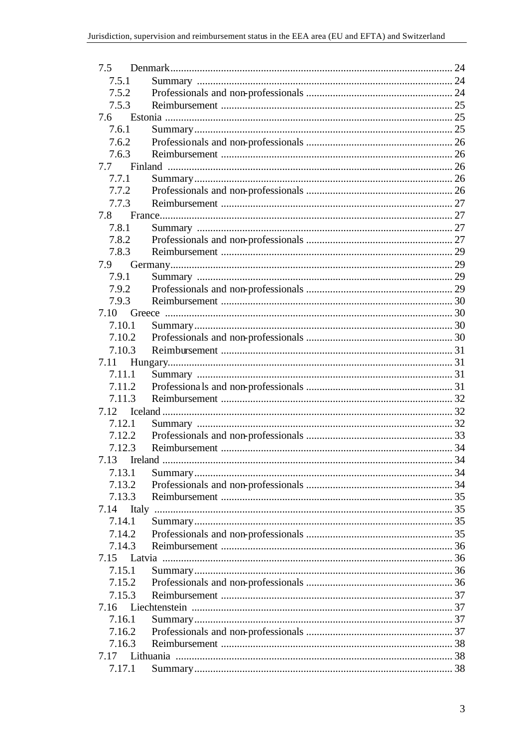- 7.5 Denmark ........ 24
  - 7.5.1 Summary ........ 24
  - 7.5.2 Professionals and non-professionals ........ 24
  - 7.5.3 Reimbursement ........ 25
- 7.6 Estonia ........ 25
  - 7.6.1 Summary ........ 25
  - 7.6.2 Professionals and non-professionals ........ 26
  - 7.6.3 Reimbursement ........ 26
- 7.7 Finland ........ 26
  - 7.7.1 Summary ........ 26
  - 7.7.2 Professionals and non-professionals ........ 26
  - 7.7.3 Reimbursement ........ 27
- 7.8 France ........ 27
  - 7.8.1 Summary ........ 27
  - 7.8.2 Professionals and non-professionals ........ 27
  - 7.8.3 Reimbursement ........ 29
- 7.9 Germany ........ 29
  - 7.9.1 Summary ........ 29
  - 7.9.2 Professionals and non-professionals ........ 29
  - 7.9.3 Reimbursement ........ 30
- 7.10 Greece ........ 30
  - 7.10.1 Summary ........ 30
  - 7.10.2 Professionals and non-professionals ........ 30
  - 7.10.3 Reimbursement ........ 31
- 7.11 Hungary ........ 31
  - 7.11.1 Summary ........ 31
  - 7.11.2 Professionals and non-professionals ........ 31
  - 7.11.3 Reimbursement ........ 32
- 7.12 Iceland ........ 32
  - 7.12.1 Summary ........ 32
  - 7.12.2 Professionals and non-professionals ........ 33
  - 7.12.3 Reimbursement ........ 34
- 7.13 Ireland ........ 34
  - 7.13.1 Summary ........ 34
  - 7.13.2 Professionals and non-professionals ........ 34
  - 7.13.3 Reimbursement ........ 35
- 7.14 Italy ........ 35
  - 7.14.1 Summary ........ 35
  - 7.14.2 Professionals and non-professionals ........ 35
  - 7.14.3 Reimbursement ........ 36
- 7.15 Latvia ........ 36
  - 7.15.1 Summary ........ 36
  - 7.15.2 Professionals and non-professionals ........ 36
  - 7.15.3 Reimbursement ........ 37
- 7.16 Liechtenstein ........ 37
  - 7.16.1 Summary ........ 37
  - 7.16.2 Professionals and non-professionals ........ 37
  - 7.16.3 Reimbursement ........ 38
- 7.17 Lithuania ........ 38
  - 7.17.1 Summary ........ 38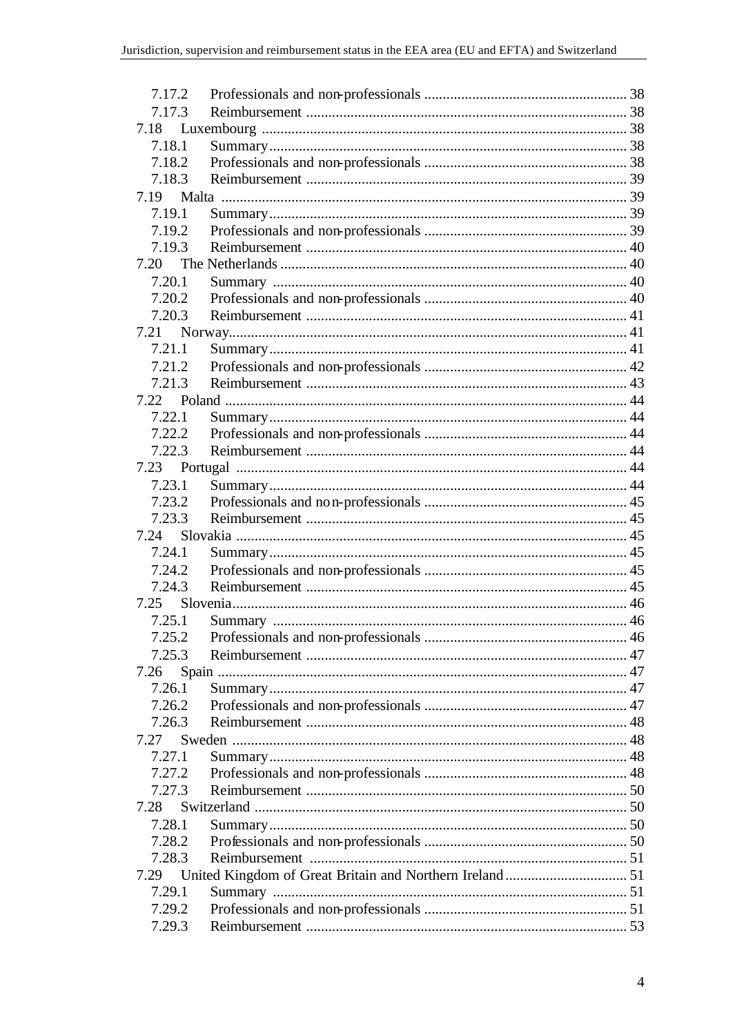7.17.2 Professionals and non-professionals ....................................................... 38
7.17.3 Reimbursement ...................................................................................... 38
7.18 Luxembourg .................................................................................................. 38
7.18.1 Summary................................................................................................ 38
7.18.2 Professionals and non-professionals ....................................................... 38
7.18.3 Reimbursement ...................................................................................... 39
7.19 Malta ............................................................................................................. 39
7.19.1 Summary................................................................................................ 39
7.19.2 Professionals and non-professionals ....................................................... 39
7.19.3 Reimbursement ...................................................................................... 40
7.20 The Netherlands............................................................................................. 40
7.20.1 Summary ............................................................................................... 40
7.20.2 Professionals and non-professionals ....................................................... 40
7.20.3 Reimbursement ...................................................................................... 41
7.21 Norway........................................................................................................... 41
7.21.1 Summary................................................................................................ 41
7.21.2 Professionals and non-professionals ....................................................... 42
7.21.3 Reimbursement ...................................................................................... 43
7.22 Poland ............................................................................................................ 44
7.22.1 Summary................................................................................................ 44
7.22.2 Professionals and non-professionals ....................................................... 44
7.22.3 Reimbursement ...................................................................................... 44
7.23 Portugal ......................................................................................................... 44
7.23.1 Summary................................................................................................ 44
7.23.2 Professionals and non-professionals ....................................................... 45
7.23.3 Reimbursement ...................................................................................... 45
7.24 Slovakia ......................................................................................................... 45
7.24.1 Summary................................................................................................ 45
7.24.2 Professionals and non-professionals ....................................................... 45
7.24.3 Reimbursement ...................................................................................... 45
7.25 Slovenia.......................................................................................................... 46
7.25.1 Summary ............................................................................................... 46
7.25.2 Professionals and non-professionals ....................................................... 46
7.25.3 Reimbursement ...................................................................................... 47
7.26 Spain .............................................................................................................. 47
7.26.1 Summary................................................................................................ 47
7.26.2 Professionals and non-professionals ....................................................... 47
7.26.3 Reimbursement ...................................................................................... 48
7.27 Sweden .......................................................................................................... 48
7.27.1 Summary................................................................................................ 48
7.27.2 Professionals and non-professionals ....................................................... 48
7.27.3 Reimbursement ...................................................................................... 50
7.28 Switzerland .................................................................................................... 50
7.28.1 Summary................................................................................................ 50
7.28.2 Professionals and non-professionals ....................................................... 50
7.28.3 Reimbursement ..................................................................................... 51
7.29 United Kingdom of Great Britain and Northern Ireland................................. 51
7.29.1 Summary ............................................................................................... 51
7.29.2 Professionals and non-professionals ....................................................... 51
7.29.3 Reimbursement ...................................................................................... 53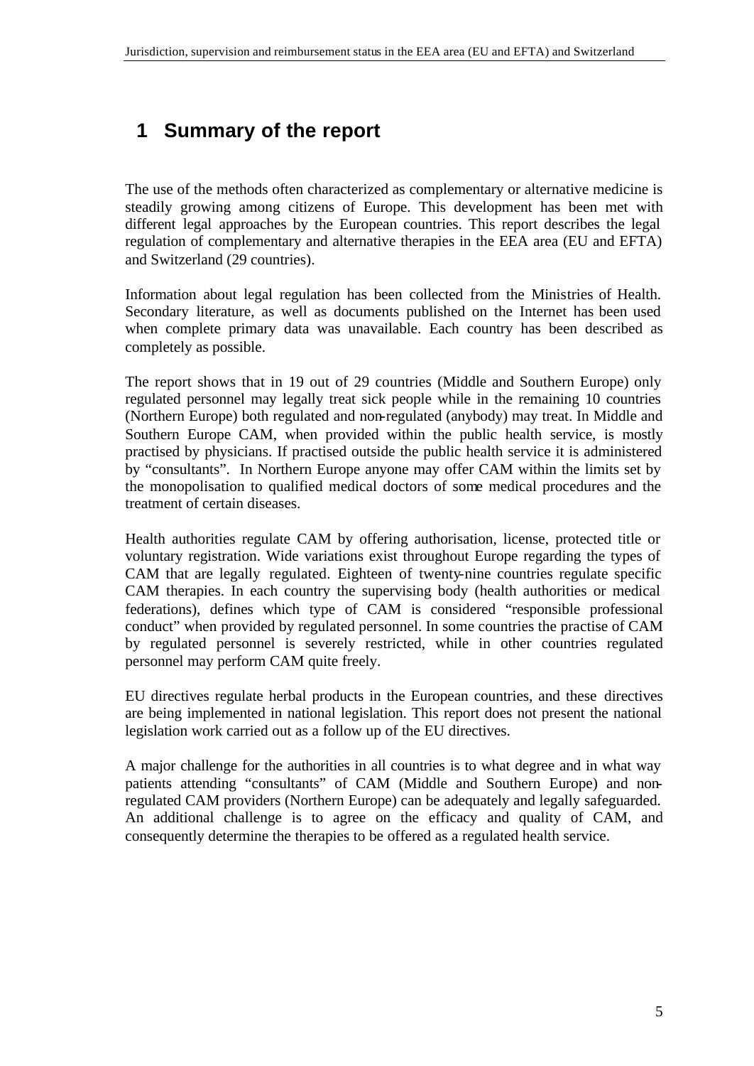# 1 Summary of the report

The use of the methods often characterized as complementary or alternative medicine is steadily growing among citizens of Europe. This development has been met with different legal approaches by the European countries. This report describes the legal regulation of complementary and alternative therapies in the EEA area (EU and EFTA) and Switzerland (29 countries).

Information about legal regulation has been collected from the Ministries of Health. Secondary literature, as well as documents published on the Internet has been used when complete primary data was unavailable. Each country has been described as completely as possible.

The report shows that in 19 out of 29 countries (Middle and Southern Europe) only regulated personnel may legally treat sick people while in the remaining 10 countries (Northern Europe) both regulated and non-regulated (anybody) may treat. In Middle and Southern Europe CAM, when provided within the public health service, is mostly practised by physicians. If practised outside the public health service it is administered by "consultants". In Northern Europe anyone may offer CAM within the limits set by the monopolisation to qualified medical doctors of some medical procedures and the treatment of certain diseases.

Health authorities regulate CAM by offering authorisation, license, protected title or voluntary registration. Wide variations exist throughout Europe regarding the types of CAM that are legally regulated. Eighteen of twenty-nine countries regulate specific CAM therapies. In each country the supervising body (health authorities or medical federations), defines which type of CAM is considered "responsible professional conduct" when provided by regulated personnel. In some countries the practise of CAM by regulated personnel is severely restricted, while in other countries regulated personnel may perform CAM quite freely.

EU directives regulate herbal products in the European countries, and these directives are being implemented in national legislation. This report does not present the national legislation work carried out as a follow up of the EU directives.

A major challenge for the authorities in all countries is to what degree and in what way patients attending "consultants" of CAM (Middle and Southern Europe) and non-regulated CAM providers (Northern Europe) can be adequately and legally safeguarded. An additional challenge is to agree on the efficacy and quality of CAM, and consequently determine the therapies to be offered as a regulated health service.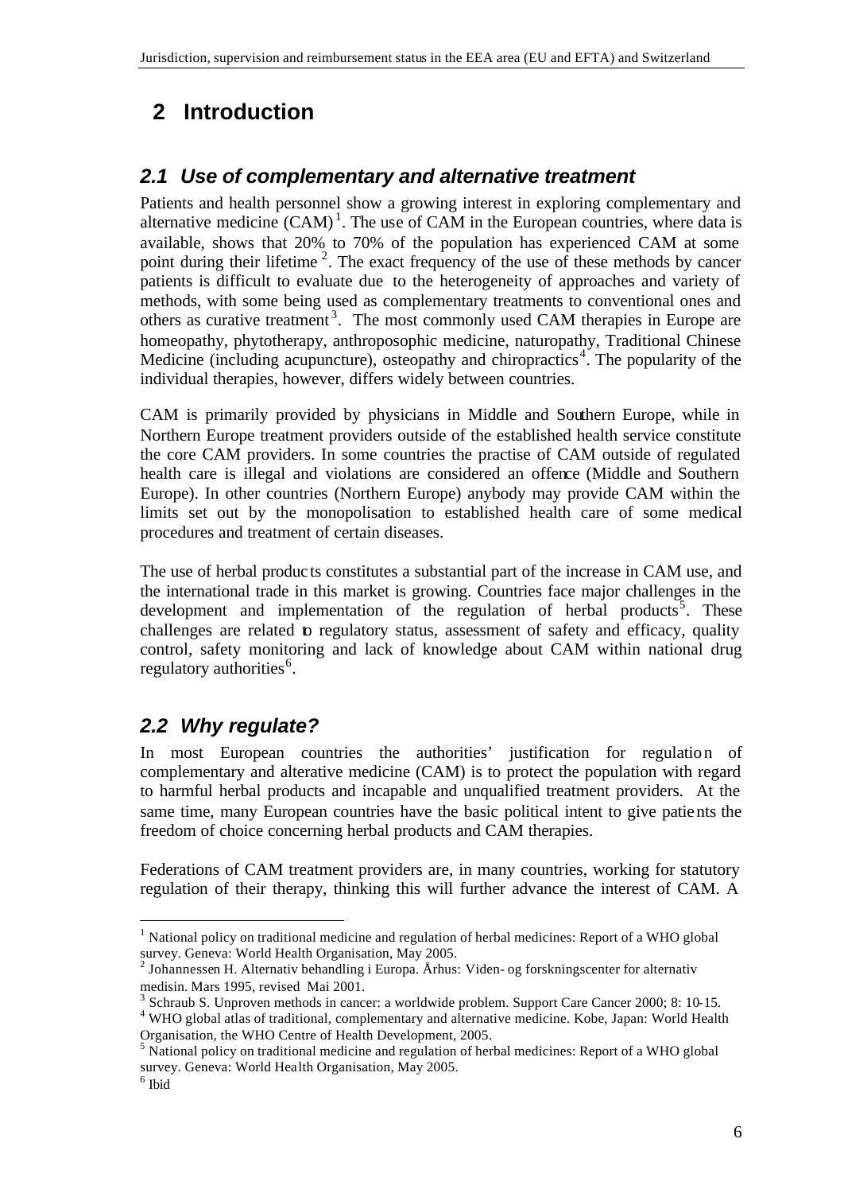# 2 Introduction

## *2.1 Use of complementary and alternative treatment*

Patients and health personnel show a growing interest in exploring complementary and alternative medicine (CAM)[1]. The use of CAM in the European countries, where data is available, shows that 20% to 70% of the population has experienced CAM at some point during their lifetime[2]. The exact frequency of the use of these methods by cancer patients is difficult to evaluate due to the heterogeneity of approaches and variety of methods, with some being used as complementary treatments to conventional ones and others as curative treatment[3]. The most commonly used CAM therapies in Europe are homeopathy, phytotherapy, anthroposophic medicine, naturopathy, Traditional Chinese Medicine (including acupuncture), osteopathy and chiropractics[4]. The popularity of the individual therapies, however, differs widely between countries.

CAM is primarily provided by physicians in Middle and Southern Europe, while in Northern Europe treatment providers outside of the established health service constitute the core CAM providers. In some countries the practise of CAM outside of regulated health care is illegal and violations are considered an offence (Middle and Southern Europe). In other countries (Northern Europe) anybody may provide CAM within the limits set out by the monopolisation to established health care of some medical procedures and treatment of certain diseases.

The use of herbal products constitutes a substantial part of the increase in CAM use, and the international trade in this market is growing. Countries face major challenges in the development and implementation of the regulation of herbal products[5]. These challenges are related to regulatory status, assessment of safety and efficacy, quality control, safety monitoring and lack of knowledge about CAM within national drug regulatory authorities[6].

## *2.2 Why regulate?*

In most European countries the authorities' justification for regulation of complementary and alterative medicine (CAM) is to protect the population with regard to harmful herbal products and incapable and unqualified treatment providers. At the same time, many European countries have the basic political intent to give patients the freedom of choice concerning herbal products and CAM therapies.

Federations of CAM treatment providers are, in many countries, working for statutory regulation of their therapy, thinking this will further advance the interest of CAM. A

---

[1] National policy on traditional medicine and regulation of herbal medicines: Report of a WHO global survey. Geneva: World Health Organisation, May 2005.

[2] Johannessen H. Alternativ behandling i Europa. Århus: Viden- og forskningscenter for alternativ medisin. Mars 1995, revised Mai 2001.

[3] Schraub S. Unproven methods in cancer: a worldwide problem. Support Care Cancer 2000; 8: 10-15.

[4] WHO global atlas of traditional, complementary and alternative medicine. Kobe, Japan: World Health Organisation, the WHO Centre of Health Development, 2005.

[5] National policy on traditional medicine and regulation of herbal medicines: Report of a WHO global survey. Geneva: World Health Organisation, May 2005.

[6] Ibid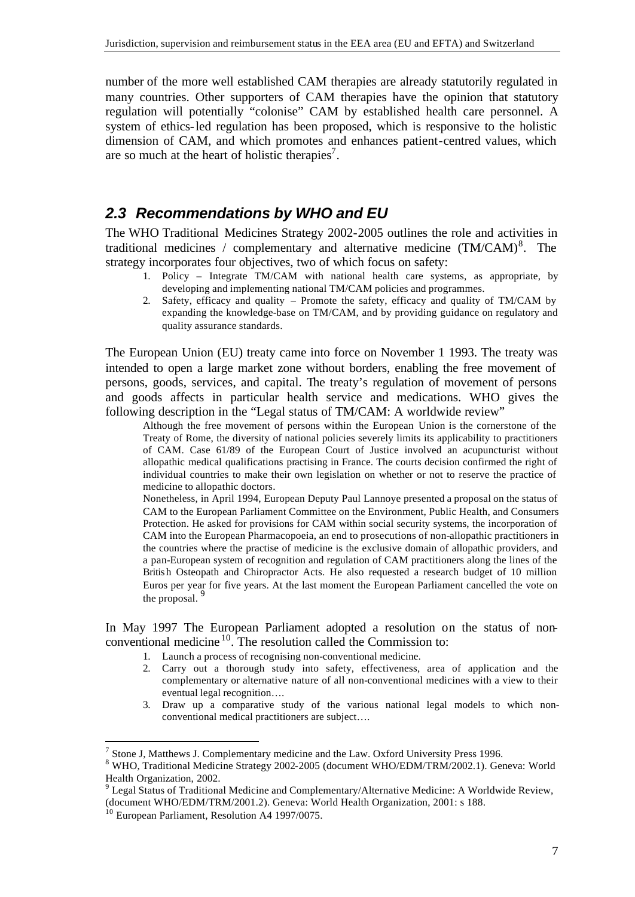number of the more well established CAM therapies are already statutorily regulated in many countries. Other supporters of CAM therapies have the opinion that statutory regulation will potentially "colonise" CAM by established health care personnel. A system of ethics-led regulation has been proposed, which is responsive to the holistic dimension of CAM, and which promotes and enhances patient-centred values, which are so much at the heart of holistic therapies[7].

## *2.3 Recommendations by WHO and EU*

The WHO Traditional Medicines Strategy 2002-2005 outlines the role and activities in traditional medicines / complementary and alternative medicine (TM/CAM)[8]. The strategy incorporates four objectives, two of which focus on safety:

1. Policy – Integrate TM/CAM with national health care systems, as appropriate, by developing and implementing national TM/CAM policies and programmes.
2. Safety, efficacy and quality – Promote the safety, efficacy and quality of TM/CAM by expanding the knowledge-base on TM/CAM, and by providing guidance on regulatory and quality assurance standards.

The European Union (EU) treaty came into force on November 1 1993. The treaty was intended to open a large market zone without borders, enabling the free movement of persons, goods, services, and capital. The treaty's regulation of movement of persons and goods affects in particular health service and medications. WHO gives the following description in the "Legal status of TM/CAM: A worldwide review"

> Although the free movement of persons within the European Union is the cornerstone of the Treaty of Rome, the diversity of national policies severely limits its applicability to practitioners of CAM. Case 61/89 of the European Court of Justice involved an acupuncturist without allopathic medical qualifications practising in France. The courts decision confirmed the right of individual countries to make their own legislation on whether or not to reserve the practice of medicine to allopathic doctors.
>
> Nonetheless, in April 1994, European Deputy Paul Lannoye presented a proposal on the status of CAM to the European Parliament Committee on the Environment, Public Health, and Consumers Protection. He asked for provisions for CAM within social security systems, the incorporation of CAM into the European Pharmacopoeia, an end to prosecutions of non-allopathic practitioners in the countries where the practise of medicine is the exclusive domain of allopathic providers, and a pan-European system of recognition and regulation of CAM practitioners along the lines of the British Osteopath and Chiropractor Acts. He also requested a research budget of 10 million Euros per year for five years. At the last moment the European Parliament cancelled the vote on the proposal. [9]

In May 1997 The European Parliament adopted a resolution on the status of non-conventional medicine[10]. The resolution called the Commission to:

1. Launch a process of recognising non-conventional medicine.
2. Carry out a thorough study into safety, effectiveness, area of application and the complementary or alternative nature of all non-conventional medicines with a view to their eventual legal recognition….
3. Draw up a comparative study of the various national legal models to which non-conventional medical practitioners are subject….

---

[7] Stone J, Matthews J. Complementary medicine and the Law. Oxford University Press 1996.

[8] WHO, Traditional Medicine Strategy 2002-2005 (document WHO/EDM/TRM/2002.1). Geneva: World Health Organization, 2002.

[9] Legal Status of Traditional Medicine and Complementary/Alternative Medicine: A Worldwide Review, (document WHO/EDM/TRM/2001.2). Geneva: World Health Organization, 2001: s 188.

[10] European Parliament, Resolution A4 1997/0075.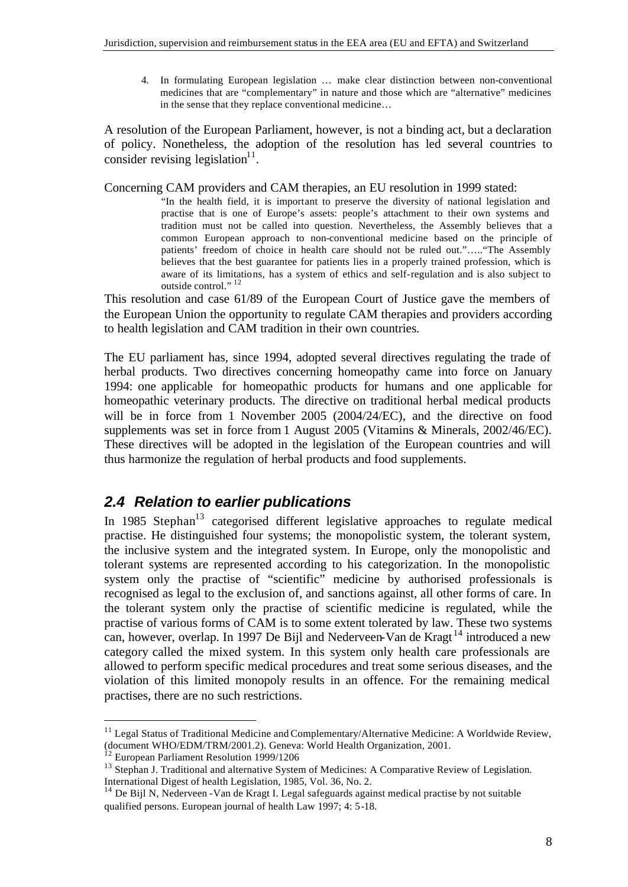4. In formulating European legislation … make clear distinction between non-conventional medicines that are "complementary" in nature and those which are "alternative" medicines in the sense that they replace conventional medicine…

A resolution of the European Parliament, however, is not a binding act, but a declaration of policy. Nonetheless, the adoption of the resolution has led several countries to consider revising legislation[11].

Concerning CAM providers and CAM therapies, an EU resolution in 1999 stated:

> "In the health field, it is important to preserve the diversity of national legislation and practise that is one of Europe's assets: people's attachment to their own systems and tradition must not be called into question. Nevertheless, the Assembly believes that a common European approach to non-conventional medicine based on the principle of patients' freedom of choice in health care should not be ruled out."….."The Assembly believes that the best guarantee for patients lies in a properly trained profession, which is aware of its limitations, has a system of ethics and self-regulation and is also subject to outside control." [12]

This resolution and case 61/89 of the European Court of Justice gave the members of the European Union the opportunity to regulate CAM therapies and providers according to health legislation and CAM tradition in their own countries.

The EU parliament has, since 1994, adopted several directives regulating the trade of herbal products. Two directives concerning homeopathy came into force on January 1994: one applicable for homeopathic products for humans and one applicable for homeopathic veterinary products. The directive on traditional herbal medical products will be in force from 1 November 2005 (2004/24/EC), and the directive on food supplements was set in force from 1 August 2005 (Vitamins & Minerals, 2002/46/EC). These directives will be adopted in the legislation of the European countries and will thus harmonize the regulation of herbal products and food supplements.

## *2.4 Relation to earlier publications*

In 1985 Stephan[13] categorised different legislative approaches to regulate medical practise. He distinguished four systems; the monopolistic system, the tolerant system, the inclusive system and the integrated system. In Europe, only the monopolistic and tolerant systems are represented according to his categorization. In the monopolistic system only the practise of "scientific" medicine by authorised professionals is recognised as legal to the exclusion of, and sanctions against, all other forms of care. In the tolerant system only the practise of scientific medicine is regulated, while the practise of various forms of CAM is to some extent tolerated by law. These two systems can, however, overlap. In 1997 De Bijl and Nederveen-Van de Kragt[14] introduced a new category called the mixed system. In this system only health care professionals are allowed to perform specific medical procedures and treat some serious diseases, and the violation of this limited monopoly results in an offence. For the remaining medical practises, there are no such restrictions.

---

[11] Legal Status of Traditional Medicine and Complementary/Alternative Medicine: A Worldwide Review, (document WHO/EDM/TRM/2001.2). Geneva: World Health Organization, 2001.

[12] European Parliament Resolution 1999/1206

[13] Stephan J. Traditional and alternative System of Medicines: A Comparative Review of Legislation. International Digest of health Legislation, 1985, Vol. 36, No. 2.

[14] De Bijl N, Nederveen -Van de Kragt I. Legal safeguards against medical practise by not suitable qualified persons. European journal of health Law 1997; 4: 5-18.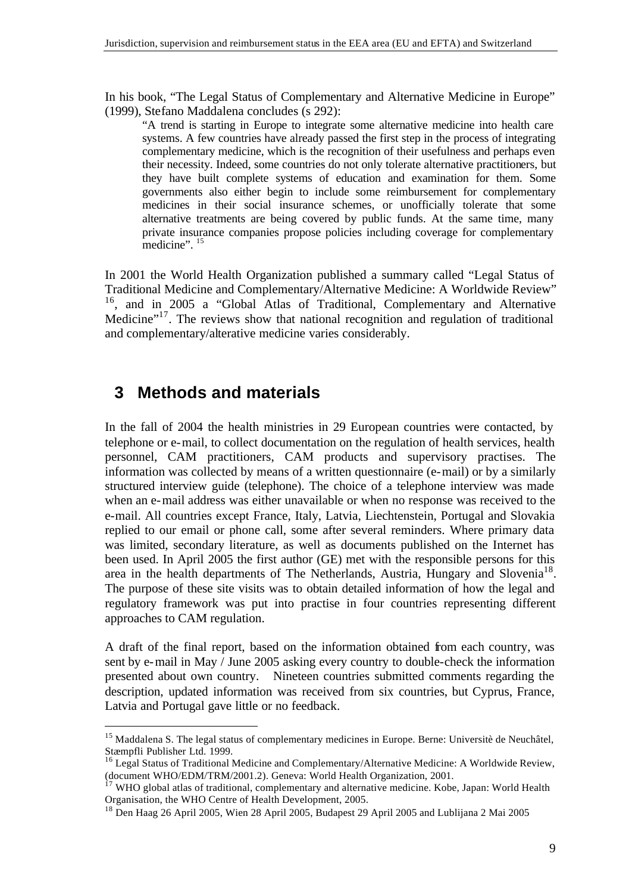In his book, "The Legal Status of Complementary and Alternative Medicine in Europe" (1999), Stefano Maddalena concludes (s 292):

> "A trend is starting in Europe to integrate some alternative medicine into health care systems. A few countries have already passed the first step in the process of integrating complementary medicine, which is the recognition of their usefulness and perhaps even their necessity. Indeed, some countries do not only tolerate alternative practitioners, but they have built complete systems of education and examination for them. Some governments also either begin to include some reimbursement for complementary medicines in their social insurance schemes, or unofficially tolerate that some alternative treatments are being covered by public funds. At the same time, many private insurance companies propose policies including coverage for complementary medicine". [15]

In 2001 the World Health Organization published a summary called "Legal Status of Traditional Medicine and Complementary/Alternative Medicine: A Worldwide Review" [16], and in 2005 a "Global Atlas of Traditional, Complementary and Alternative Medicine"[17]. The reviews show that national recognition and regulation of traditional and complementary/alterative medicine varies considerably.

# 3 Methods and materials

In the fall of 2004 the health ministries in 29 European countries were contacted, by telephone or e-mail, to collect documentation on the regulation of health services, health personnel, CAM practitioners, CAM products and supervisory practises. The information was collected by means of a written questionnaire (e-mail) or by a similarly structured interview guide (telephone). The choice of a telephone interview was made when an e-mail address was either unavailable or when no response was received to the e-mail. All countries except France, Italy, Latvia, Liechtenstein, Portugal and Slovakia replied to our email or phone call, some after several reminders. Where primary data was limited, secondary literature, as well as documents published on the Internet has been used. In April 2005 the first author (GE) met with the responsible persons for this area in the health departments of The Netherlands, Austria, Hungary and Slovenia[18]. The purpose of these site visits was to obtain detailed information of how the legal and regulatory framework was put into practise in four countries representing different approaches to CAM regulation.

A draft of the final report, based on the information obtained from each country, was sent by e-mail in May / June 2005 asking every country to double-check the information presented about own country. Nineteen countries submitted comments regarding the description, updated information was received from six countries, but Cyprus, France, Latvia and Portugal gave little or no feedback.

---

[15] Maddalena S. The legal status of complementary medicines in Europe. Berne: Universitè de Neuchâtel, Stæmpfli Publisher Ltd. 1999.

[16] Legal Status of Traditional Medicine and Complementary/Alternative Medicine: A Worldwide Review, (document WHO/EDM/TRM/2001.2). Geneva: World Health Organization, 2001.

[17] WHO global atlas of traditional, complementary and alternative medicine. Kobe, Japan: World Health Organisation, the WHO Centre of Health Development, 2005.

[18] Den Haag 26 April 2005, Wien 28 April 2005, Budapest 29 April 2005 and Lublijana 2 Mai 2005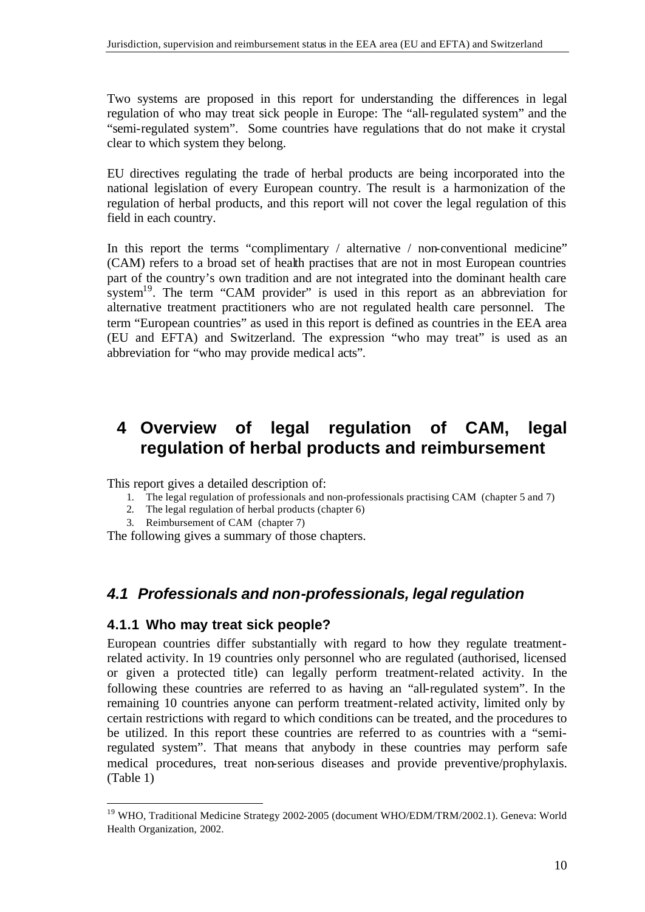Two systems are proposed in this report for understanding the differences in legal regulation of who may treat sick people in Europe: The "all-regulated system" and the "semi-regulated system". Some countries have regulations that do not make it crystal clear to which system they belong.

EU directives regulating the trade of herbal products are being incorporated into the national legislation of every European country. The result is a harmonization of the regulation of herbal products, and this report will not cover the legal regulation of this field in each country.

In this report the terms "complimentary / alternative / non-conventional medicine" (CAM) refers to a broad set of health practises that are not in most European countries part of the country's own tradition and are not integrated into the dominant health care system[19]. The term "CAM provider" is used in this report as an abbreviation for alternative treatment practitioners who are not regulated health care personnel. The term "European countries" as used in this report is defined as countries in the EEA area (EU and EFTA) and Switzerland. The expression "who may treat" is used as an abbreviation for "who may provide medical acts".

# 4 Overview of legal regulation of CAM, legal regulation of herbal products and reimbursement

This report gives a detailed description of:

1. The legal regulation of professionals and non-professionals practising CAM (chapter 5 and 7)
2. The legal regulation of herbal products (chapter 6)
3. Reimbursement of CAM (chapter 7)

The following gives a summary of those chapters.

## *4.1 Professionals and non-professionals, legal regulation*

### 4.1.1 Who may treat sick people?

European countries differ substantially with regard to how they regulate treatment-related activity. In 19 countries only personnel who are regulated (authorised, licensed or given a protected title) can legally perform treatment-related activity. In the following these countries are referred to as having an "all-regulated system". In the remaining 10 countries anyone can perform treatment-related activity, limited only by certain restrictions with regard to which conditions can be treated, and the procedures to be utilized. In this report these countries are referred to as countries with a "semi-regulated system". That means that anybody in these countries may perform safe medical procedures, treat non-serious diseases and provide preventive/prophylaxis. (Table 1)

[19] WHO, Traditional Medicine Strategy 2002-2005 (document WHO/EDM/TRM/2002.1). Geneva: World Health Organization, 2002.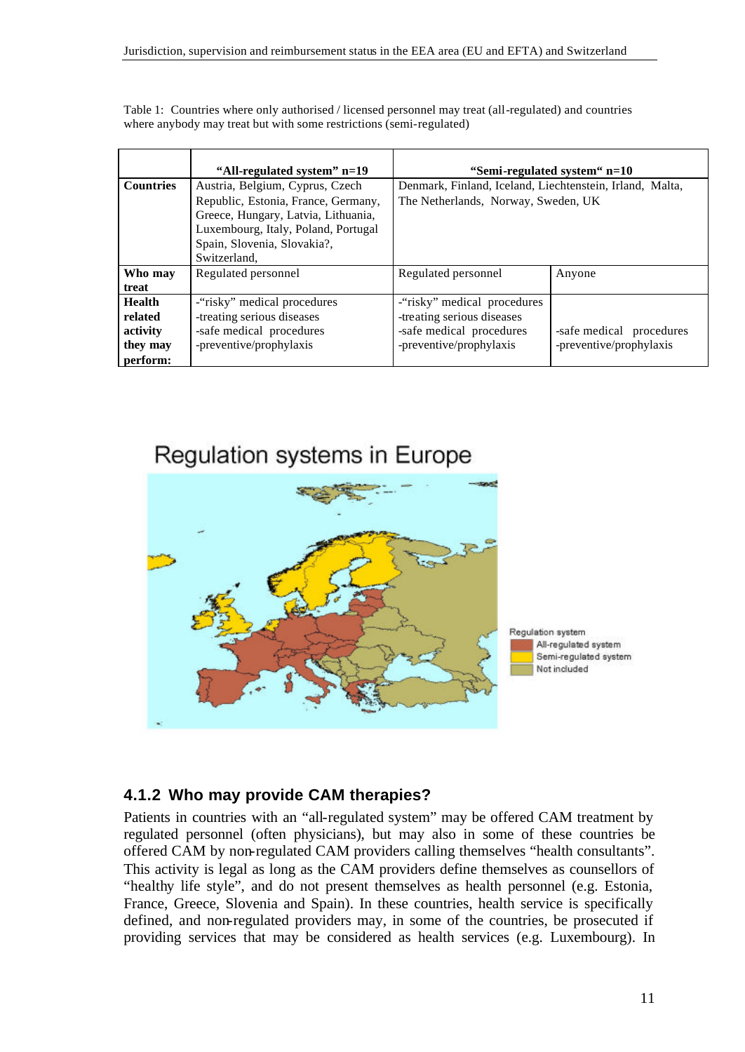Table 1: Countries where only authorised / licensed personnel may treat (all-regulated) and countries where anybody may treat but with some restrictions (semi-regulated)

| | "All-regulated system" n=19 | "Semi-regulated system" n=10 | |
|---|---|---|---|
| **Countries** | Austria, Belgium, Cyprus, Czech Republic, Estonia, France, Germany, Greece, Hungary, Latvia, Lithuania, Luxembourg, Italy, Poland, Portugal Spain, Slovenia, Slovakia?, Switzerland, | Denmark, Finland, Iceland, Liechtenstein, Irland, Malta, The Netherlands, Norway, Sweden, UK | |
| **Who may treat** | Regulated personnel | Regulated personnel | Anyone |
| **Health related activity they may perform:** | -"risky" medical procedures<br>-treating serious diseases<br>-safe medical procedures<br>-preventive/prophylaxis | -"risky" medical procedures<br>-treating serious diseases<br>-safe medical procedures<br>-preventive/prophylaxis | -safe medical procedures<br>-preventive/prophylaxis |

Regulation systems in Europe

Regulation system
- All-regulated system
- Semi-regulated system
- Not included

### 4.1.2 Who may provide CAM therapies?

Patients in countries with an "all-regulated system" may be offered CAM treatment by regulated personnel (often physicians), but may also in some of these countries be offered CAM by non-regulated CAM providers calling themselves "health consultants". This activity is legal as long as the CAM providers define themselves as counsellors of "healthy life style", and do not present themselves as health personnel (e.g. Estonia, France, Greece, Slovenia and Spain). In these countries, health service is specifically defined, and non-regulated providers may, in some of the countries, be prosecuted if providing services that may be considered as health services (e.g. Luxembourg). In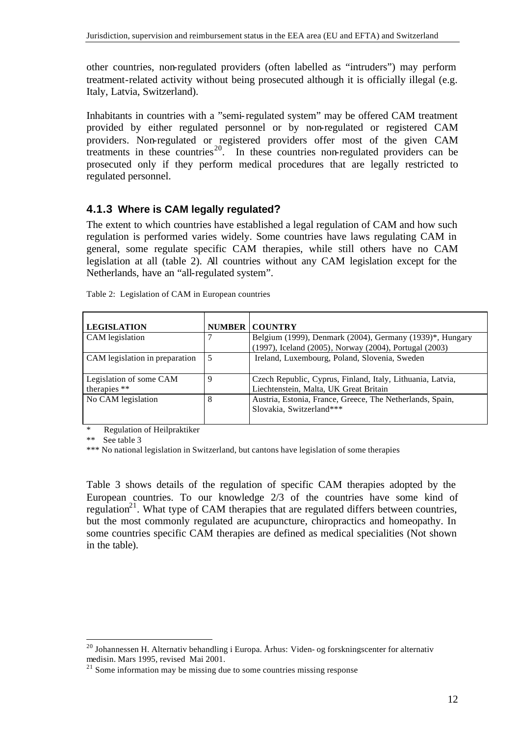other countries, non-regulated providers (often labelled as "intruders") may perform treatment-related activity without being prosecuted although it is officially illegal (e.g. Italy, Latvia, Switzerland).

Inhabitants in countries with a "semi-regulated system" may be offered CAM treatment provided by either regulated personnel or by non-regulated or registered CAM providers. Non-regulated or registered providers offer most of the given CAM treatments in these countries[20]. In these countries non-regulated providers can be prosecuted only if they perform medical procedures that are legally restricted to regulated personnel.

### 4.1.3 Where is CAM legally regulated?

The extent to which countries have established a legal regulation of CAM and how such regulation is performed varies widely. Some countries have laws regulating CAM in general, some regulate specific CAM therapies, while still others have no CAM legislation at all (table 2). All countries without any CAM legislation except for the Netherlands, have an "all-regulated system".

Table 2: Legislation of CAM in European countries

| LEGISLATION | NUMBER | COUNTRY |
|---|---|---|
| CAM legislation | 7 | Belgium (1999), Denmark (2004), Germany (1939)*, Hungary (1997), Iceland (2005), Norway (2004), Portugal (2003) |
| CAM legislation in preparation | 5 | Ireland, Luxembourg, Poland, Slovenia, Sweden |
| Legislation of some CAM therapies ** | 9 | Czech Republic, Cyprus, Finland, Italy, Lithuania, Latvia, Liechtenstein, Malta, UK Great Britain |
| No CAM legislation | 8 | Austria, Estonia, France, Greece, The Netherlands, Spain, Slovakia, Switzerland*** |

\* Regulation of Heilpraktiker

** See table 3

*** No national legislation in Switzerland, but cantons have legislation of some therapies

Table 3 shows details of the regulation of specific CAM therapies adopted by the European countries. To our knowledge 2/3 of the countries have some kind of regulation[21]. What type of CAM therapies that are regulated differs between countries, but the most commonly regulated are acupuncture, chiropractics and homeopathy. In some countries specific CAM therapies are defined as medical specialities (Not shown in the table).

---

[20] Johannessen H. Alternativ behandling i Europa. Århus: Viden- og forskningscenter for alternativ medisin. Mars 1995, revised Mai 2001.

[21] Some information may be missing due to some countries missing response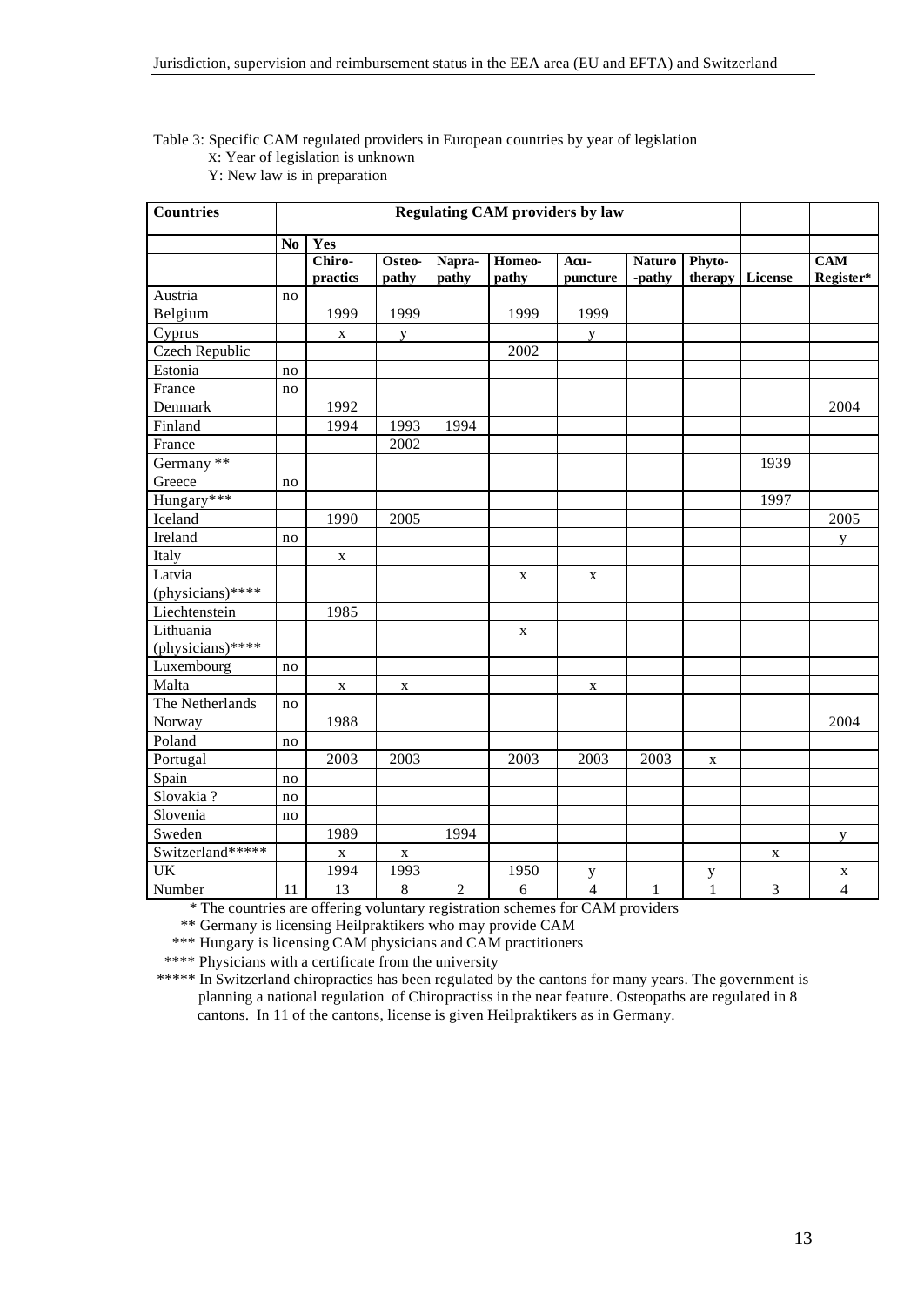Table 3: Specific CAM regulated providers in European countries by year of legislation
X: Year of legislation is unknown
Y: New law is in preparation

| Countries | Regulating CAM providers by law | | | | | | | | | |
|---|---|---|---|---|---|---|---|---|---|---|
| | No | Yes | | | | | | | | |
| | | Chiro-practics | Osteo-pathy | Napra-pathy | Homeo-pathy | Acu-puncture | Naturo-pathy | Phyto-therapy | License | CAM Register* |
| Austria | no | | | | | | | | | |
| Belgium | | 1999 | 1999 | | 1999 | 1999 | | | | |
| Cyprus | | x | y | | | y | | | | |
| Czech Republic | | | | | 2002 | | | | | |
| Estonia | no | | | | | | | | | |
| France | no | | | | | | | | | |
| Denmark | | 1992 | | | | | | | | 2004 |
| Finland | | 1994 | 1993 | 1994 | | | | | | |
| France | | | 2002 | | | | | | | |
| Germany ** | | | | | | | | | 1939 | |
| Greece | no | | | | | | | | | |
| Hungary*** | | | | | | | | | 1997 | |
| Iceland | | 1990 | 2005 | | | | | | | 2005 |
| Ireland | no | | | | | | | | | y |
| Italy | | x | | | | | | | | |
| Latvia (physicians)**** | | | | | x | x | | | | |
| Liechtenstein | | 1985 | | | | | | | | |
| Lithuania (physicians)**** | | | | | x | | | | | |
| Luxembourg | no | | | | | | | | | |
| Malta | | x | x | | | x | | | | |
| The Netherlands | no | | | | | | | | | |
| Norway | | 1988 | | | | | | | | 2004 |
| Poland | no | | | | | | | | | |
| Portugal | | 2003 | 2003 | | 2003 | 2003 | 2003 | x | | |
| Spain | no | | | | | | | | | |
| Slovakia ? | no | | | | | | | | | |
| Slovenia | no | | | | | | | | | |
| Sweden | | 1989 | | 1994 | | | | | | y |
| Switzerland***** | | x | x | | | | | | x | |
| UK | | 1994 | 1993 | | 1950 | y | | y | | x |
| Number | 11 | 13 | 8 | 2 | 6 | 4 | 1 | 1 | 3 | 4 |

\* The countries are offering voluntary registration schemes for CAM providers

\** Germany is licensing Heilpraktikers who may provide CAM

\*** Hungary is licensing CAM physicians and CAM practitioners

\**** Physicians with a certificate from the university

\***** In Switzerland chiropractics has been regulated by the cantons for many years. The government is planning a national regulation of Chiropractiss in the near feature. Osteopaths are regulated in 8 cantons. In 11 of the cantons, license is given Heilpraktikers as in Germany.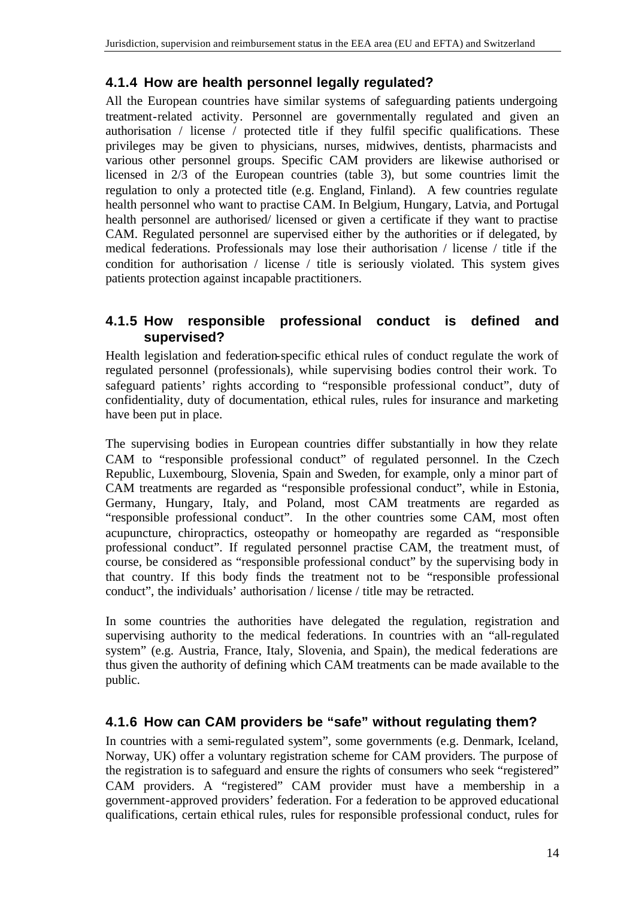### 4.1.4 How are health personnel legally regulated?

All the European countries have similar systems of safeguarding patients undergoing treatment-related activity. Personnel are governmentally regulated and given an authorisation / license / protected title if they fulfil specific qualifications. These privileges may be given to physicians, nurses, midwives, dentists, pharmacists and various other personnel groups. Specific CAM providers are likewise authorised or licensed in 2/3 of the European countries (table 3), but some countries limit the regulation to only a protected title (e.g. England, Finland). A few countries regulate health personnel who want to practise CAM. In Belgium, Hungary, Latvia, and Portugal health personnel are authorised/ licensed or given a certificate if they want to practise CAM. Regulated personnel are supervised either by the authorities or if delegated, by medical federations. Professionals may lose their authorisation / license / title if the condition for authorisation / license / title is seriously violated. This system gives patients protection against incapable practitioners.

### 4.1.5 How responsible professional conduct is defined and supervised?

Health legislation and federation-specific ethical rules of conduct regulate the work of regulated personnel (professionals), while supervising bodies control their work. To safeguard patients' rights according to "responsible professional conduct", duty of confidentiality, duty of documentation, ethical rules, rules for insurance and marketing have been put in place.

The supervising bodies in European countries differ substantially in how they relate CAM to "responsible professional conduct" of regulated personnel. In the Czech Republic, Luxembourg, Slovenia, Spain and Sweden, for example, only a minor part of CAM treatments are regarded as "responsible professional conduct", while in Estonia, Germany, Hungary, Italy, and Poland, most CAM treatments are regarded as "responsible professional conduct". In the other countries some CAM, most often acupuncture, chiropractics, osteopathy or homeopathy are regarded as "responsible professional conduct". If regulated personnel practise CAM, the treatment must, of course, be considered as "responsible professional conduct" by the supervising body in that country. If this body finds the treatment not to be "responsible professional conduct", the individuals' authorisation / license / title may be retracted.

In some countries the authorities have delegated the regulation, registration and supervising authority to the medical federations. In countries with an "all-regulated system" (e.g. Austria, France, Italy, Slovenia, and Spain), the medical federations are thus given the authority of defining which CAM treatments can be made available to the public.

### 4.1.6 How can CAM providers be "safe" without regulating them?

In countries with a semi-regulated system", some governments (e.g. Denmark, Iceland, Norway, UK) offer a voluntary registration scheme for CAM providers. The purpose of the registration is to safeguard and ensure the rights of consumers who seek "registered" CAM providers. A "registered" CAM provider must have a membership in a government-approved providers' federation. For a federation to be approved educational qualifications, certain ethical rules, rules for responsible professional conduct, rules for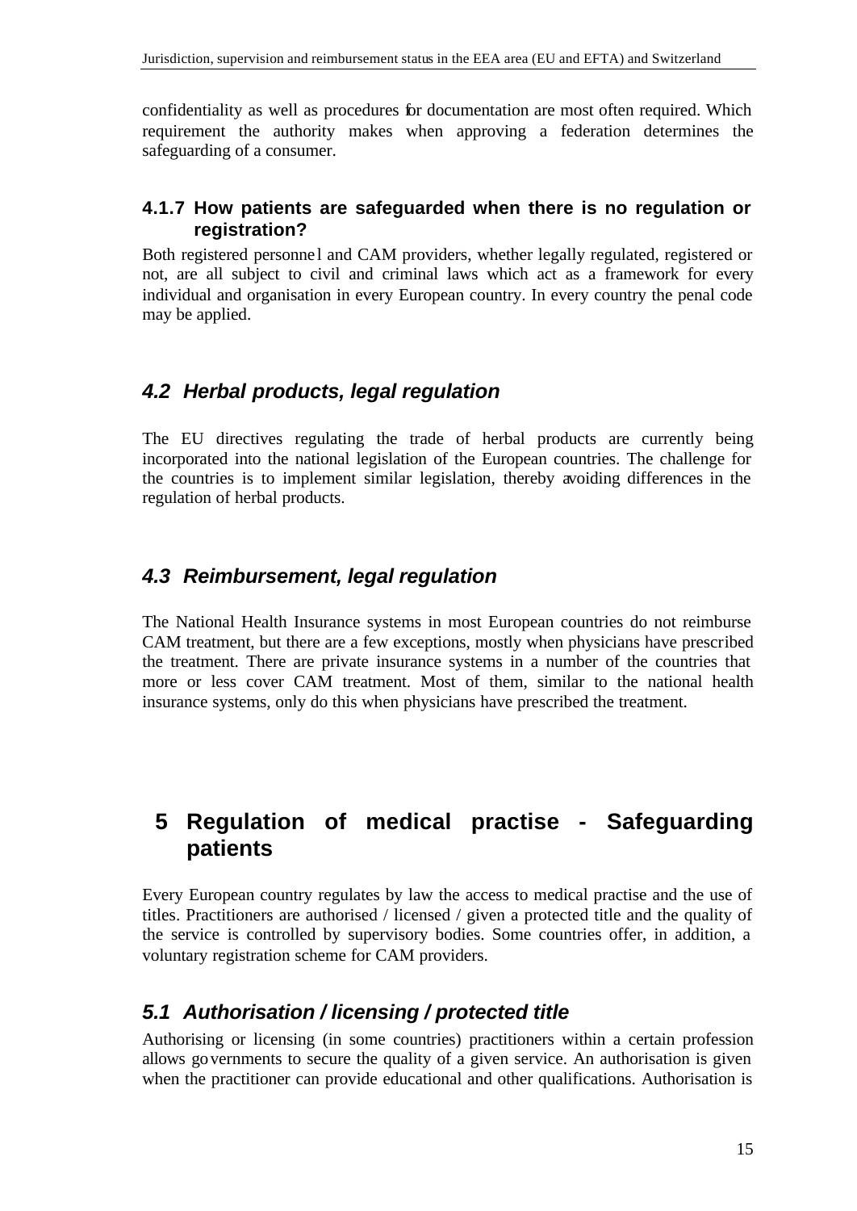confidentiality as well as procedures for documentation are most often required. Which requirement the authority makes when approving a federation determines the safeguarding of a consumer.

#### 4.1.7 How patients are safeguarded when there is no regulation or registration?

Both registered personnel and CAM providers, whether legally regulated, registered or not, are all subject to civil and criminal laws which act as a framework for every individual and organisation in every European country. In every country the penal code may be applied.

## *4.2 Herbal products, legal regulation*

The EU directives regulating the trade of herbal products are currently being incorporated into the national legislation of the European countries. The challenge for the countries is to implement similar legislation, thereby avoiding differences in the regulation of herbal products.

## *4.3 Reimbursement, legal regulation*

The National Health Insurance systems in most European countries do not reimburse CAM treatment, but there are a few exceptions, mostly when physicians have prescribed the treatment. There are private insurance systems in a number of the countries that more or less cover CAM treatment. Most of them, similar to the national health insurance systems, only do this when physicians have prescribed the treatment.

# 5 Regulation of medical practise - Safeguarding patients

Every European country regulates by law the access to medical practise and the use of titles. Practitioners are authorised / licensed / given a protected title and the quality of the service is controlled by supervisory bodies. Some countries offer, in addition, a voluntary registration scheme for CAM providers.

## *5.1 Authorisation / licensing / protected title*

Authorising or licensing (in some countries) practitioners within a certain profession allows governments to secure the quality of a given service. An authorisation is given when the practitioner can provide educational and other qualifications. Authorisation is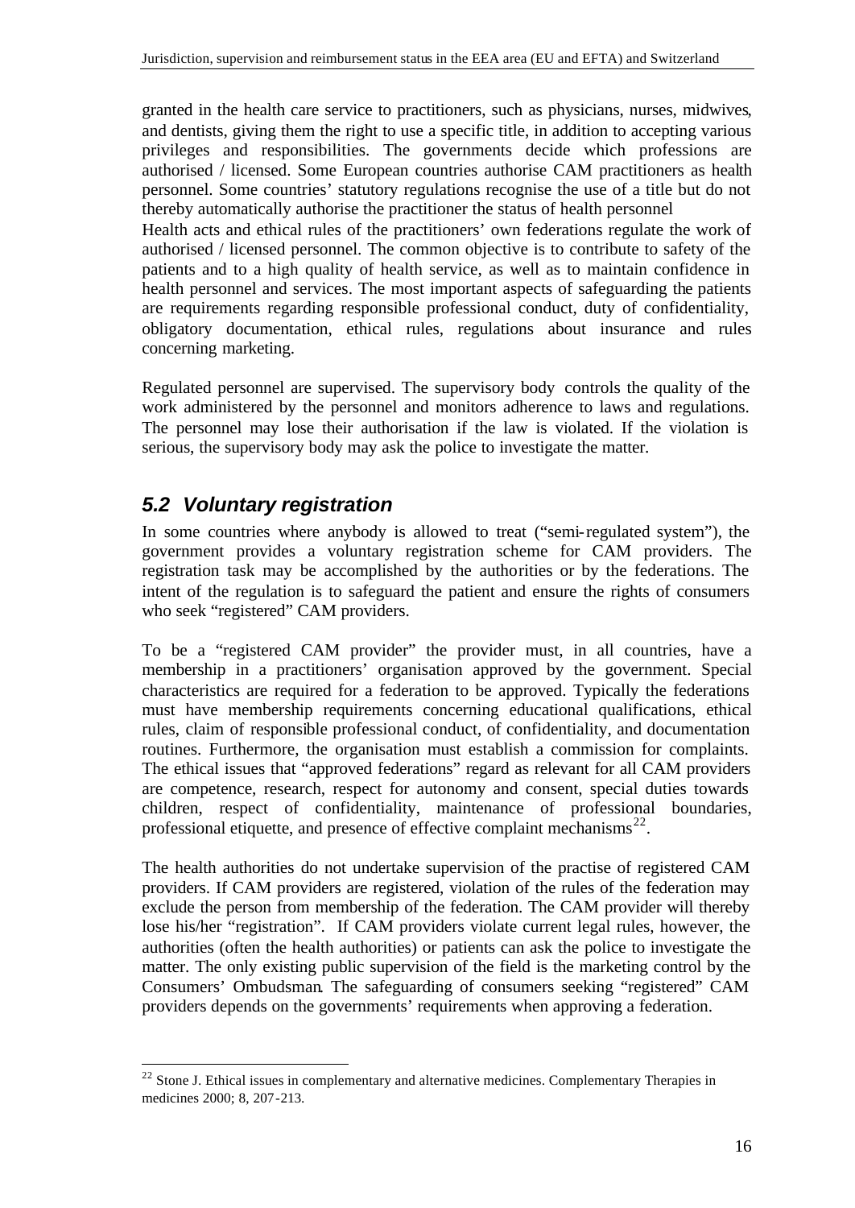granted in the health care service to practitioners, such as physicians, nurses, midwives, and dentists, giving them the right to use a specific title, in addition to accepting various privileges and responsibilities. The governments decide which professions are authorised / licensed. Some European countries authorise CAM practitioners as health personnel. Some countries' statutory regulations recognise the use of a title but do not thereby automatically authorise the practitioner the status of health personnel

Health acts and ethical rules of the practitioners' own federations regulate the work of authorised / licensed personnel. The common objective is to contribute to safety of the patients and to a high quality of health service, as well as to maintain confidence in health personnel and services. The most important aspects of safeguarding the patients are requirements regarding responsible professional conduct, duty of confidentiality, obligatory documentation, ethical rules, regulations about insurance and rules concerning marketing.

Regulated personnel are supervised. The supervisory body controls the quality of the work administered by the personnel and monitors adherence to laws and regulations. The personnel may lose their authorisation if the law is violated. If the violation is serious, the supervisory body may ask the police to investigate the matter.

## *5.2 Voluntary registration*

In some countries where anybody is allowed to treat ("semi-regulated system"), the government provides a voluntary registration scheme for CAM providers. The registration task may be accomplished by the authorities or by the federations. The intent of the regulation is to safeguard the patient and ensure the rights of consumers who seek "registered" CAM providers.

To be a "registered CAM provider" the provider must, in all countries, have a membership in a practitioners' organisation approved by the government. Special characteristics are required for a federation to be approved. Typically the federations must have membership requirements concerning educational qualifications, ethical rules, claim of responsible professional conduct, of confidentiality, and documentation routines. Furthermore, the organisation must establish a commission for complaints. The ethical issues that "approved federations" regard as relevant for all CAM providers are competence, research, respect for autonomy and consent, special duties towards children, respect of confidentiality, maintenance of professional boundaries, professional etiquette, and presence of effective complaint mechanisms[22].

The health authorities do not undertake supervision of the practise of registered CAM providers. If CAM providers are registered, violation of the rules of the federation may exclude the person from membership of the federation. The CAM provider will thereby lose his/her "registration". If CAM providers violate current legal rules, however, the authorities (often the health authorities) or patients can ask the police to investigate the matter. The only existing public supervision of the field is the marketing control by the Consumers' Ombudsman. The safeguarding of consumers seeking "registered" CAM providers depends on the governments' requirements when approving a federation.

---

[22] Stone J. Ethical issues in complementary and alternative medicines. Complementary Therapies in medicines 2000; 8, 207-213.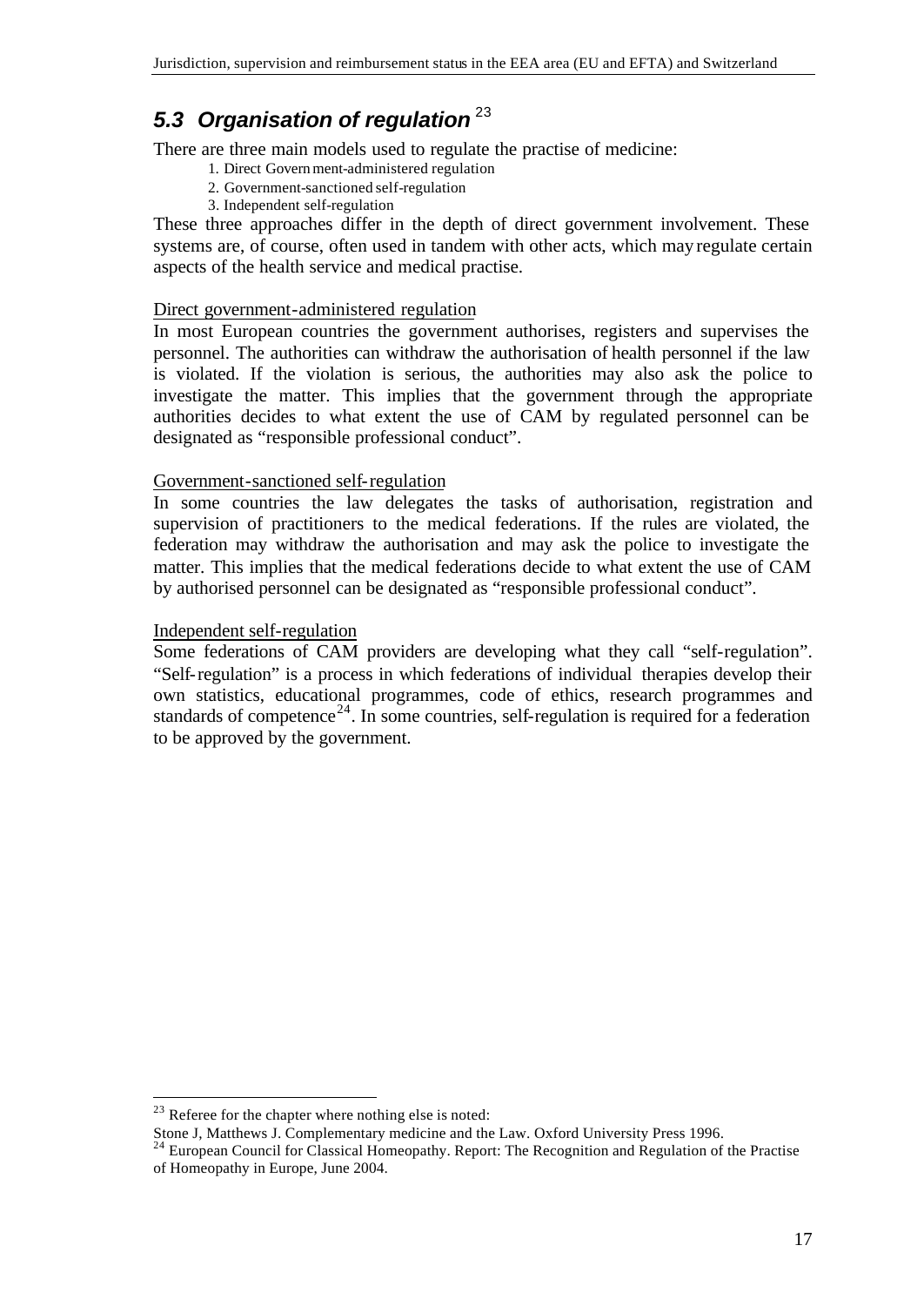## *5.3 Organisation of regulation* [23]

There are three main models used to regulate the practise of medicine:

1. Direct Government-administered regulation
2. Government-sanctioned self-regulation
3. Independent self-regulation

These three approaches differ in the depth of direct government involvement. These systems are, of course, often used in tandem with other acts, which may regulate certain aspects of the health service and medical practise.

Direct government-administered regulation

In most European countries the government authorises, registers and supervises the personnel. The authorities can withdraw the authorisation of health personnel if the law is violated. If the violation is serious, the authorities may also ask the police to investigate the matter. This implies that the government through the appropriate authorities decides to what extent the use of CAM by regulated personnel can be designated as "responsible professional conduct".

Government-sanctioned self-regulation

In some countries the law delegates the tasks of authorisation, registration and supervision of practitioners to the medical federations. If the rules are violated, the federation may withdraw the authorisation and may ask the police to investigate the matter. This implies that the medical federations decide to what extent the use of CAM by authorised personnel can be designated as "responsible professional conduct".

Independent self-regulation

Some federations of CAM providers are developing what they call "self-regulation". "Self-regulation" is a process in which federations of individual therapies develop their own statistics, educational programmes, code of ethics, research programmes and standards of competence[24]. In some countries, self-regulation is required for a federation to be approved by the government.

---

[23] Referee for the chapter where nothing else is noted:
Stone J, Matthews J. Complementary medicine and the Law. Oxford University Press 1996.

[24] European Council for Classical Homeopathy. Report: The Recognition and Regulation of the Practise of Homeopathy in Europe, June 2004.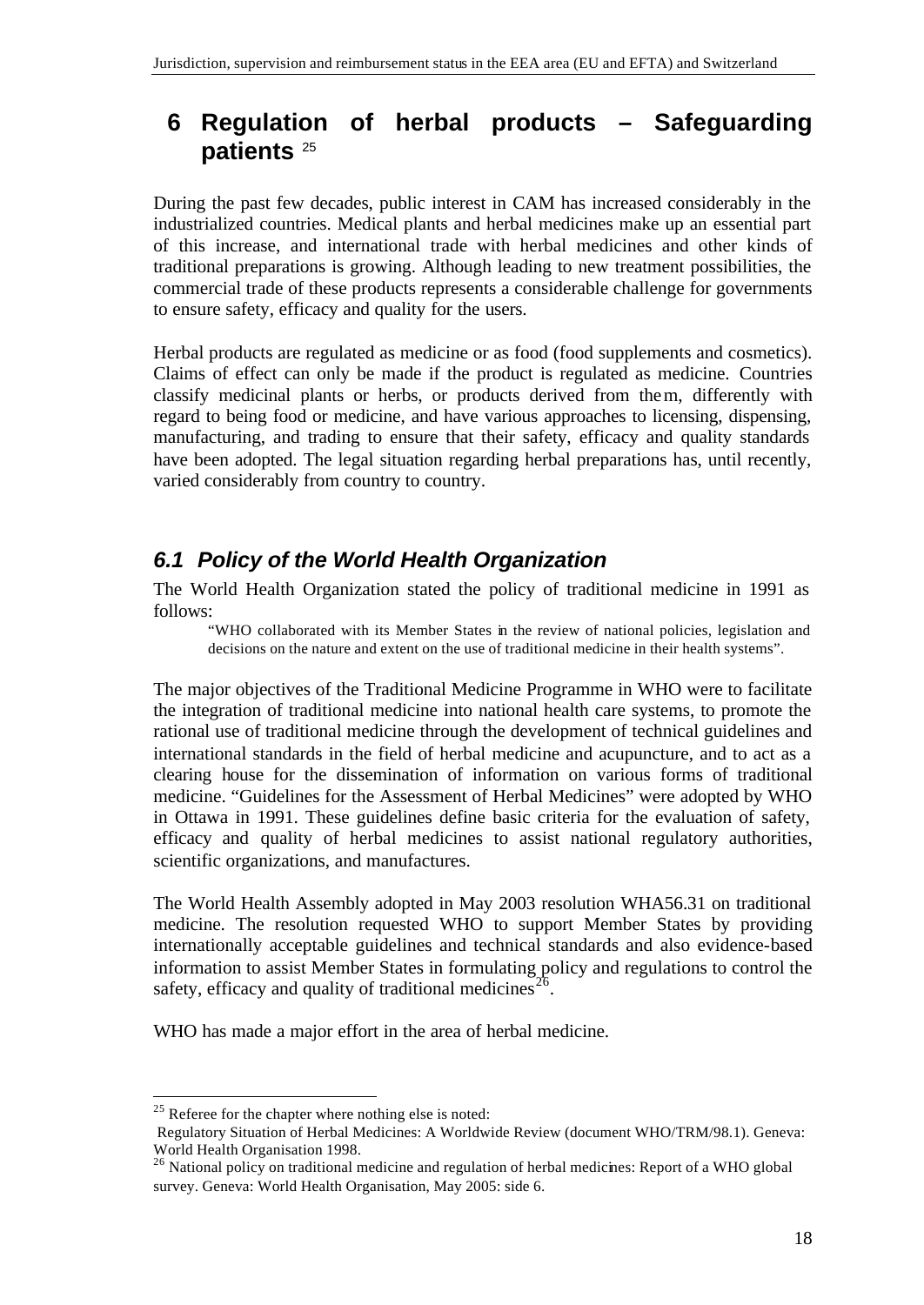# 6 Regulation of herbal products – Safeguarding patients [25]

During the past few decades, public interest in CAM has increased considerably in the industrialized countries. Medical plants and herbal medicines make up an essential part of this increase, and international trade with herbal medicines and other kinds of traditional preparations is growing. Although leading to new treatment possibilities, the commercial trade of these products represents a considerable challenge for governments to ensure safety, efficacy and quality for the users.

Herbal products are regulated as medicine or as food (food supplements and cosmetics). Claims of effect can only be made if the product is regulated as medicine. Countries classify medicinal plants or herbs, or products derived from them, differently with regard to being food or medicine, and have various approaches to licensing, dispensing, manufacturing, and trading to ensure that their safety, efficacy and quality standards have been adopted. The legal situation regarding herbal preparations has, until recently, varied considerably from country to country.

## *6.1 Policy of the World Health Organization*

The World Health Organization stated the policy of traditional medicine in 1991 as follows:

> "WHO collaborated with its Member States in the review of national policies, legislation and decisions on the nature and extent on the use of traditional medicine in their health systems".

The major objectives of the Traditional Medicine Programme in WHO were to facilitate the integration of traditional medicine into national health care systems, to promote the rational use of traditional medicine through the development of technical guidelines and international standards in the field of herbal medicine and acupuncture, and to act as a clearing house for the dissemination of information on various forms of traditional medicine. "Guidelines for the Assessment of Herbal Medicines" were adopted by WHO in Ottawa in 1991. These guidelines define basic criteria for the evaluation of safety, efficacy and quality of herbal medicines to assist national regulatory authorities, scientific organizations, and manufactures.

The World Health Assembly adopted in May 2003 resolution WHA56.31 on traditional medicine. The resolution requested WHO to support Member States by providing internationally acceptable guidelines and technical standards and also evidence-based information to assist Member States in formulating policy and regulations to control the safety, efficacy and quality of traditional medicines[26].

WHO has made a major effort in the area of herbal medicine.

---

[25] Referee for the chapter where nothing else is noted:
Regulatory Situation of Herbal Medicines: A Worldwide Review (document WHO/TRM/98.1). Geneva: World Health Organisation 1998.

[26] National policy on traditional medicine and regulation of herbal medicines: Report of a WHO global survey. Geneva: World Health Organisation, May 2005: side 6.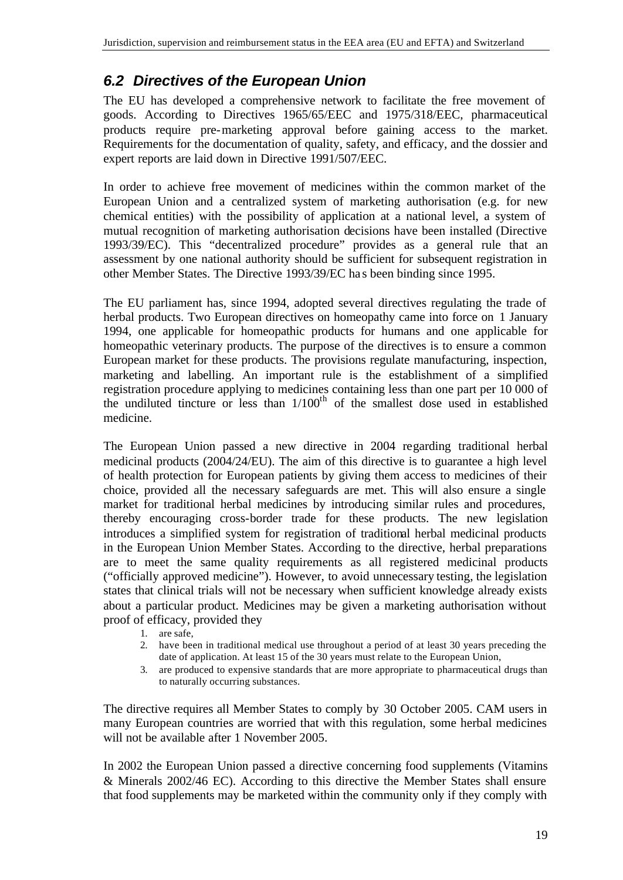## *6.2 Directives of the European Union*

The EU has developed a comprehensive network to facilitate the free movement of goods. According to Directives 1965/65/EEC and 1975/318/EEC, pharmaceutical products require pre-marketing approval before gaining access to the market. Requirements for the documentation of quality, safety, and efficacy, and the dossier and expert reports are laid down in Directive 1991/507/EEC.

In order to achieve free movement of medicines within the common market of the European Union and a centralized system of marketing authorisation (e.g. for new chemical entities) with the possibility of application at a national level, a system of mutual recognition of marketing authorisation decisions have been installed (Directive 1993/39/EC). This "decentralized procedure" provides as a general rule that an assessment by one national authority should be sufficient for subsequent registration in other Member States. The Directive 1993/39/EC has been binding since 1995.

The EU parliament has, since 1994, adopted several directives regulating the trade of herbal products. Two European directives on homeopathy came into force on 1 January 1994, one applicable for homeopathic products for humans and one applicable for homeopathic veterinary products. The purpose of the directives is to ensure a common European market for these products. The provisions regulate manufacturing, inspection, marketing and labelling. An important rule is the establishment of a simplified registration procedure applying to medicines containing less than one part per 10 000 of the undiluted tincture or less than $1/100^{th}$ of the smallest dose used in established medicine.

The European Union passed a new directive in 2004 regarding traditional herbal medicinal products (2004/24/EU). The aim of this directive is to guarantee a high level of health protection for European patients by giving them access to medicines of their choice, provided all the necessary safeguards are met. This will also ensure a single market for traditional herbal medicines by introducing similar rules and procedures, thereby encouraging cross-border trade for these products. The new legislation introduces a simplified system for registration of traditional herbal medicinal products in the European Union Member States. According to the directive, herbal preparations are to meet the same quality requirements as all registered medicinal products ("officially approved medicine"). However, to avoid unnecessary testing, the legislation states that clinical trials will not be necessary when sufficient knowledge already exists about a particular product. Medicines may be given a marketing authorisation without proof of efficacy, provided they

1. are safe,
2. have been in traditional medical use throughout a period of at least 30 years preceding the date of application. At least 15 of the 30 years must relate to the European Union,
3. are produced to expensive standards that are more appropriate to pharmaceutical drugs than to naturally occurring substances.

The directive requires all Member States to comply by 30 October 2005. CAM users in many European countries are worried that with this regulation, some herbal medicines will not be available after 1 November 2005.

In 2002 the European Union passed a directive concerning food supplements (Vitamins & Minerals 2002/46 EC). According to this directive the Member States shall ensure that food supplements may be marketed within the community only if they comply with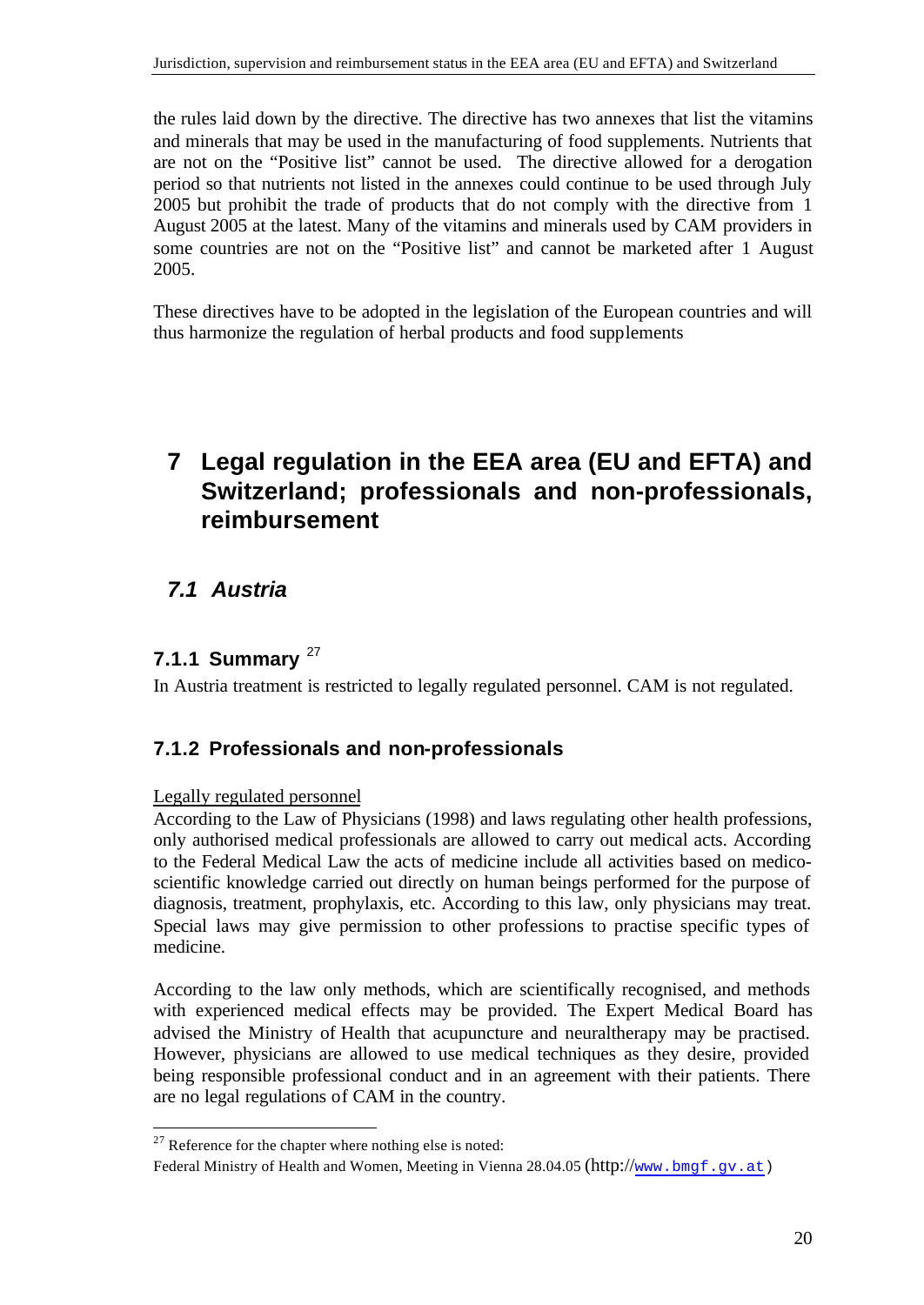the rules laid down by the directive. The directive has two annexes that list the vitamins and minerals that may be used in the manufacturing of food supplements. Nutrients that are not on the "Positive list" cannot be used. The directive allowed for a derogation period so that nutrients not listed in the annexes could continue to be used through July 2005 but prohibit the trade of products that do not comply with the directive from 1 August 2005 at the latest. Many of the vitamins and minerals used by CAM providers in some countries are not on the "Positive list" and cannot be marketed after 1 August 2005.

These directives have to be adopted in the legislation of the European countries and will thus harmonize the regulation of herbal products and food supplements

# 7 Legal regulation in the EEA area (EU and EFTA) and Switzerland; professionals and non-professionals, reimbursement

## *7.1 Austria*

### 7.1.1 Summary [27]

In Austria treatment is restricted to legally regulated personnel. CAM is not regulated.

### 7.1.2 Professionals and non-professionals

Legally regulated personnel

According to the Law of Physicians (1998) and laws regulating other health professions, only authorised medical professionals are allowed to carry out medical acts. According to the Federal Medical Law the acts of medicine include all activities based on medico-scientific knowledge carried out directly on human beings performed for the purpose of diagnosis, treatment, prophylaxis, etc. According to this law, only physicians may treat. Special laws may give permission to other professions to practise specific types of medicine.

According to the law only methods, which are scientifically recognised, and methods with experienced medical effects may be provided. The Expert Medical Board has advised the Ministry of Health that acupuncture and neuraltherapy may be practised. However, physicians are allowed to use medical techniques as they desire, provided being responsible professional conduct and in an agreement with their patients. There are no legal regulations of CAM in the country.

[27] Reference for the chapter where nothing else is noted:
Federal Ministry of Health and Women, Meeting in Vienna 28.04.05 (http://www.bmgf.gv.at)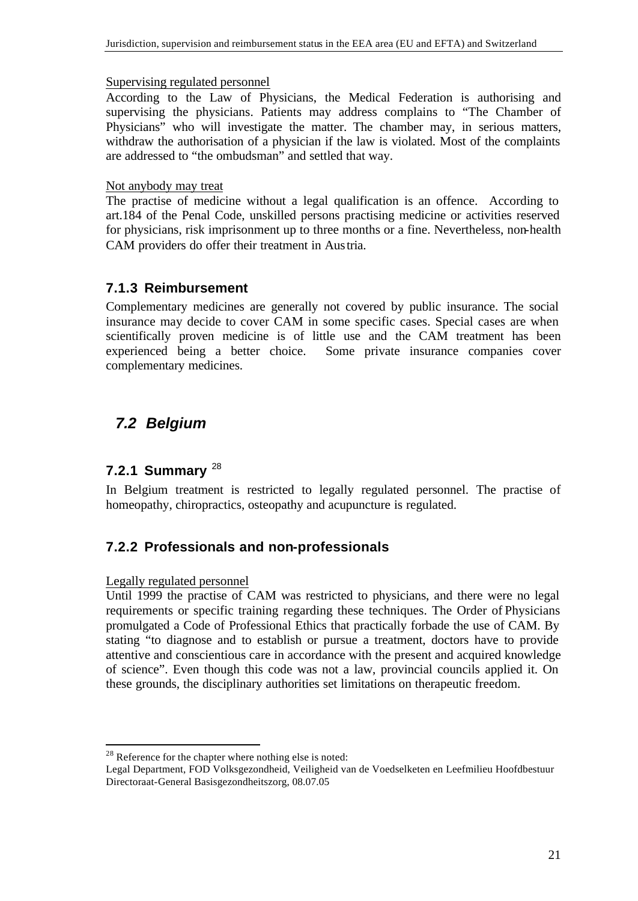Supervising regulated personnel

According to the Law of Physicians, the Medical Federation is authorising and supervising the physicians. Patients may address complains to "The Chamber of Physicians" who will investigate the matter. The chamber may, in serious matters, withdraw the authorisation of a physician if the law is violated. Most of the complaints are addressed to "the ombudsman" and settled that way.

Not anybody may treat

The practise of medicine without a legal qualification is an offence. According to art.184 of the Penal Code, unskilled persons practising medicine or activities reserved for physicians, risk imprisonment up to three months or a fine. Nevertheless, non-health CAM providers do offer their treatment in Austria.

### 7.1.3 Reimbursement

Complementary medicines are generally not covered by public insurance. The social insurance may decide to cover CAM in some specific cases. Special cases are when scientifically proven medicine is of little use and the CAM treatment has been experienced being a better choice. Some private insurance companies cover complementary medicines.

## *7.2 Belgium*

### 7.2.1 Summary [28]

In Belgium treatment is restricted to legally regulated personnel. The practise of homeopathy, chiropractics, osteopathy and acupuncture is regulated.

### 7.2.2 Professionals and non-professionals

Legally regulated personnel

Until 1999 the practise of CAM was restricted to physicians, and there were no legal requirements or specific training regarding these techniques. The Order of Physicians promulgated a Code of Professional Ethics that practically forbade the use of CAM. By stating "to diagnose and to establish or pursue a treatment, doctors have to provide attentive and conscientious care in accordance with the present and acquired knowledge of science". Even though this code was not a law, provincial councils applied it. On these grounds, the disciplinary authorities set limitations on therapeutic freedom.

[28] Reference for the chapter where nothing else is noted:
Legal Department, FOD Volksgezondheid, Veiligheid van de Voedselketen en Leefmilieu Hoofdbestuur Directoraat-General Basisgezondheitszorg, 08.07.05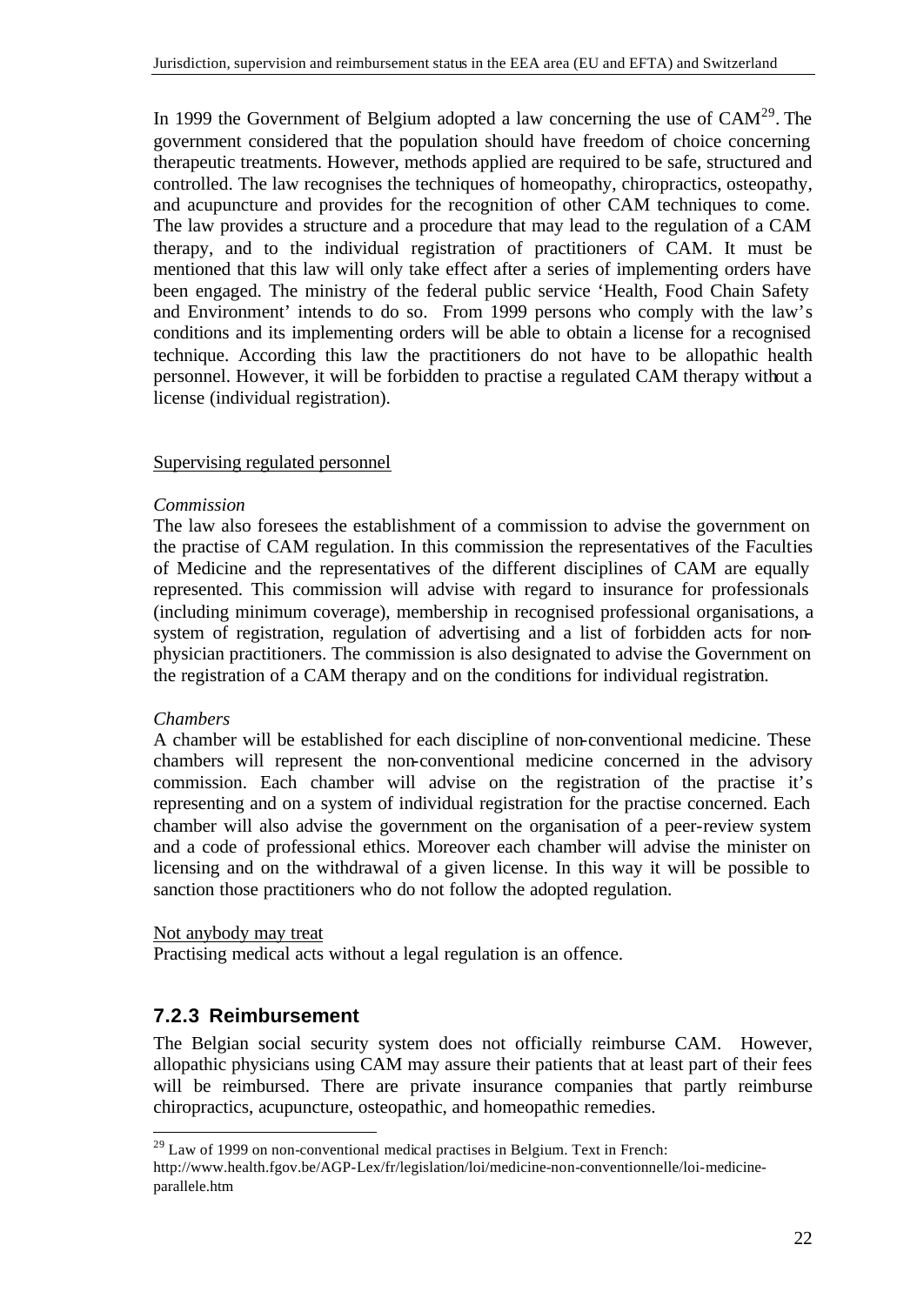In 1999 the Government of Belgium adopted a law concerning the use of CAM[29]. The government considered that the population should have freedom of choice concerning therapeutic treatments. However, methods applied are required to be safe, structured and controlled. The law recognises the techniques of homeopathy, chiropractics, osteopathy, and acupuncture and provides for the recognition of other CAM techniques to come. The law provides a structure and a procedure that may lead to the regulation of a CAM therapy, and to the individual registration of practitioners of CAM. It must be mentioned that this law will only take effect after a series of implementing orders have been engaged. The ministry of the federal public service 'Health, Food Chain Safety and Environment' intends to do so. From 1999 persons who comply with the law's conditions and its implementing orders will be able to obtain a license for a recognised technique. According this law the practitioners do not have to be allopathic health personnel. However, it will be forbidden to practise a regulated CAM therapy without a license (individual registration).

Supervising regulated personnel

*Commission*

The law also foresees the establishment of a commission to advise the government on the practise of CAM regulation. In this commission the representatives of the Faculties of Medicine and the representatives of the different disciplines of CAM are equally represented. This commission will advise with regard to insurance for professionals (including minimum coverage), membership in recognised professional organisations, a system of registration, regulation of advertising and a list of forbidden acts for non-physician practitioners. The commission is also designated to advise the Government on the registration of a CAM therapy and on the conditions for individual registration.

*Chambers*

A chamber will be established for each discipline of non-conventional medicine. These chambers will represent the non-conventional medicine concerned in the advisory commission. Each chamber will advise on the registration of the practise it's representing and on a system of individual registration for the practise concerned. Each chamber will also advise the government on the organisation of a peer-review system and a code of professional ethics. Moreover each chamber will advise the minister on licensing and on the withdrawal of a given license. In this way it will be possible to sanction those practitioners who do not follow the adopted regulation.

Not anybody may treat

Practising medical acts without a legal regulation is an offence.

### 7.2.3 Reimbursement

The Belgian social security system does not officially reimburse CAM. However, allopathic physicians using CAM may assure their patients that at least part of their fees will be reimbursed. There are private insurance companies that partly reimburse chiropractics, acupuncture, osteopathic, and homeopathic remedies.

[29] Law of 1999 on non-conventional medical practises in Belgium. Text in French: http://www.health.fgov.be/AGP-Lex/fr/legislation/loi/medicine-non-conventionnelle/loi-medicine-parallele.htm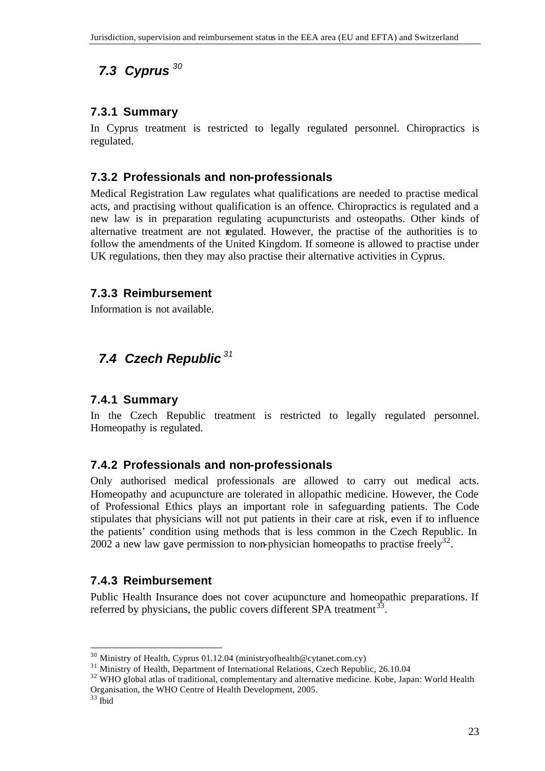## 7.3 Cyprus [30]

### 7.3.1 Summary

In Cyprus treatment is restricted to legally regulated personnel. Chiropractics is regulated.

### 7.3.2 Professionals and non-professionals

Medical Registration Law regulates what qualifications are needed to practise medical acts, and practising without qualification is an offence. Chiropractics is regulated and a new law is in preparation regulating acupuncturists and osteopaths. Other kinds of alternative treatment are not regulated. However, the practise of the authorities is to follow the amendments of the United Kingdom. If someone is allowed to practise under UK regulations, then they may also practise their alternative activities in Cyprus.

### 7.3.3 Reimbursement

Information is not available.

## 7.4 Czech Republic [31]

### 7.4.1 Summary

In the Czech Republic treatment is restricted to legally regulated personnel. Homeopathy is regulated.

### 7.4.2 Professionals and non-professionals

Only authorised medical professionals are allowed to carry out medical acts. Homeopathy and acupuncture are tolerated in allopathic medicine. However, the Code of Professional Ethics plays an important role in safeguarding patients. The Code stipulates that physicians will not put patients in their care at risk, even if to influence the patients' condition using methods that is less common in the Czech Republic. In 2002 a new law gave permission to non-physician homeopaths to practise freely[32].

### 7.4.3 Reimbursement

Public Health Insurance does not cover acupuncture and homeopathic preparations. If referred by physicians, the public covers different SPA treatment[33].

---

[30] Ministry of Health, Cyprus 01.12.04 (ministryofhealth@cytanet.com.cy)

[31] Ministry of Health, Department of International Relations, Czech Republic, 26.10.04

[32] WHO global atlas of traditional, complementary and alternative medicine. Kobe, Japan: World Health Organisation, the WHO Centre of Health Development, 2005.

[33] Ibid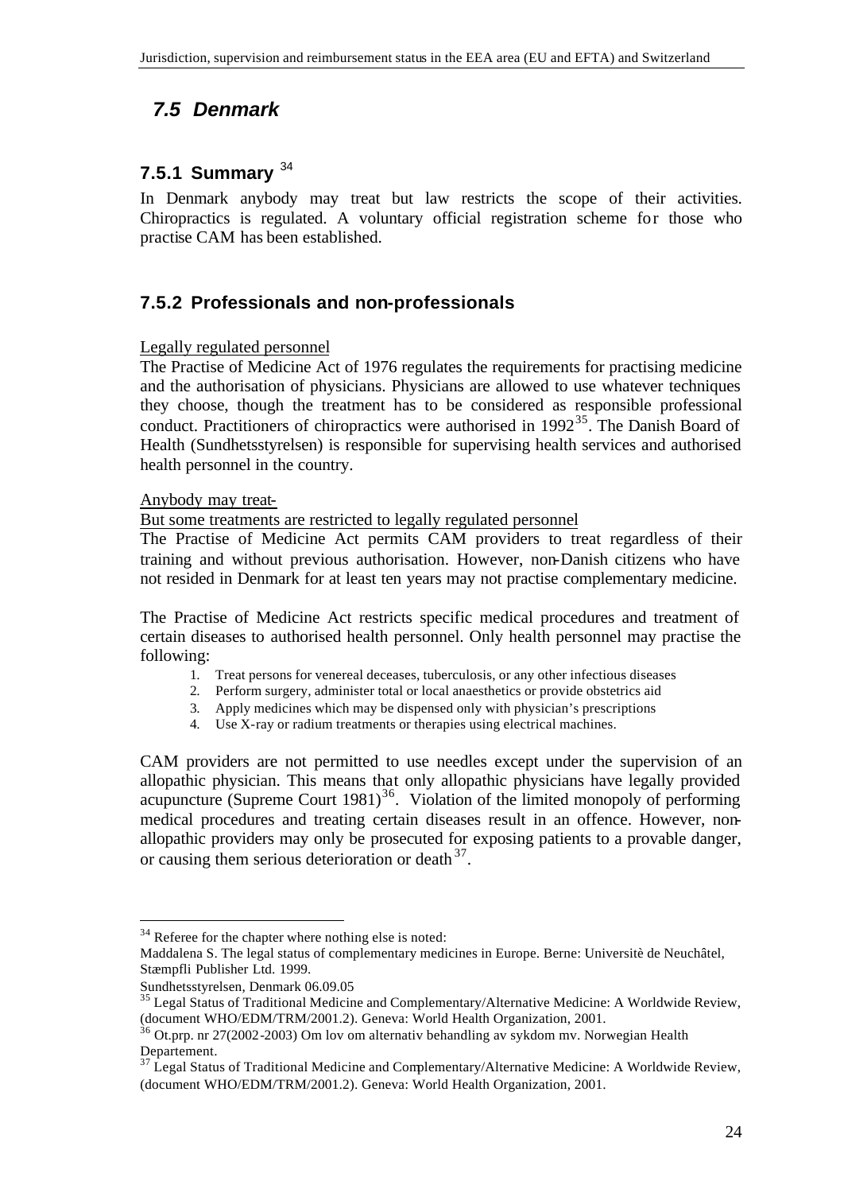## 7.5 Denmark

### 7.5.1 Summary [34]

In Denmark anybody may treat but law restricts the scope of their activities. Chiropractics is regulated. A voluntary official registration scheme for those who practise CAM has been established.

### 7.5.2 Professionals and non-professionals

Legally regulated personnel

The Practise of Medicine Act of 1976 regulates the requirements for practising medicine and the authorisation of physicians. Physicians are allowed to use whatever techniques they choose, though the treatment has to be considered as responsible professional conduct. Practitioners of chiropractics were authorised in 1992[35]. The Danish Board of Health (Sundhetsstyrelsen) is responsible for supervising health services and authorised health personnel in the country.

Anybody may treat-

But some treatments are restricted to legally regulated personnel

The Practise of Medicine Act permits CAM providers to treat regardless of their training and without previous authorisation. However, non-Danish citizens who have not resided in Denmark for at least ten years may not practise complementary medicine.

The Practise of Medicine Act restricts specific medical procedures and treatment of certain diseases to authorised health personnel. Only health personnel may practise the following:

1. Treat persons for venereal deceases, tuberculosis, or any other infectious diseases
2. Perform surgery, administer total or local anaesthetics or provide obstetrics aid
3. Apply medicines which may be dispensed only with physician's prescriptions
4. Use X-ray or radium treatments or therapies using electrical machines.

CAM providers are not permitted to use needles except under the supervision of an allopathic physician. This means that only allopathic physicians have legally provided acupuncture (Supreme Court 1981)[36]. Violation of the limited monopoly of performing medical procedures and treating certain diseases result in an offence. However, non-allopathic providers may only be prosecuted for exposing patients to a provable danger, or causing them serious deterioration or death[37].

---

[34] Referee for the chapter where nothing else is noted:
Maddalena S. The legal status of complementary medicines in Europe. Berne: Universitè de Neuchâtel, Stæmpfli Publisher Ltd. 1999.
Sundhetsstyrelsen, Denmark 06.09.05

[35] Legal Status of Traditional Medicine and Complementary/Alternative Medicine: A Worldwide Review, (document WHO/EDM/TRM/2001.2). Geneva: World Health Organization, 2001.

[36] Ot.prp. nr 27(2002-2003) Om lov om alternativ behandling av sykdom mv. Norwegian Health Departement.

[37] Legal Status of Traditional Medicine and Complementary/Alternative Medicine: A Worldwide Review, (document WHO/EDM/TRM/2001.2). Geneva: World Health Organization, 2001.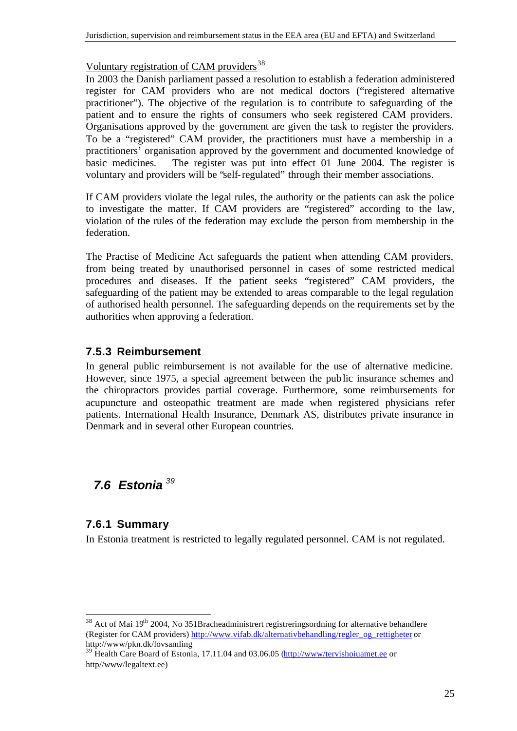Voluntary registration of CAM providers[38]

In 2003 the Danish parliament passed a resolution to establish a federation administered register for CAM providers who are not medical doctors ("registered alternative practitioner"). The objective of the regulation is to contribute to safeguarding of the patient and to ensure the rights of consumers who seek registered CAM providers. Organisations approved by the government are given the task to register the providers. To be a "registered" CAM provider, the practitioners must have a membership in a practitioners' organisation approved by the government and documented knowledge of basic medicines. The register was put into effect 01 June 2004. The register is voluntary and providers will be "self-regulated" through their member associations.

If CAM providers violate the legal rules, the authority or the patients can ask the police to investigate the matter. If CAM providers are "registered" according to the law, violation of the rules of the federation may exclude the person from membership in the federation.

The Practise of Medicine Act safeguards the patient when attending CAM providers, from being treated by unauthorised personnel in cases of some restricted medical procedures and diseases. If the patient seeks "registered" CAM providers, the safeguarding of the patient may be extended to areas comparable to the legal regulation of authorised health personnel. The safeguarding depends on the requirements set by the authorities when approving a federation.

### 7.5.3 Reimbursement

In general public reimbursement is not available for the use of alternative medicine. However, since 1975, a special agreement between the public insurance schemes and the chiropractors provides partial coverage. Furthermore, some reimbursements for acupuncture and osteopathic treatment are made when registered physicians refer patients. International Health Insurance, Denmark AS, distributes private insurance in Denmark and in several other European countries.

## *7.6 Estonia*[39]

### 7.6.1 Summary

In Estonia treatment is restricted to legally regulated personnel. CAM is not regulated.

---

[38] Act of Mai 19th 2004, No 351Bracheadministrert registreringsordning for alternative behandlere (Register for CAM providers) http://www.vifab.dk/alternativbehandling/regler_og_rettigheter or http://www/pkn.dk/lovsamling

[39] Health Care Board of Estonia, 17.11.04 and 03.06.05 (http://www/tervishoiuamet.ee or http//www/legaltext.ee)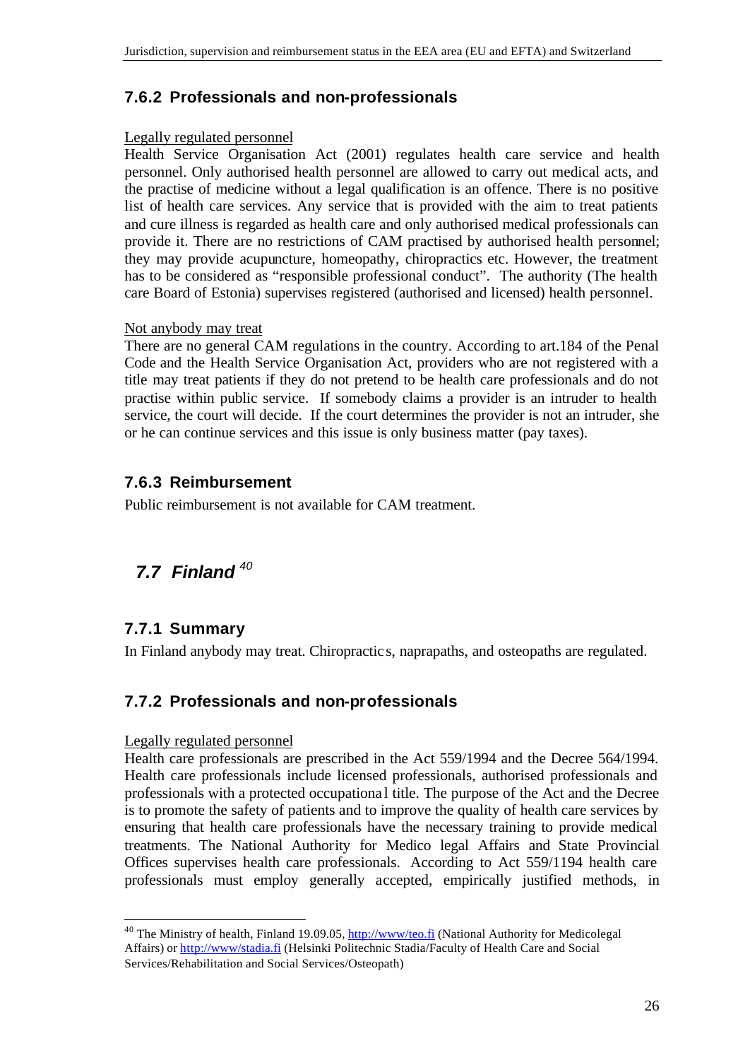### 7.6.2 Professionals and non-professionals

Legally regulated personnel

Health Service Organisation Act (2001) regulates health care service and health personnel. Only authorised health personnel are allowed to carry out medical acts, and the practise of medicine without a legal qualification is an offence. There is no positive list of health care services. Any service that is provided with the aim to treat patients and cure illness is regarded as health care and only authorised medical professionals can provide it. There are no restrictions of CAM practised by authorised health personnel; they may provide acupuncture, homeopathy, chiropractics etc. However, the treatment has to be considered as "responsible professional conduct". The authority (The health care Board of Estonia) supervises registered (authorised and licensed) health personnel.

Not anybody may treat

There are no general CAM regulations in the country. According to art.184 of the Penal Code and the Health Service Organisation Act, providers who are not registered with a title may treat patients if they do not pretend to be health care professionals and do not practise within public service. If somebody claims a provider is an intruder to health service, the court will decide. If the court determines the provider is not an intruder, she or he can continue services and this issue is only business matter (pay taxes).

### 7.6.3 Reimbursement

Public reimbursement is not available for CAM treatment.

## *7.7 Finland* [40]

### 7.7.1 Summary

In Finland anybody may treat. Chiropractics, naprapaths, and osteopaths are regulated.

### 7.7.2 Professionals and non-professionals

Legally regulated personnel

Health care professionals are prescribed in the Act 559/1994 and the Decree 564/1994. Health care professionals include licensed professionals, authorised professionals and professionals with a protected occupational title. The purpose of the Act and the Decree is to promote the safety of patients and to improve the quality of health care services by ensuring that health care professionals have the necessary training to provide medical treatments. The National Authority for Medico legal Affairs and State Provincial Offices supervises health care professionals. According to Act 559/1194 health care professionals must employ generally accepted, empirically justified methods, in

---

[40] The Ministry of health, Finland 19.09.05, http://www/teo.fi (National Authority for Medicolegal Affairs) or http://www/stadia.fi (Helsinki Politechnic Stadia/Faculty of Health Care and Social Services/Rehabilitation and Social Services/Osteopath)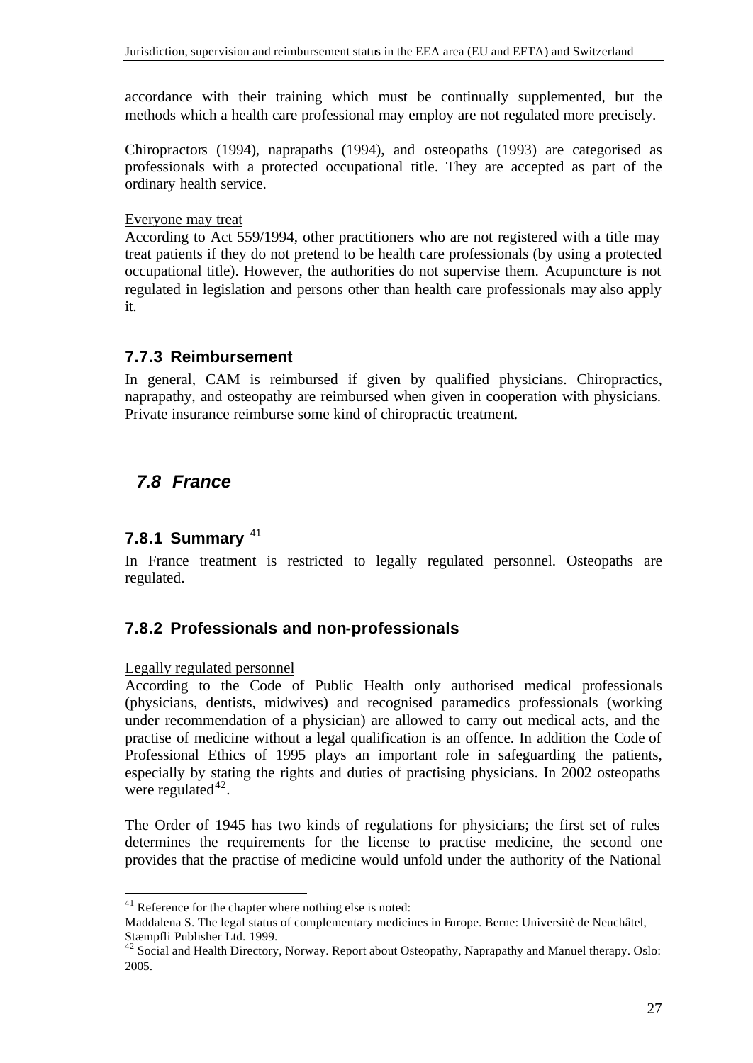accordance with their training which must be continually supplemented, but the methods which a health care professional may employ are not regulated more precisely.

Chiropractors (1994), naprapaths (1994), and osteopaths (1993) are categorised as professionals with a protected occupational title. They are accepted as part of the ordinary health service.

Everyone may treat

According to Act 559/1994, other practitioners who are not registered with a title may treat patients if they do not pretend to be health care professionals (by using a protected occupational title). However, the authorities do not supervise them. Acupuncture is not regulated in legislation and persons other than health care professionals may also apply it.

### 7.7.3 Reimbursement

In general, CAM is reimbursed if given by qualified physicians. Chiropractics, naprapathy, and osteopathy are reimbursed when given in cooperation with physicians. Private insurance reimburse some kind of chiropractic treatment.

## *7.8 France*

### 7.8.1 Summary [41]

In France treatment is restricted to legally regulated personnel. Osteopaths are regulated.

### 7.8.2 Professionals and non-professionals

Legally regulated personnel

According to the Code of Public Health only authorised medical professionals (physicians, dentists, midwives) and recognised paramedics professionals (working under recommendation of a physician) are allowed to carry out medical acts, and the practise of medicine without a legal qualification is an offence. In addition the Code of Professional Ethics of 1995 plays an important role in safeguarding the patients, especially by stating the rights and duties of practising physicians. In 2002 osteopaths were regulated[42].

The Order of 1945 has two kinds of regulations for physicians; the first set of rules determines the requirements for the license to practise medicine, the second one provides that the practise of medicine would unfold under the authority of the National

---

[41] Reference for the chapter where nothing else is noted:
Maddalena S. The legal status of complementary medicines in Europe. Berne: Universitè de Neuchâtel, Stæmpfli Publisher Ltd. 1999.

[42] Social and Health Directory, Norway. Report about Osteopathy, Naprapathy and Manuel therapy. Oslo: 2005.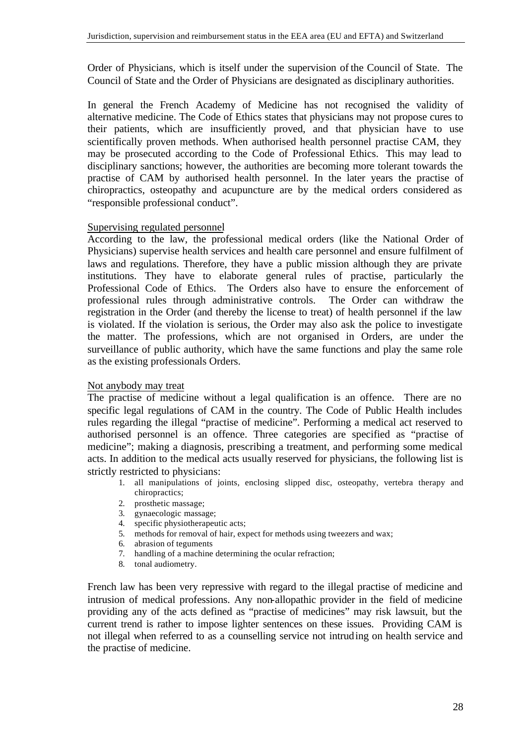Order of Physicians, which is itself under the supervision of the Council of State. The Council of State and the Order of Physicians are designated as disciplinary authorities.

In general the French Academy of Medicine has not recognised the validity of alternative medicine. The Code of Ethics states that physicians may not propose cures to their patients, which are insufficiently proved, and that physician have to use scientifically proven methods. When authorised health personnel practise CAM, they may be prosecuted according to the Code of Professional Ethics. This may lead to disciplinary sanctions; however, the authorities are becoming more tolerant towards the practise of CAM by authorised health personnel. In the later years the practise of chiropractics, osteopathy and acupuncture are by the medical orders considered as "responsible professional conduct".

Supervising regulated personnel

According to the law, the professional medical orders (like the National Order of Physicians) supervise health services and health care personnel and ensure fulfilment of laws and regulations. Therefore, they have a public mission although they are private institutions. They have to elaborate general rules of practise, particularly the Professional Code of Ethics. The Orders also have to ensure the enforcement of professional rules through administrative controls. The Order can withdraw the registration in the Order (and thereby the license to treat) of health personnel if the law is violated. If the violation is serious, the Order may also ask the police to investigate the matter. The professions, which are not organised in Orders, are under the surveillance of public authority, which have the same functions and play the same role as the existing professionals Orders.

Not anybody may treat

The practise of medicine without a legal qualification is an offence. There are no specific legal regulations of CAM in the country. The Code of Public Health includes rules regarding the illegal "practise of medicine". Performing a medical act reserved to authorised personnel is an offence. Three categories are specified as "practise of medicine"; making a diagnosis, prescribing a treatment, and performing some medical acts. In addition to the medical acts usually reserved for physicians, the following list is strictly restricted to physicians:

1. all manipulations of joints, enclosing slipped disc, osteopathy, vertebra therapy and chiropractics;
2. prosthetic massage;
3. gynaecologic massage;
4. specific physiotherapeutic acts;
5. methods for removal of hair, expect for methods using tweezers and wax;
6. abrasion of teguments
7. handling of a machine determining the ocular refraction;
8. tonal audiometry.

French law has been very repressive with regard to the illegal practise of medicine and intrusion of medical professions. Any non-allopathic provider in the field of medicine providing any of the acts defined as "practise of medicines" may risk lawsuit, but the current trend is rather to impose lighter sentences on these issues. Providing CAM is not illegal when referred to as a counselling service not intruding on health service and the practise of medicine.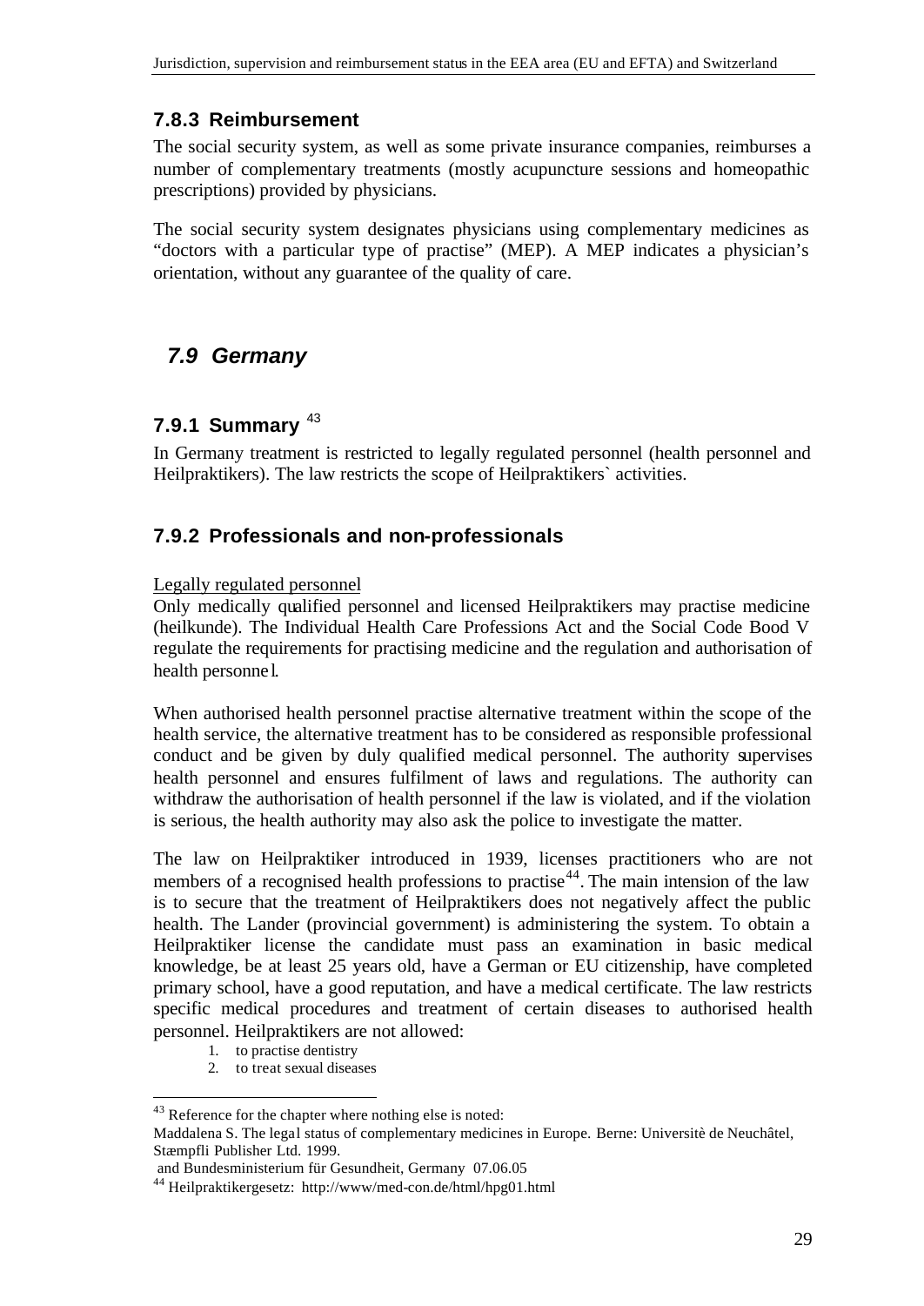### 7.8.3 Reimbursement

The social security system, as well as some private insurance companies, reimburses a number of complementary treatments (mostly acupuncture sessions and homeopathic prescriptions) provided by physicians.

The social security system designates physicians using complementary medicines as "doctors with a particular type of practise" (MEP). A MEP indicates a physician's orientation, without any guarantee of the quality of care.

## *7.9 Germany*

### 7.9.1 Summary [43]

In Germany treatment is restricted to legally regulated personnel (health personnel and Heilpraktikers). The law restricts the scope of Heilpraktikers` activities.

### 7.9.2 Professionals and non-professionals

Legally regulated personnel

Only medically qualified personnel and licensed Heilpraktikers may practise medicine (heilkunde). The Individual Health Care Professions Act and the Social Code Bood V regulate the requirements for practising medicine and the regulation and authorisation of health personnel.

When authorised health personnel practise alternative treatment within the scope of the health service, the alternative treatment has to be considered as responsible professional conduct and be given by duly qualified medical personnel. The authority supervises health personnel and ensures fulfilment of laws and regulations. The authority can withdraw the authorisation of health personnel if the law is violated, and if the violation is serious, the health authority may also ask the police to investigate the matter.

The law on Heilpraktiker introduced in 1939, licenses practitioners who are not members of a recognised health professions to practise[44]. The main intension of the law is to secure that the treatment of Heilpraktikers does not negatively affect the public health. The Lander (provincial government) is administering the system. To obtain a Heilpraktiker license the candidate must pass an examination in basic medical knowledge, be at least 25 years old, have a German or EU citizenship, have completed primary school, have a good reputation, and have a medical certificate. The law restricts specific medical procedures and treatment of certain diseases to authorised health personnel. Heilpraktikers are not allowed:

1. to practise dentistry
2. to treat sexual diseases

---

[43] Reference for the chapter where nothing else is noted:
Maddalena S. The legal status of complementary medicines in Europe. Berne: Universitè de Neuchâtel, Stæmpfli Publisher Ltd. 1999.
and Bundesministerium für Gesundheit, Germany 07.06.05

[44] Heilpraktikergesetz: http://www/med-con.de/html/hpg01.html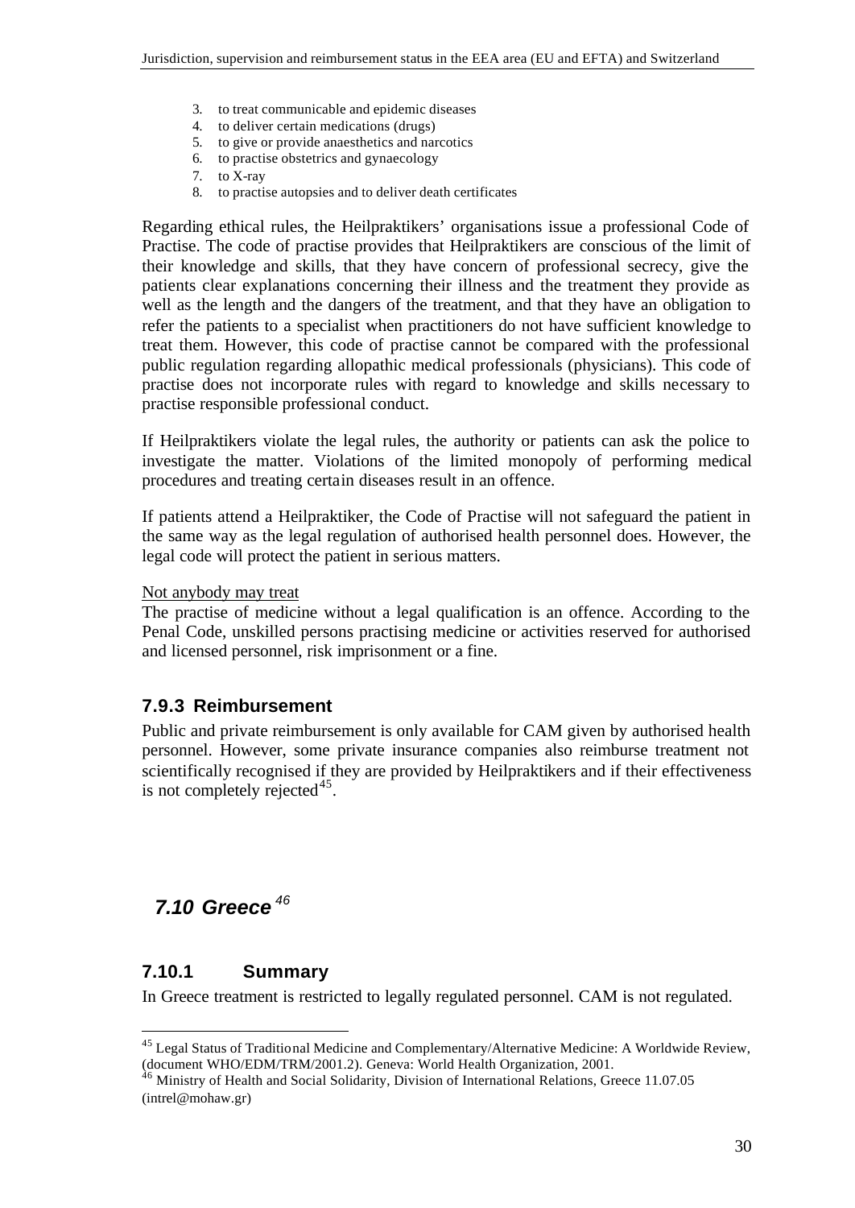3. to treat communicable and epidemic diseases
4. to deliver certain medications (drugs)
5. to give or provide anaesthetics and narcotics
6. to practise obstetrics and gynaecology
7. to X-ray
8. to practise autopsies and to deliver death certificates

Regarding ethical rules, the Heilpraktikers' organisations issue a professional Code of Practise. The code of practise provides that Heilpraktikers are conscious of the limit of their knowledge and skills, that they have concern of professional secrecy, give the patients clear explanations concerning their illness and the treatment they provide as well as the length and the dangers of the treatment, and that they have an obligation to refer the patients to a specialist when practitioners do not have sufficient knowledge to treat them. However, this code of practise cannot be compared with the professional public regulation regarding allopathic medical professionals (physicians). This code of practise does not incorporate rules with regard to knowledge and skills necessary to practise responsible professional conduct.

If Heilpraktikers violate the legal rules, the authority or patients can ask the police to investigate the matter. Violations of the limited monopoly of performing medical procedures and treating certain diseases result in an offence.

If patients attend a Heilpraktiker, the Code of Practise will not safeguard the patient in the same way as the legal regulation of authorised health personnel does. However, the legal code will protect the patient in serious matters.

Not anybody may treat

The practise of medicine without a legal qualification is an offence. According to the Penal Code, unskilled persons practising medicine or activities reserved for authorised and licensed personnel, risk imprisonment or a fine.

### 7.9.3 Reimbursement

Public and private reimbursement is only available for CAM given by authorised health personnel. However, some private insurance companies also reimburse treatment not scientifically recognised if they are provided by Heilpraktikers and if their effectiveness is not completely rejected[45].

## *7.10 Greece* [46]

### 7.10.1 Summary

In Greece treatment is restricted to legally regulated personnel. CAM is not regulated.

[45] Legal Status of Traditional Medicine and Complementary/Alternative Medicine: A Worldwide Review, (document WHO/EDM/TRM/2001.2). Geneva: World Health Organization, 2001.

[46] Ministry of Health and Social Solidarity, Division of International Relations, Greece 11.07.05 (intrel@mohaw.gr)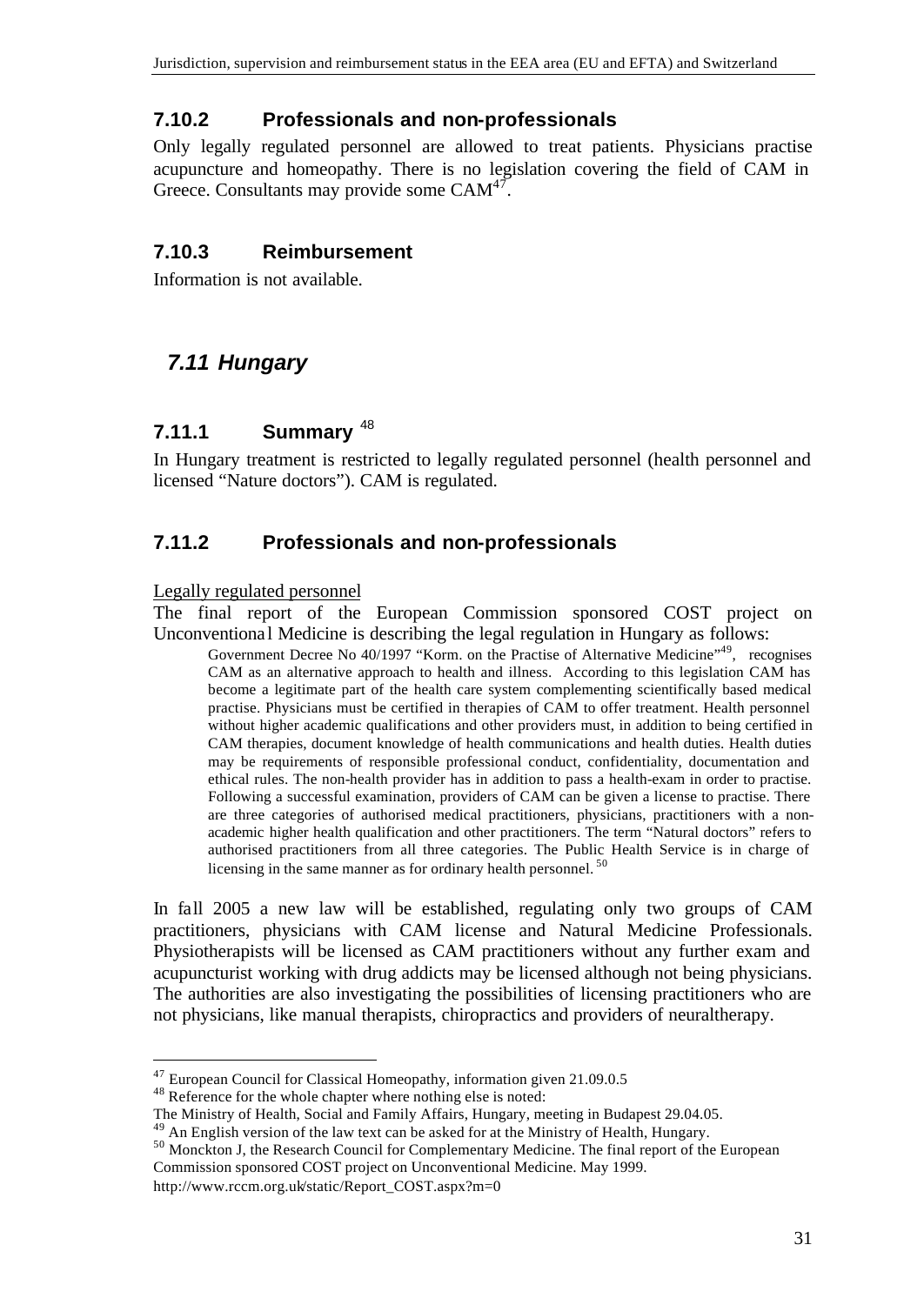### 7.10.2 Professionals and non-professionals

Only legally regulated personnel are allowed to treat patients. Physicians practise acupuncture and homeopathy. There is no legislation covering the field of CAM in Greece. Consultants may provide some CAM[47].

### 7.10.3 Reimbursement

Information is not available.

## *7.11 Hungary*

### 7.11.1 Summary [48]

In Hungary treatment is restricted to legally regulated personnel (health personnel and licensed "Nature doctors"). CAM is regulated.

### 7.11.2 Professionals and non-professionals

Legally regulated personnel

The final report of the European Commission sponsored COST project on Unconventional Medicine is describing the legal regulation in Hungary as follows:

> Government Decree No 40/1997 "Korm. on the Practise of Alternative Medicine"[49], recognises CAM as an alternative approach to health and illness. According to this legislation CAM has become a legitimate part of the health care system complementing scientifically based medical practise. Physicians must be certified in therapies of CAM to offer treatment. Health personnel without higher academic qualifications and other providers must, in addition to being certified in CAM therapies, document knowledge of health communications and health duties. Health duties may be requirements of responsible professional conduct, confidentiality, documentation and ethical rules. The non-health provider has in addition to pass a health-exam in order to practise. Following a successful examination, providers of CAM can be given a license to practise. There are three categories of authorised medical practitioners, physicians, practitioners with a non-academic higher health qualification and other practitioners. The term "Natural doctors" refers to authorised practitioners from all three categories. The Public Health Service is in charge of licensing in the same manner as for ordinary health personnel. [50]

In fall 2005 a new law will be established, regulating only two groups of CAM practitioners, physicians with CAM license and Natural Medicine Professionals. Physiotherapists will be licensed as CAM practitioners without any further exam and acupuncturist working with drug addicts may be licensed although not being physicians. The authorities are also investigating the possibilities of licensing practitioners who are not physicians, like manual therapists, chiropractics and providers of neuraltherapy.

---

[47] European Council for Classical Homeopathy, information given 21.09.0.5

[48] Reference for the whole chapter where nothing else is noted:
The Ministry of Health, Social and Family Affairs, Hungary, meeting in Budapest 29.04.05.

[49] An English version of the law text can be asked for at the Ministry of Health, Hungary.

[50] Monckton J, the Research Council for Complementary Medicine. The final report of the European Commission sponsored COST project on Unconventional Medicine. May 1999.
http://www.rccm.org.uk/static/Report_COST.aspx?m=0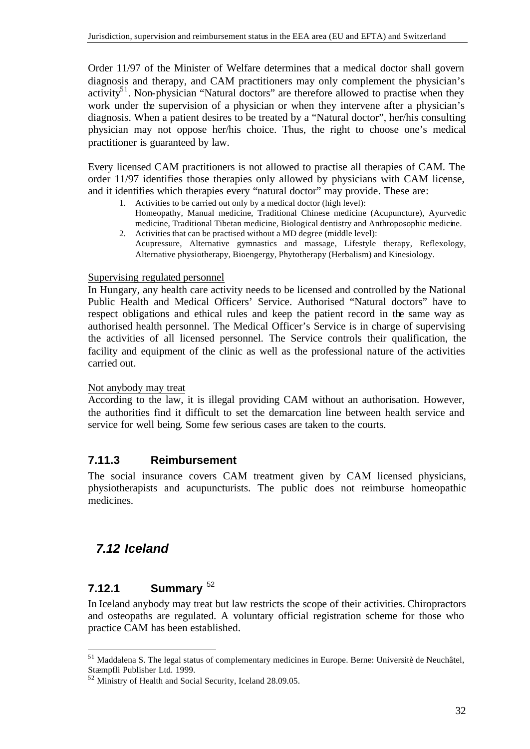Order 11/97 of the Minister of Welfare determines that a medical doctor shall govern diagnosis and therapy, and CAM practitioners may only complement the physician's activity[51]. Non-physician "Natural doctors" are therefore allowed to practise when they work under the supervision of a physician or when they intervene after a physician's diagnosis. When a patient desires to be treated by a "Natural doctor", her/his consulting physician may not oppose her/his choice. Thus, the right to choose one's medical practitioner is guaranteed by law.

Every licensed CAM practitioners is not allowed to practise all therapies of CAM. The order 11/97 identifies those therapies only allowed by physicians with CAM license, and it identifies which therapies every "natural doctor" may provide. These are:

1. Activities to be carried out only by a medical doctor (high level): Homeopathy, Manual medicine, Traditional Chinese medicine (Acupuncture), Ayurvedic medicine, Traditional Tibetan medicine, Biological dentistry and Anthroposophic medicine.
2. Activities that can be practised without a MD degree (middle level): Acupressure, Alternative gymnastics and massage, Lifestyle therapy, Reflexology, Alternative physiotherapy, Bioengergy, Phytotherapy (Herbalism) and Kinesiology.

<u>Supervising regulated personnel</u>

In Hungary, any health care activity needs to be licensed and controlled by the National Public Health and Medical Officers' Service. Authorised "Natural doctors" have to respect obligations and ethical rules and keep the patient record in the same way as authorised health personnel. The Medical Officer's Service is in charge of supervising the activities of all licensed personnel. The Service controls their qualification, the facility and equipment of the clinic as well as the professional nature of the activities carried out.

<u>Not anybody may treat</u>

According to the law, it is illegal providing CAM without an authorisation. However, the authorities find it difficult to set the demarcation line between health service and service for well being. Some few serious cases are taken to the courts.

### 7.11.3 Reimbursement

The social insurance covers CAM treatment given by CAM licensed physicians, physiotherapists and acupuncturists. The public does not reimburse homeopathic medicines.

## *7.12 Iceland*

### 7.12.1 Summary [52]

In Iceland anybody may treat but law restricts the scope of their activities. Chiropractors and osteopaths are regulated. A voluntary official registration scheme for those who practice CAM has been established.

---

[51] Maddalena S. The legal status of complementary medicines in Europe. Berne: Universitè de Neuchâtel, Stæmpfli Publisher Ltd. 1999.

[52] Ministry of Health and Social Security, Iceland 28.09.05.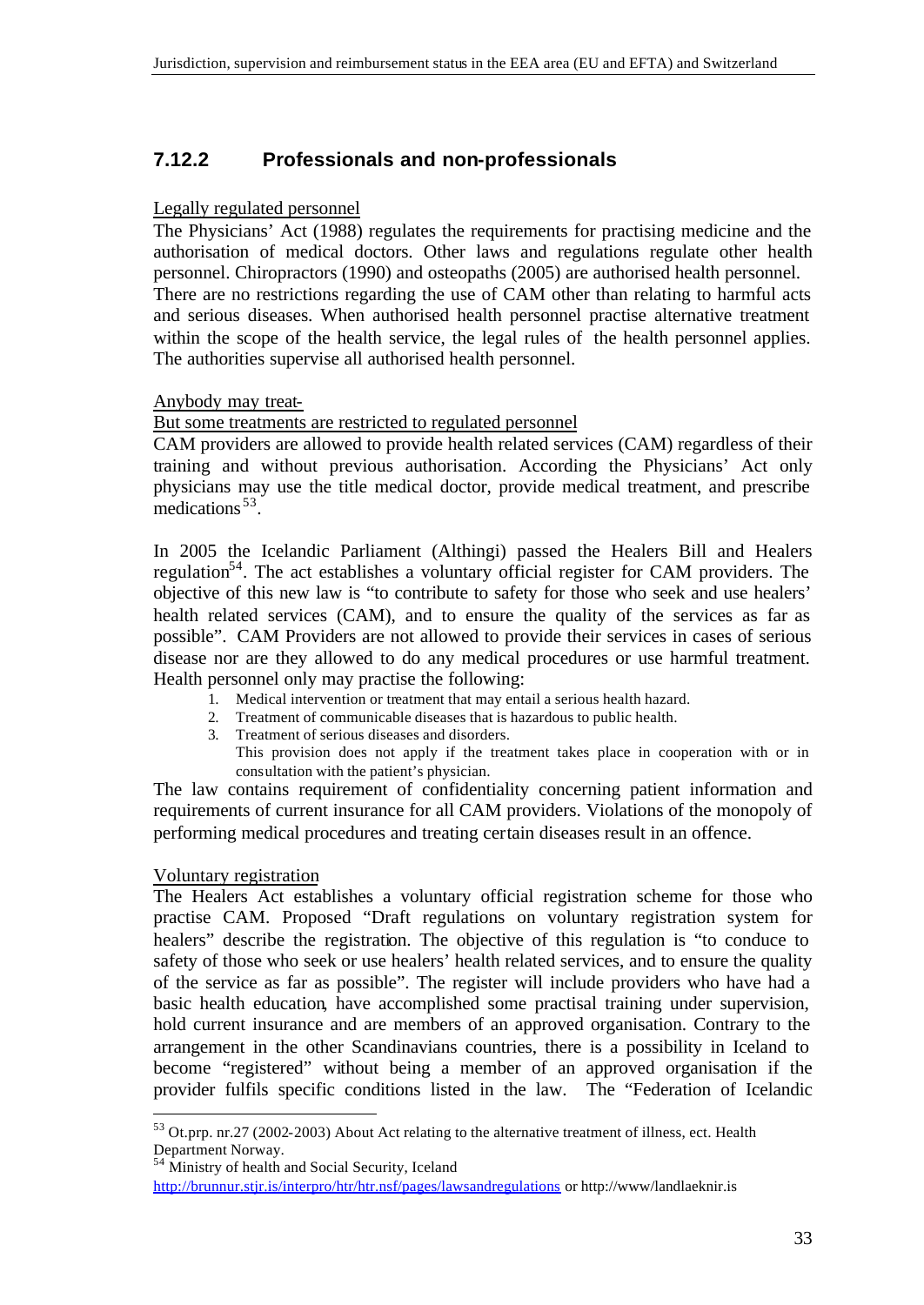### 7.12.2 Professionals and non-professionals

Legally regulated personnel

The Physicians' Act (1988) regulates the requirements for practising medicine and the authorisation of medical doctors. Other laws and regulations regulate other health personnel. Chiropractors (1990) and osteopaths (2005) are authorised health personnel. There are no restrictions regarding the use of CAM other than relating to harmful acts and serious diseases. When authorised health personnel practise alternative treatment within the scope of the health service, the legal rules of the health personnel applies. The authorities supervise all authorised health personnel.

Anybody may treat-
But some treatments are restricted to regulated personnel

CAM providers are allowed to provide health related services (CAM) regardless of their training and without previous authorisation. According the Physicians' Act only physicians may use the title medical doctor, provide medical treatment, and prescribe medications[53].

In 2005 the Icelandic Parliament (Althingi) passed the Healers Bill and Healers regulation[54]. The act establishes a voluntary official register for CAM providers. The objective of this new law is "to contribute to safety for those who seek and use healers' health related services (CAM), and to ensure the quality of the services as far as possible". CAM Providers are not allowed to provide their services in cases of serious disease nor are they allowed to do any medical procedures or use harmful treatment. Health personnel only may practise the following:

1. Medical intervention or treatment that may entail a serious health hazard.
2. Treatment of communicable diseases that is hazardous to public health.
3. Treatment of serious diseases and disorders.
   This provision does not apply if the treatment takes place in cooperation with or in consultation with the patient's physician.

The law contains requirement of confidentiality concerning patient information and requirements of current insurance for all CAM providers. Violations of the monopoly of performing medical procedures and treating certain diseases result in an offence.

Voluntary registration

The Healers Act establishes a voluntary official registration scheme for those who practise CAM. Proposed "Draft regulations on voluntary registration system for healers" describe the registration. The objective of this regulation is "to conduce to safety of those who seek or use healers' health related services, and to ensure the quality of the service as far as possible". The register will include providers who have had a basic health education, have accomplished some practisal training under supervision, hold current insurance and are members of an approved organisation. Contrary to the arrangement in the other Scandinavians countries, there is a possibility in Iceland to become "registered" without being a member of an approved organisation if the provider fulfils specific conditions listed in the law. The "Federation of Icelandic

---

[53] Ot.prp. nr.27 (2002-2003) About Act relating to the alternative treatment of illness, ect. Health Department Norway.

[54] Ministry of health and Social Security, Iceland
http://brunnur.stjr.is/interpro/htr/htr.nsf/pages/lawsandregulations or http://www/landlaeknir.is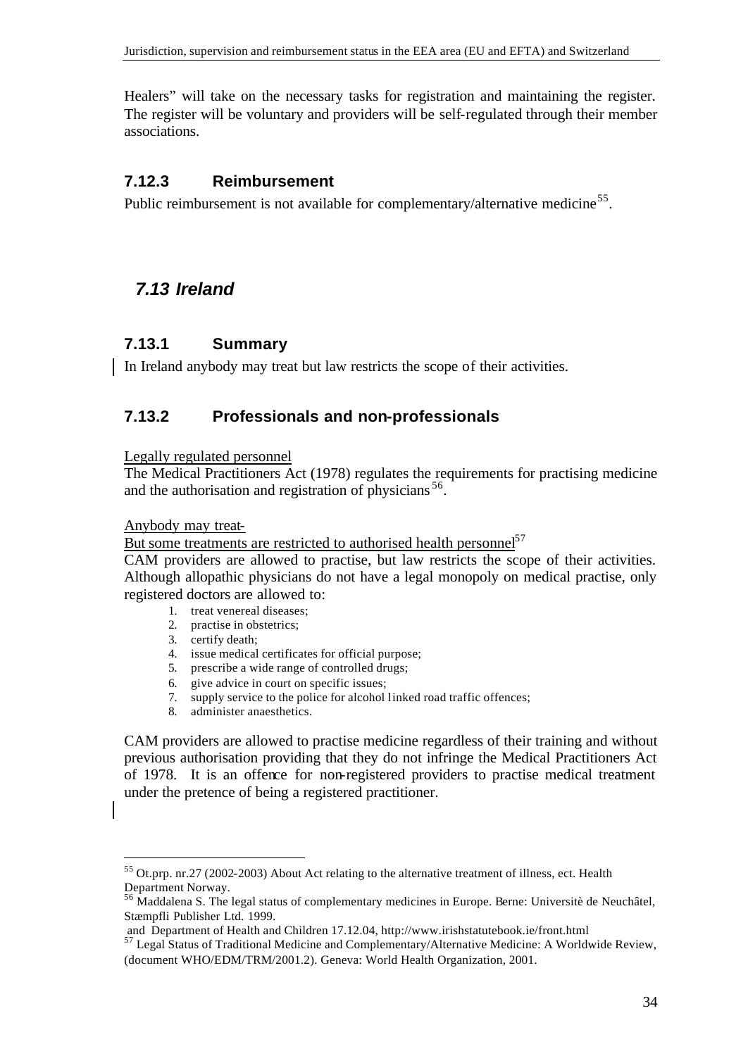Healers" will take on the necessary tasks for registration and maintaining the register. The register will be voluntary and providers will be self-regulated through their member associations.

### 7.12.3 Reimbursement

Public reimbursement is not available for complementary/alternative medicine[55].

## *7.13 Ireland*

### 7.13.1 Summary

In Ireland anybody may treat but law restricts the scope of their activities.

### 7.13.2 Professionals and non-professionals

Legally regulated personnel

The Medical Practitioners Act (1978) regulates the requirements for practising medicine and the authorisation and registration of physicians[56].

Anybody may treat-

But some treatments are restricted to authorised health personnel[57]

CAM providers are allowed to practise, but law restricts the scope of their activities. Although allopathic physicians do not have a legal monopoly on medical practise, only registered doctors are allowed to:

1. treat venereal diseases;
2. practise in obstetrics;
3. certify death;
4. issue medical certificates for official purpose;
5. prescribe a wide range of controlled drugs;
6. give advice in court on specific issues;
7. supply service to the police for alcohol linked road traffic offences;
8. administer anaesthetics.

CAM providers are allowed to practise medicine regardless of their training and without previous authorisation providing that they do not infringe the Medical Practitioners Act of 1978. It is an offence for non-registered providers to practise medical treatment under the pretence of being a registered practitioner.

---

[55] Ot.prp. nr.27 (2002-2003) About Act relating to the alternative treatment of illness, ect. Health Department Norway.

[56] Maddalena S. The legal status of complementary medicines in Europe. Berne: Universitè de Neuchâtel, Stæmpfli Publisher Ltd. 1999.
and Department of Health and Children 17.12.04, http://www.irishstatutebook.ie/front.html

[57] Legal Status of Traditional Medicine and Complementary/Alternative Medicine: A Worldwide Review, (document WHO/EDM/TRM/2001.2). Geneva: World Health Organization, 2001.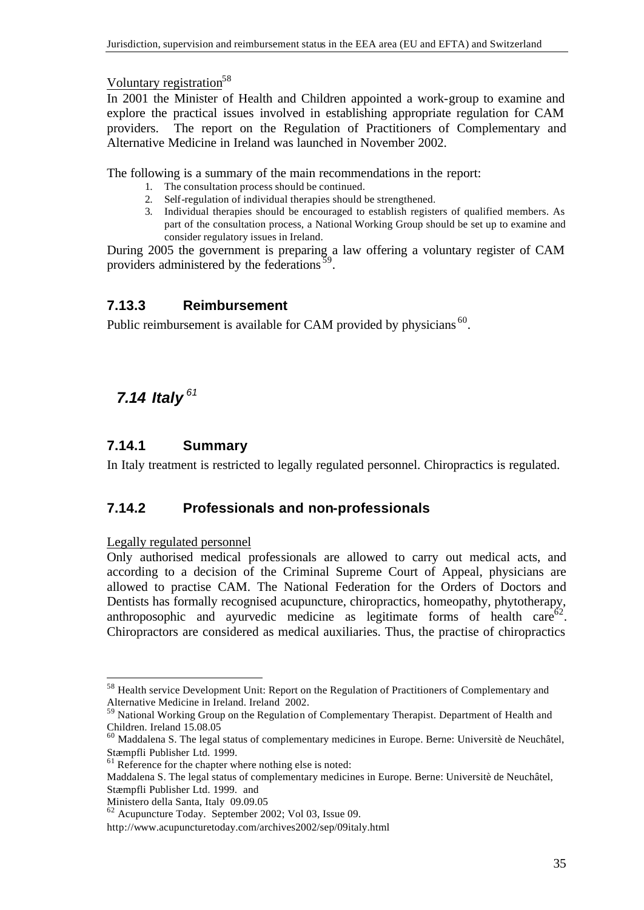Voluntary registration[58]

In 2001 the Minister of Health and Children appointed a work-group to examine and explore the practical issues involved in establishing appropriate regulation for CAM providers. The report on the Regulation of Practitioners of Complementary and Alternative Medicine in Ireland was launched in November 2002.

The following is a summary of the main recommendations in the report:

1. The consultation process should be continued.
2. Self-regulation of individual therapies should be strengthened.
3. Individual therapies should be encouraged to establish registers of qualified members. As part of the consultation process, a National Working Group should be set up to examine and consider regulatory issues in Ireland.

During 2005 the government is preparing a law offering a voluntary register of CAM providers administered by the federations[59].

### 7.13.3 Reimbursement

Public reimbursement is available for CAM provided by physicians[60].

## *7.14 Italy*[61]

### 7.14.1 Summary

In Italy treatment is restricted to legally regulated personnel. Chiropractics is regulated.

### 7.14.2 Professionals and non-professionals

Legally regulated personnel

Only authorised medical professionals are allowed to carry out medical acts, and according to a decision of the Criminal Supreme Court of Appeal, physicians are allowed to practise CAM. The National Federation for the Orders of Doctors and Dentists has formally recognised acupuncture, chiropractics, homeopathy, phytotherapy, anthroposophic and ayurvedic medicine as legitimate forms of health care[62]. Chiropractors are considered as medical auxiliaries. Thus, the practise of chiropractics

---

[58] Health service Development Unit: Report on the Regulation of Practitioners of Complementary and Alternative Medicine in Ireland. Ireland 2002.

[59] National Working Group on the Regulation of Complementary Therapist. Department of Health and Children. Ireland 15.08.05

[60] Maddalena S. The legal status of complementary medicines in Europe. Berne: Universitè de Neuchâtel, Stæmpfli Publisher Ltd. 1999.

[61] Reference for the chapter where nothing else is noted:
Maddalena S. The legal status of complementary medicines in Europe. Berne: Universitè de Neuchâtel, Stæmpfli Publisher Ltd. 1999. and
Ministero della Santa, Italy 09.09.05

[62] Acupuncture Today. September 2002; Vol 03, Issue 09.
http://www.acupuncturetoday.com/archives2002/sep/09italy.html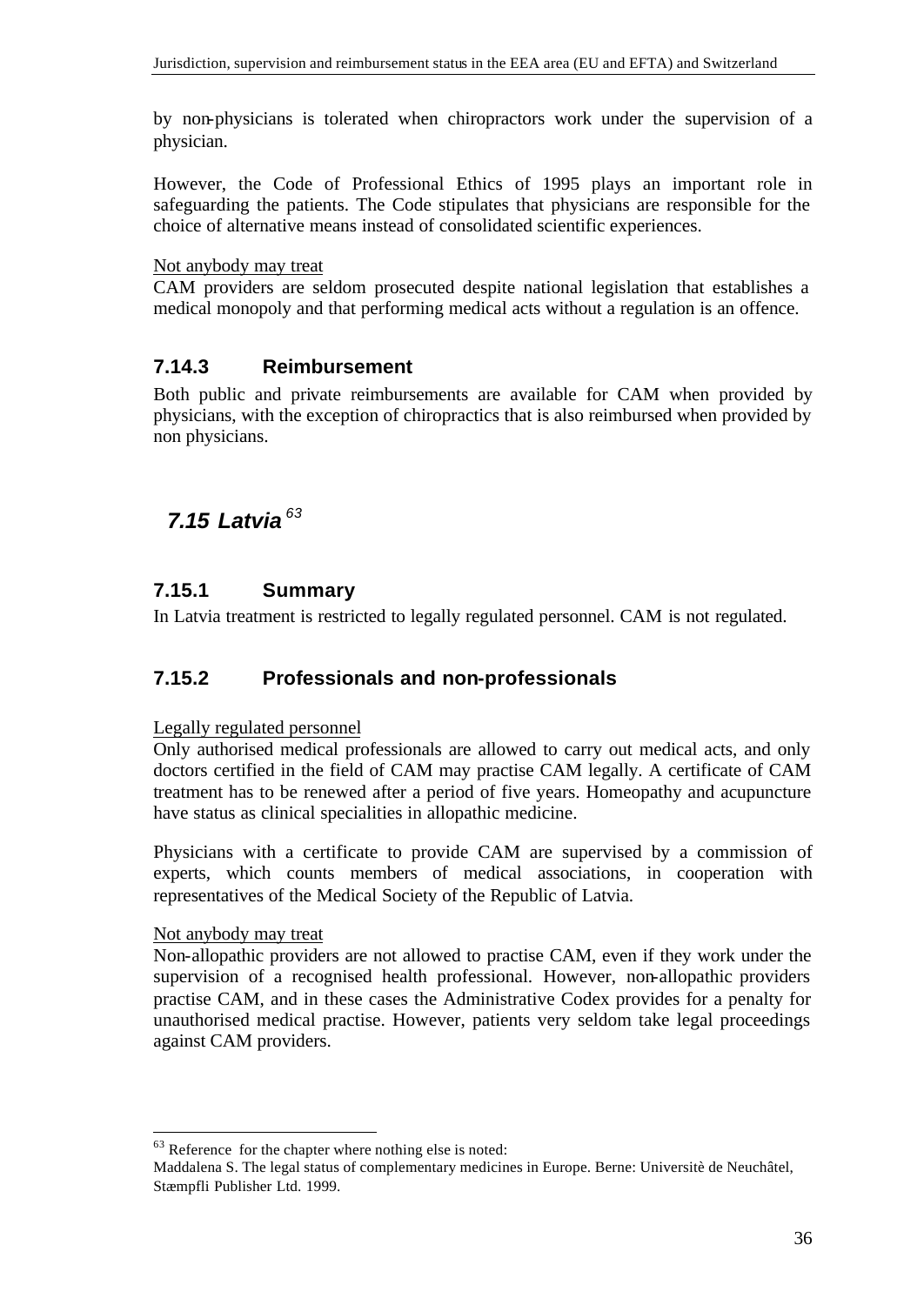by non-physicians is tolerated when chiropractors work under the supervision of a physician.

However, the Code of Professional Ethics of 1995 plays an important role in safeguarding the patients. The Code stipulates that physicians are responsible for the choice of alternative means instead of consolidated scientific experiences.

Not anybody may treat

CAM providers are seldom prosecuted despite national legislation that establishes a medical monopoly and that performing medical acts without a regulation is an offence.

### 7.14.3 Reimbursement

Both public and private reimbursements are available for CAM when provided by physicians, with the exception of chiropractics that is also reimbursed when provided by non physicians.

## *7.15 Latvia* [63]

### 7.15.1 Summary

In Latvia treatment is restricted to legally regulated personnel. CAM is not regulated.

### 7.15.2 Professionals and non-professionals

Legally regulated personnel

Only authorised medical professionals are allowed to carry out medical acts, and only doctors certified in the field of CAM may practise CAM legally. A certificate of CAM treatment has to be renewed after a period of five years. Homeopathy and acupuncture have status as clinical specialities in allopathic medicine.

Physicians with a certificate to provide CAM are supervised by a commission of experts, which counts members of medical associations, in cooperation with representatives of the Medical Society of the Republic of Latvia.

Not anybody may treat

Non-allopathic providers are not allowed to practise CAM, even if they work under the supervision of a recognised health professional. However, non-allopathic providers practise CAM, and in these cases the Administrative Codex provides for a penalty for unauthorised medical practise. However, patients very seldom take legal proceedings against CAM providers.

---

[63] Reference for the chapter where nothing else is noted:
Maddalena S. The legal status of complementary medicines in Europe. Berne: Universitè de Neuchâtel, Stæmpfli Publisher Ltd. 1999.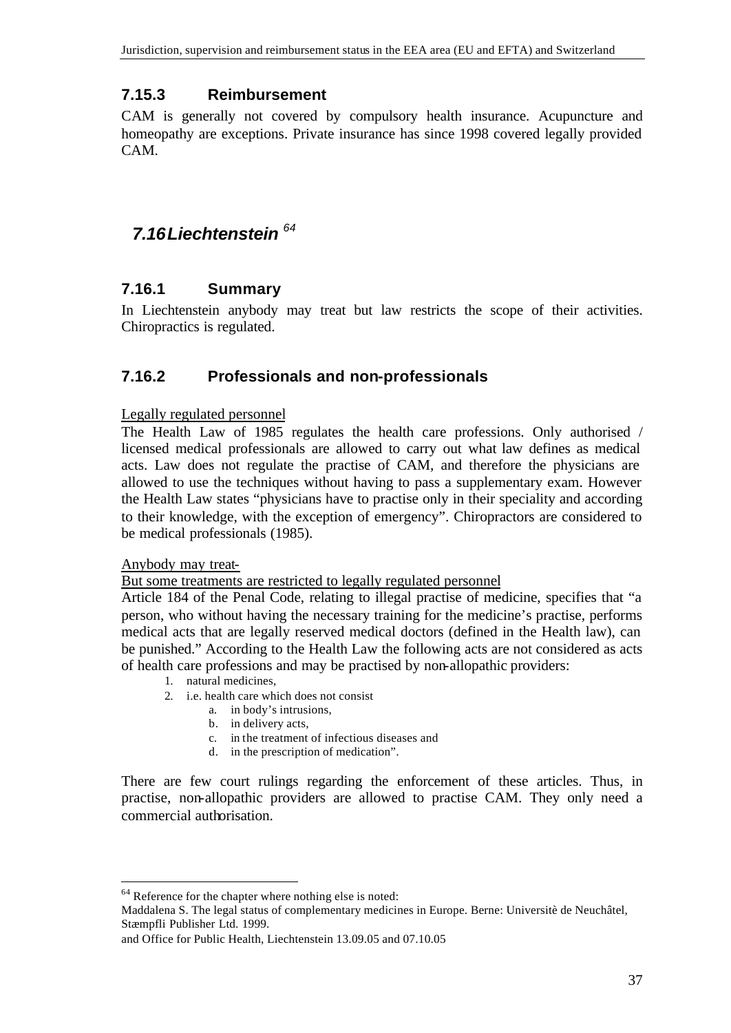### 7.15.3 Reimbursement

CAM is generally not covered by compulsory health insurance. Acupuncture and homeopathy are exceptions. Private insurance has since 1998 covered legally provided CAM.

## 7.16 Liechtenstein [64]

### 7.16.1 Summary

In Liechtenstein anybody may treat but law restricts the scope of their activities. Chiropractics is regulated.

### 7.16.2 Professionals and non-professionals

Legally regulated personnel

The Health Law of 1985 regulates the health care professions. Only authorised / licensed medical professionals are allowed to carry out what law defines as medical acts. Law does not regulate the practise of CAM, and therefore the physicians are allowed to use the techniques without having to pass a supplementary exam. However the Health Law states "physicians have to practise only in their speciality and according to their knowledge, with the exception of emergency". Chiropractors are considered to be medical professionals (1985).

Anybody may treat-

But some treatments are restricted to legally regulated personnel

Article 184 of the Penal Code, relating to illegal practise of medicine, specifies that "a person, who without having the necessary training for the medicine's practise, performs medical acts that are legally reserved medical doctors (defined in the Health law), can be punished." According to the Health Law the following acts are not considered as acts of health care professions and may be practised by non-allopathic providers:

1. natural medicines,
2. i.e. health care which does not consist
    a. in body's intrusions,
    b. in delivery acts,
    c. in the treatment of infectious diseases and
    d. in the prescription of medication".

There are few court rulings regarding the enforcement of these articles. Thus, in practise, non-allopathic providers are allowed to practise CAM. They only need a commercial authorisation.

---

[64] Reference for the chapter where nothing else is noted:
Maddalena S. The legal status of complementary medicines in Europe. Berne: Universitè de Neuchâtel, Stæmpfli Publisher Ltd. 1999.
and Office for Public Health, Liechtenstein 13.09.05 and 07.10.05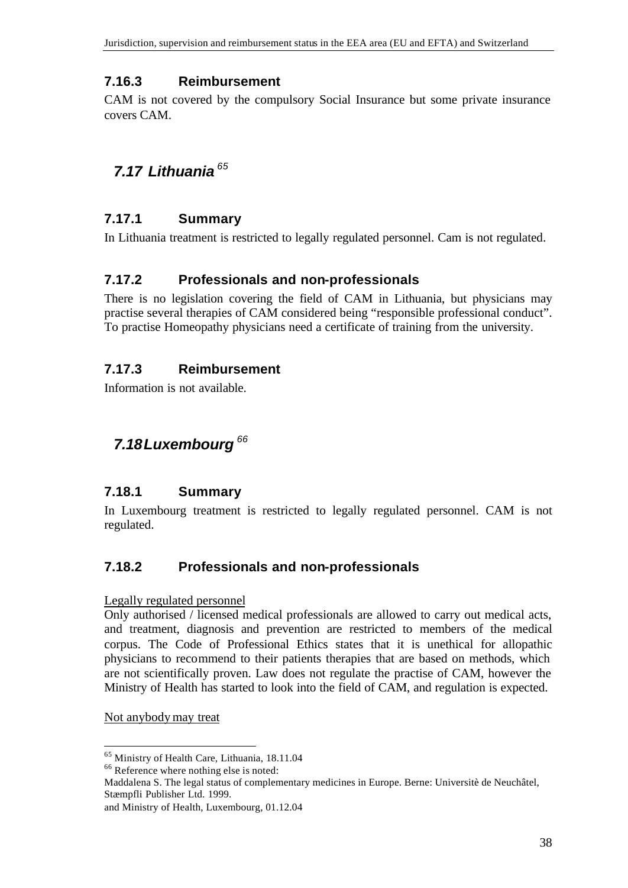### 7.16.3 Reimbursement

CAM is not covered by the compulsory Social Insurance but some private insurance covers CAM.

## 7.17 Lithuania [65]

### 7.17.1 Summary

In Lithuania treatment is restricted to legally regulated personnel. Cam is not regulated.

### 7.17.2 Professionals and non-professionals

There is no legislation covering the field of CAM in Lithuania, but physicians may practise several therapies of CAM considered being "responsible professional conduct". To practise Homeopathy physicians need a certificate of training from the university.

### 7.17.3 Reimbursement

Information is not available.

## 7.18 Luxembourg [66]

### 7.18.1 Summary

In Luxembourg treatment is restricted to legally regulated personnel. CAM is not regulated.

### 7.18.2 Professionals and non-professionals

Legally regulated personnel

Only authorised / licensed medical professionals are allowed to carry out medical acts, and treatment, diagnosis and prevention are restricted to members of the medical corpus. The Code of Professional Ethics states that it is unethical for allopathic physicians to recommend to their patients therapies that are based on methods, which are not scientifically proven. Law does not regulate the practise of CAM, however the Ministry of Health has started to look into the field of CAM, and regulation is expected.

Not anybody may treat

---

[65] Ministry of Health Care, Lithuania, 18.11.04

[66] Reference where nothing else is noted:
Maddalena S. The legal status of complementary medicines in Europe. Berne: Universitè de Neuchâtel, Stæmpfli Publisher Ltd. 1999.
and Ministry of Health, Luxembourg, 01.12.04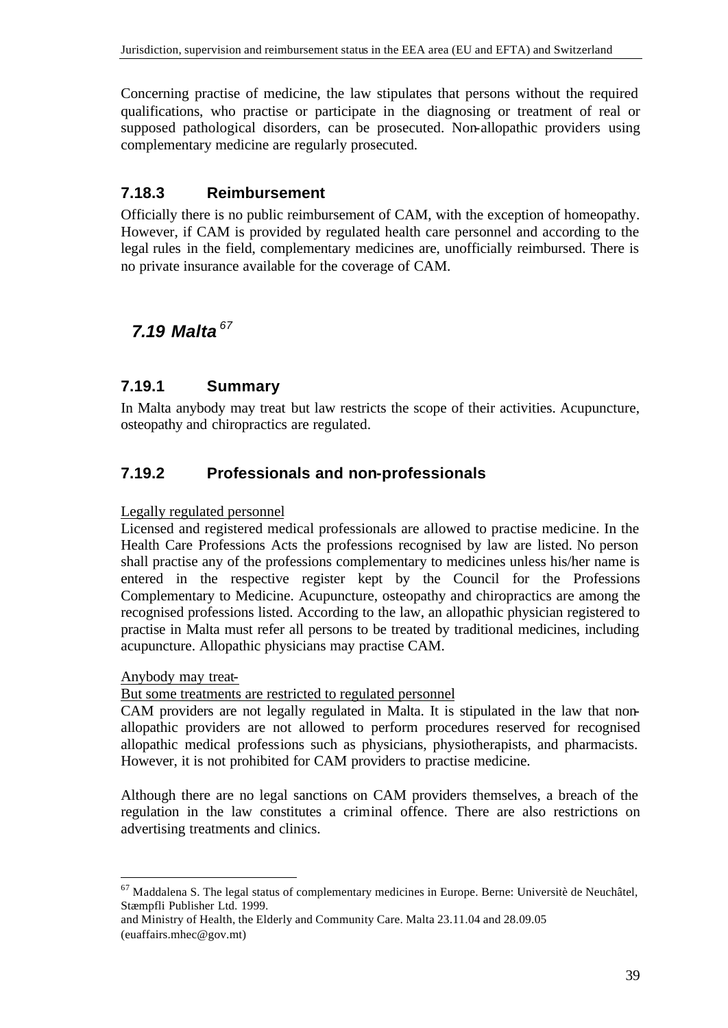Concerning practise of medicine, the law stipulates that persons without the required qualifications, who practise or participate in the diagnosing or treatment of real or supposed pathological disorders, can be prosecuted. Non-allopathic providers using complementary medicine are regularly prosecuted.

### 7.18.3 Reimbursement

Officially there is no public reimbursement of CAM, with the exception of homeopathy. However, if CAM is provided by regulated health care personnel and according to the legal rules in the field, complementary medicines are, unofficially reimbursed. There is no private insurance available for the coverage of CAM.

## *7.19 Malta* [67]

### 7.19.1 Summary

In Malta anybody may treat but law restricts the scope of their activities. Acupuncture, osteopathy and chiropractics are regulated.

### 7.19.2 Professionals and non-professionals

Legally regulated personnel

Licensed and registered medical professionals are allowed to practise medicine. In the Health Care Professions Acts the professions recognised by law are listed. No person shall practise any of the professions complementary to medicines unless his/her name is entered in the respective register kept by the Council for the Professions Complementary to Medicine. Acupuncture, osteopathy and chiropractics are among the recognised professions listed. According to the law, an allopathic physician registered to practise in Malta must refer all persons to be treated by traditional medicines, including acupuncture. Allopathic physicians may practise CAM.

Anybody may treat-

But some treatments are restricted to regulated personnel

CAM providers are not legally regulated in Malta. It is stipulated in the law that non-allopathic providers are not allowed to perform procedures reserved for recognised allopathic medical professions such as physicians, physiotherapists, and pharmacists. However, it is not prohibited for CAM providers to practise medicine.

Although there are no legal sanctions on CAM providers themselves, a breach of the regulation in the law constitutes a criminal offence. There are also restrictions on advertising treatments and clinics.

---

[67] Maddalena S. The legal status of complementary medicines in Europe. Berne: Universitè de Neuchâtel, Stæmpfli Publisher Ltd. 1999.
and Ministry of Health, the Elderly and Community Care. Malta 23.11.04 and 28.09.05 (euaffairs.mhec@gov.mt)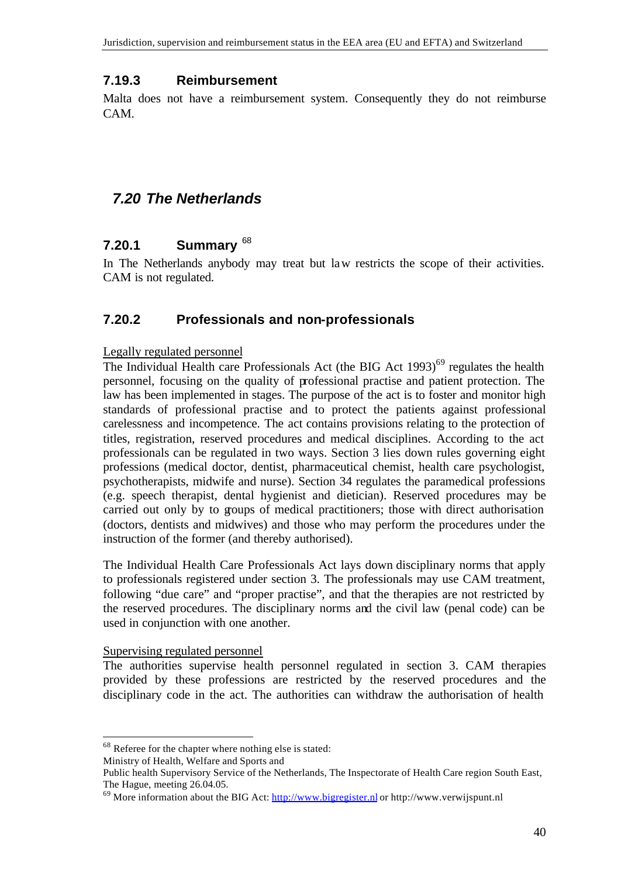### 7.19.3 Reimbursement

Malta does not have a reimbursement system. Consequently they do not reimburse CAM.

## *7.20 The Netherlands*

### 7.20.1 Summary [68]

In The Netherlands anybody may treat but law restricts the scope of their activities. CAM is not regulated.

### 7.20.2 Professionals and non-professionals

Legally regulated personnel

The Individual Health care Professionals Act (the BIG Act 1993)[69] regulates the health personnel, focusing on the quality of professional practise and patient protection. The law has been implemented in stages. The purpose of the act is to foster and monitor high standards of professional practise and to protect the patients against professional carelessness and incompetence. The act contains provisions relating to the protection of titles, registration, reserved procedures and medical disciplines. According to the act professionals can be regulated in two ways. Section 3 lies down rules governing eight professions (medical doctor, dentist, pharmaceutical chemist, health care psychologist, psychotherapists, midwife and nurse). Section 34 regulates the paramedical professions (e.g. speech therapist, dental hygienist and dietician). Reserved procedures may be carried out only by to groups of medical practitioners; those with direct authorisation (doctors, dentists and midwives) and those who may perform the procedures under the instruction of the former (and thereby authorised).

The Individual Health Care Professionals Act lays down disciplinary norms that apply to professionals registered under section 3. The professionals may use CAM treatment, following "due care" and "proper practise", and that the therapies are not restricted by the reserved procedures. The disciplinary norms and the civil law (penal code) can be used in conjunction with one another.

Supervising regulated personnel

The authorities supervise health personnel regulated in section 3. CAM therapies provided by these professions are restricted by the reserved procedures and the disciplinary code in the act. The authorities can withdraw the authorisation of health

---

[68] Referee for the chapter where nothing else is stated:
Ministry of Health, Welfare and Sports and
Public health Supervisory Service of the Netherlands, The Inspectorate of Health Care region South East, The Hague, meeting 26.04.05.

[69] More information about the BIG Act: http://www.bigregister.nl or http://www.verwijspunt.nl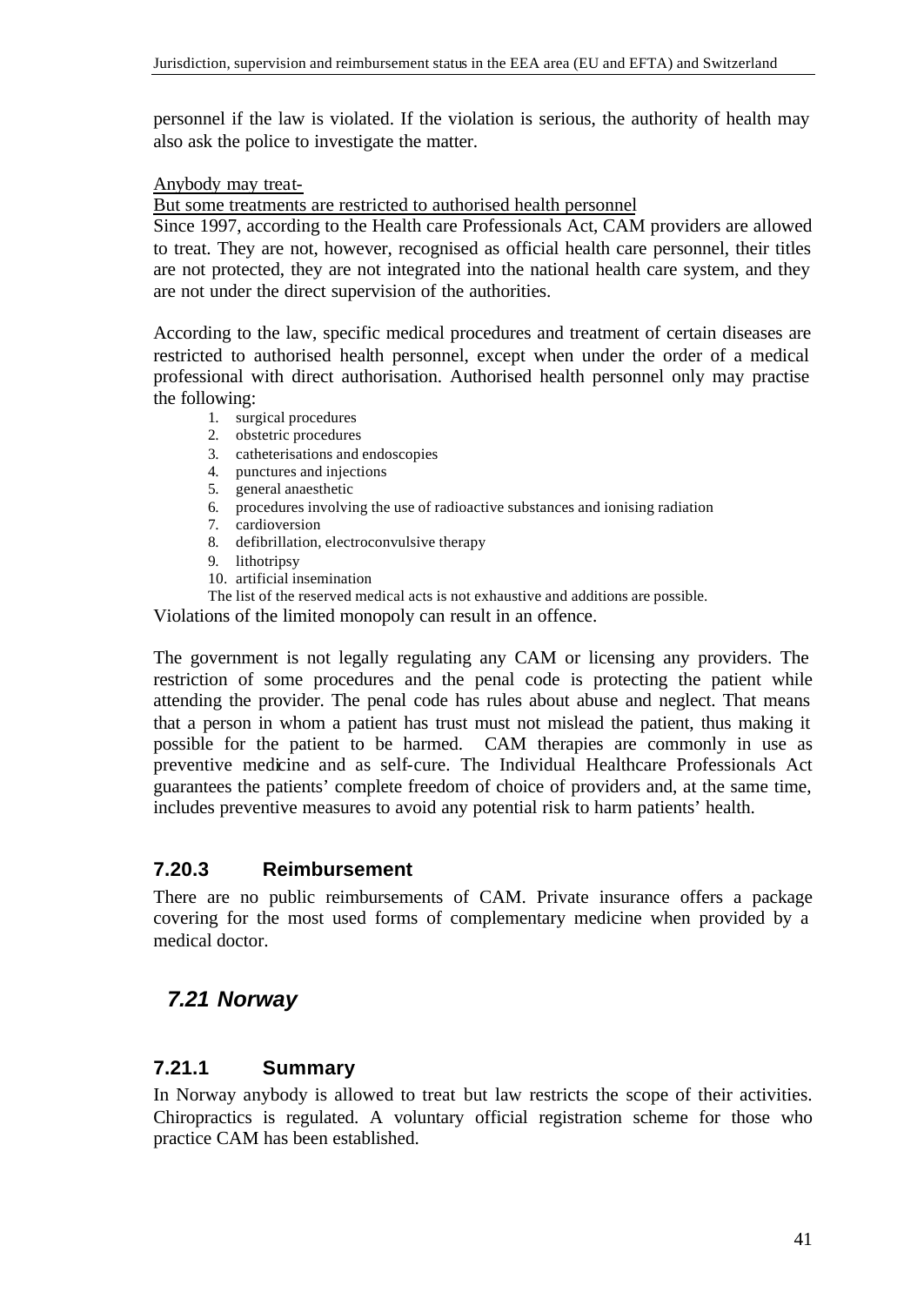personnel if the law is violated. If the violation is serious, the authority of health may also ask the police to investigate the matter.

<u>Anybody may treat-</u>
<u>But some treatments are restricted to authorised health personnel</u>
Since 1997, according to the Health care Professionals Act, CAM providers are allowed to treat. They are not, however, recognised as official health care personnel, their titles are not protected, they are not integrated into the national health care system, and they are not under the direct supervision of the authorities.

According to the law, specific medical procedures and treatment of certain diseases are restricted to authorised health personnel, except when under the order of a medical professional with direct authorisation. Authorised health personnel only may practise the following:

1. surgical procedures
2. obstetric procedures
3. catheterisations and endoscopies
4. punctures and injections
5. general anaesthetic
6. procedures involving the use of radioactive substances and ionising radiation
7. cardioversion
8. defibrillation, electroconvulsive therapy
9. lithotripsy
10. artificial insemination

The list of the reserved medical acts is not exhaustive and additions are possible.

Violations of the limited monopoly can result in an offence.

The government is not legally regulating any CAM or licensing any providers. The restriction of some procedures and the penal code is protecting the patient while attending the provider. The penal code has rules about abuse and neglect. That means that a person in whom a patient has trust must not mislead the patient, thus making it possible for the patient to be harmed. CAM therapies are commonly in use as preventive medicine and as self-cure. The Individual Healthcare Professionals Act guarantees the patients' complete freedom of choice of providers and, at the same time, includes preventive measures to avoid any potential risk to harm patients' health.

### 7.20.3 Reimbursement

There are no public reimbursements of CAM. Private insurance offers a package covering for the most used forms of complementary medicine when provided by a medical doctor.

## *7.21 Norway*

### 7.21.1 Summary

In Norway anybody is allowed to treat but law restricts the scope of their activities. Chiropractics is regulated. A voluntary official registration scheme for those who practice CAM has been established.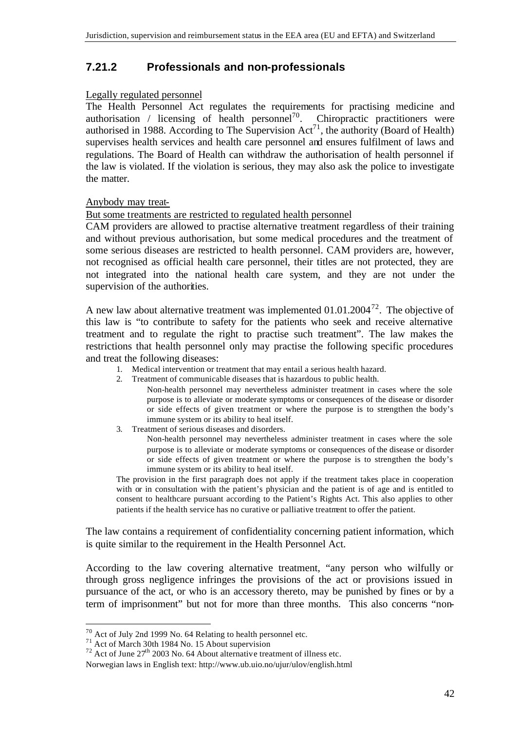### 7.21.2 Professionals and non-professionals

Legally regulated personnel

The Health Personnel Act regulates the requirements for practising medicine and authorisation / licensing of health personnel[70]. Chiropractic practitioners were authorised in 1988. According to The Supervision Act[71], the authority (Board of Health) supervises health services and health care personnel and ensures fulfilment of laws and regulations. The Board of Health can withdraw the authorisation of health personnel if the law is violated. If the violation is serious, they may also ask the police to investigate the matter.

Anybody may treat-

But some treatments are restricted to regulated health personnel

CAM providers are allowed to practise alternative treatment regardless of their training and without previous authorisation, but some medical procedures and the treatment of some serious diseases are restricted to health personnel. CAM providers are, however, not recognised as official health care personnel, their titles are not protected, they are not integrated into the national health care system, and they are not under the supervision of the authorities.

A new law about alternative treatment was implemented 01.01.2004[72]. The objective of this law is "to contribute to safety for the patients who seek and receive alternative treatment and to regulate the right to practise such treatment". The law makes the restrictions that health personnel only may practise the following specific procedures and treat the following diseases:

1. Medical intervention or treatment that may entail a serious health hazard.
2. Treatment of communicable diseases that is hazardous to public health.

   Non-health personnel may nevertheless administer treatment in cases where the sole purpose is to alleviate or moderate symptoms or consequences of the disease or disorder or side effects of given treatment or where the purpose is to strengthen the body's immune system or its ability to heal itself.
3. Treatment of serious diseases and disorders.

   Non-health personnel may nevertheless administer treatment in cases where the sole purpose is to alleviate or moderate symptoms or consequences of the disease or disorder or side effects of given treatment or where the purpose is to strengthen the body's immune system or its ability to heal itself.

The provision in the first paragraph does not apply if the treatment takes place in cooperation with or in consultation with the patient's physician and the patient is of age and is entitled to consent to healthcare pursuant according to the Patient's Rights Act. This also applies to other patients if the health service has no curative or palliative treatment to offer the patient.

The law contains a requirement of confidentiality concerning patient information, which is quite similar to the requirement in the Health Personnel Act.

According to the law covering alternative treatment, "any person who wilfully or through gross negligence infringes the provisions of the act or provisions issued in pursuance of the act, or who is an accessory thereto, may be punished by fines or by a term of imprisonment" but not for more than three months. This also concerns "non-

[70] Act of July 2nd 1999 No. 64 Relating to health personnel etc.

[71] Act of March 30th 1984 No. 15 About supervision

[72] Act of June 27th 2003 No. 64 About alternative treatment of illness etc.

Norwegian laws in English text: http://www.ub.uio.no/ujur/ulov/english.html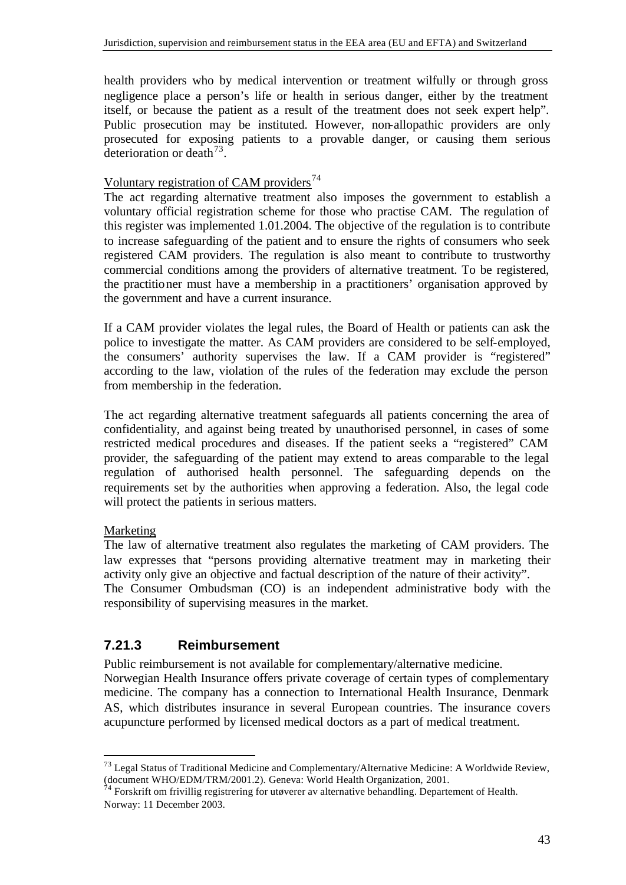health providers who by medical intervention or treatment wilfully or through gross negligence place a person's life or health in serious danger, either by the treatment itself, or because the patient as a result of the treatment does not seek expert help". Public prosecution may be instituted. However, non-allopathic providers are only prosecuted for exposing patients to a provable danger, or causing them serious deterioration or death[73].

Voluntary registration of CAM providers[74]

The act regarding alternative treatment also imposes the government to establish a voluntary official registration scheme for those who practise CAM. The regulation of this register was implemented 1.01.2004. The objective of the regulation is to contribute to increase safeguarding of the patient and to ensure the rights of consumers who seek registered CAM providers. The regulation is also meant to contribute to trustworthy commercial conditions among the providers of alternative treatment. To be registered, the practitioner must have a membership in a practitioners' organisation approved by the government and have a current insurance.

If a CAM provider violates the legal rules, the Board of Health or patients can ask the police to investigate the matter. As CAM providers are considered to be self-employed, the consumers' authority supervises the law. If a CAM provider is "registered" according to the law, violation of the rules of the federation may exclude the person from membership in the federation.

The act regarding alternative treatment safeguards all patients concerning the area of confidentiality, and against being treated by unauthorised personnel, in cases of some restricted medical procedures and diseases. If the patient seeks a "registered" CAM provider, the safeguarding of the patient may extend to areas comparable to the legal regulation of authorised health personnel. The safeguarding depends on the requirements set by the authorities when approving a federation. Also, the legal code will protect the patients in serious matters.

Marketing

The law of alternative treatment also regulates the marketing of CAM providers. The law expresses that "persons providing alternative treatment may in marketing their activity only give an objective and factual description of the nature of their activity".
The Consumer Ombudsman (CO) is an independent administrative body with the responsibility of supervising measures in the market.

### 7.21.3 Reimbursement

Public reimbursement is not available for complementary/alternative medicine.
Norwegian Health Insurance offers private coverage of certain types of complementary medicine. The company has a connection to International Health Insurance, Denmark AS, which distributes insurance in several European countries. The insurance covers acupuncture performed by licensed medical doctors as a part of medical treatment.

---

[73] Legal Status of Traditional Medicine and Complementary/Alternative Medicine: A Worldwide Review, (document WHO/EDM/TRM/2001.2). Geneva: World Health Organization, 2001.

[74] Forskrift om frivillig registrering for utøverer av alternative behandling. Departement of Health. Norway: 11 December 2003.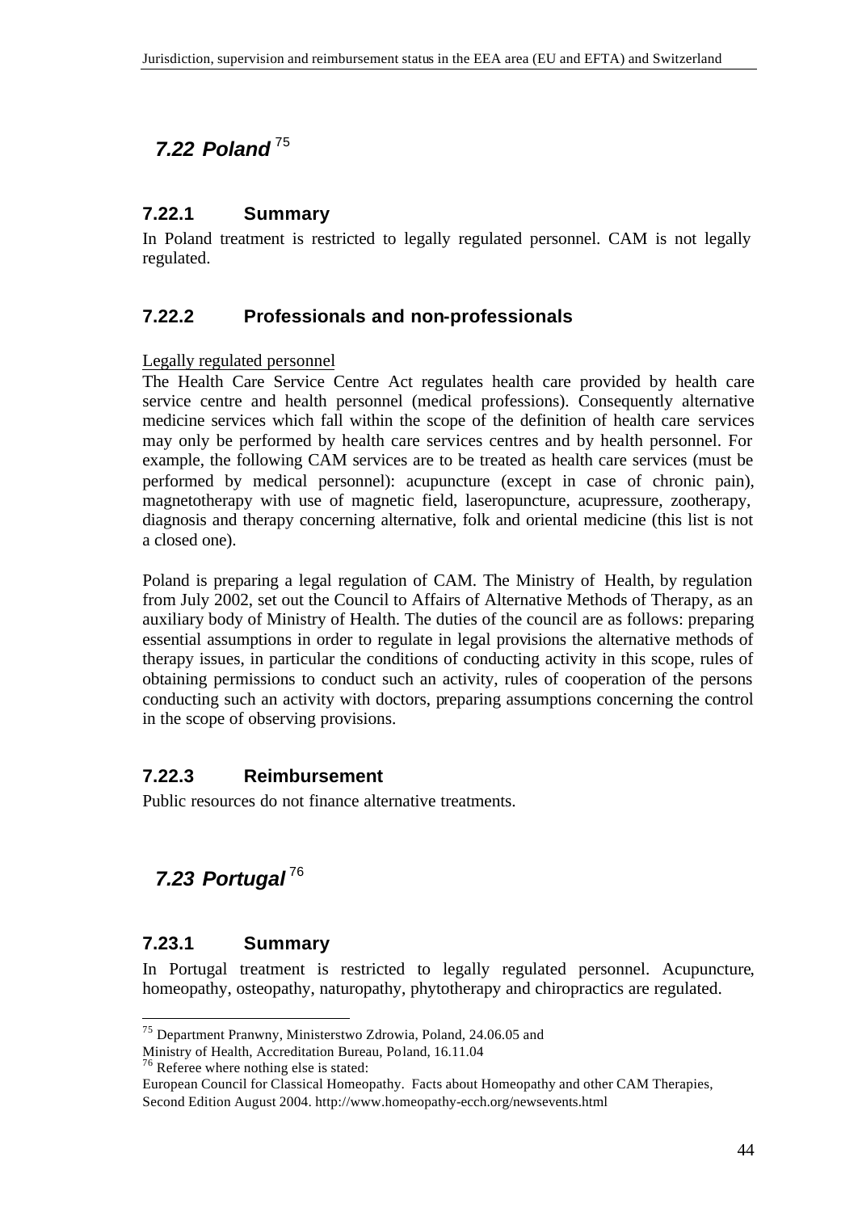## *7.22 Poland* [75]

### 7.22.1 Summary

In Poland treatment is restricted to legally regulated personnel. CAM is not legally regulated.

### 7.22.2 Professionals and non-professionals

Legally regulated personnel

The Health Care Service Centre Act regulates health care provided by health care service centre and health personnel (medical professions). Consequently alternative medicine services which fall within the scope of the definition of health care services may only be performed by health care services centres and by health personnel. For example, the following CAM services are to be treated as health care services (must be performed by medical personnel): acupuncture (except in case of chronic pain), magnetotherapy with use of magnetic field, laseropuncture, acupressure, zootherapy, diagnosis and therapy concerning alternative, folk and oriental medicine (this list is not a closed one).

Poland is preparing a legal regulation of CAM. The Ministry of Health, by regulation from July 2002, set out the Council to Affairs of Alternative Methods of Therapy, as an auxiliary body of Ministry of Health. The duties of the council are as follows: preparing essential assumptions in order to regulate in legal provisions the alternative methods of therapy issues, in particular the conditions of conducting activity in this scope, rules of obtaining permissions to conduct such an activity, rules of cooperation of the persons conducting such an activity with doctors, preparing assumptions concerning the control in the scope of observing provisions.

### 7.22.3 Reimbursement

Public resources do not finance alternative treatments.

## *7.23 Portugal* [76]

### 7.23.1 Summary

In Portugal treatment is restricted to legally regulated personnel. Acupuncture, homeopathy, osteopathy, naturopathy, phytotherapy and chiropractics are regulated.

---

[75] Department Pranwny, Ministerstwo Zdrowia, Poland, 24.06.05 and
Ministry of Health, Accreditation Bureau, Poland, 16.11.04

[76] Referee where nothing else is stated:
European Council for Classical Homeopathy. Facts about Homeopathy and other CAM Therapies, Second Edition August 2004. http://www.homeopathy-ecch.org/newsevents.html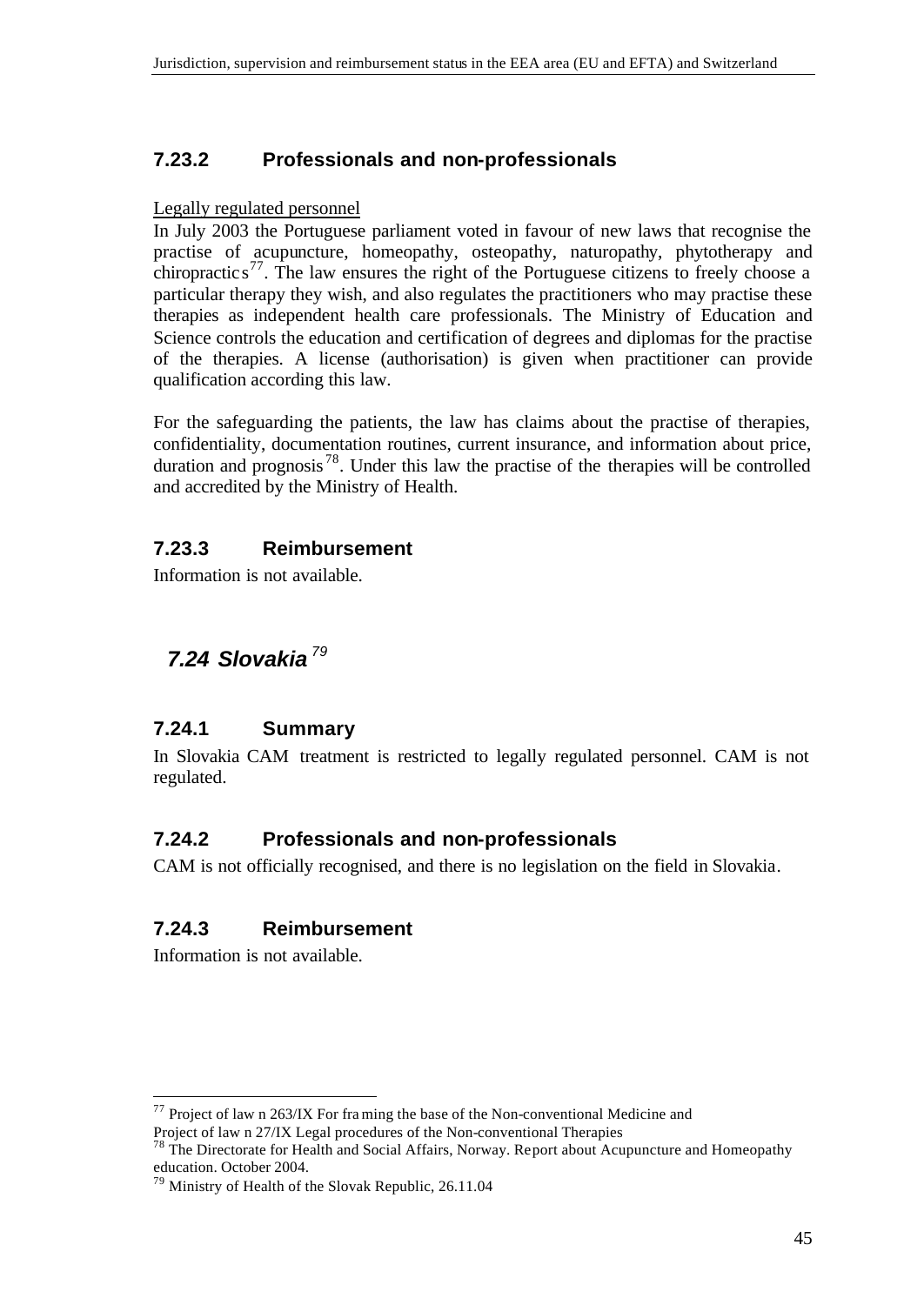### 7.23.2 Professionals and non-professionals

Legally regulated personnel

In July 2003 the Portuguese parliament voted in favour of new laws that recognise the practise of acupuncture, homeopathy, osteopathy, naturopathy, phytotherapy and chiropractics[77]. The law ensures the right of the Portuguese citizens to freely choose a particular therapy they wish, and also regulates the practitioners who may practise these therapies as independent health care professionals. The Ministry of Education and Science controls the education and certification of degrees and diplomas for the practise of the therapies. A license (authorisation) is given when practitioner can provide qualification according this law.

For the safeguarding the patients, the law has claims about the practise of therapies, confidentiality, documentation routines, current insurance, and information about price, duration and prognosis[78]. Under this law the practise of the therapies will be controlled and accredited by the Ministry of Health.

### 7.23.3 Reimbursement

Information is not available.

## *7.24 Slovakia*[79]

### 7.24.1 Summary

In Slovakia CAM treatment is restricted to legally regulated personnel. CAM is not regulated.

### 7.24.2 Professionals and non-professionals

CAM is not officially recognised, and there is no legislation on the field in Slovakia.

### 7.24.3 Reimbursement

Information is not available.

---

[77] Project of law n 263/IX For framing the base of the Non-conventional Medicine and Project of law n 27/IX Legal procedures of the Non-conventional Therapies

[78] The Directorate for Health and Social Affairs, Norway. Report about Acupuncture and Homeopathy education. October 2004.

[79] Ministry of Health of the Slovak Republic, 26.11.04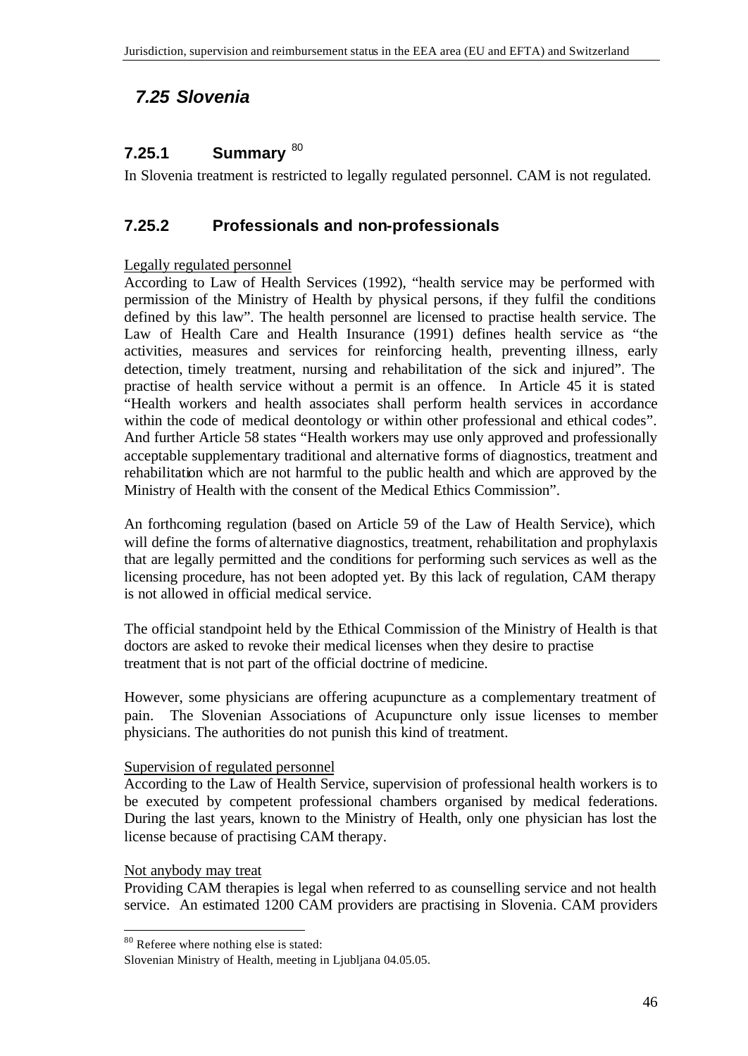## *7.25 Slovenia*

### 7.25.1 Summary [80]

In Slovenia treatment is restricted to legally regulated personnel. CAM is not regulated.

### 7.25.2 Professionals and non-professionals

Legally regulated personnel

According to Law of Health Services (1992), "health service may be performed with permission of the Ministry of Health by physical persons, if they fulfil the conditions defined by this law". The health personnel are licensed to practise health service. The Law of Health Care and Health Insurance (1991) defines health service as "the activities, measures and services for reinforcing health, preventing illness, early detection, timely treatment, nursing and rehabilitation of the sick and injured". The practise of health service without a permit is an offence. In Article 45 it is stated "Health workers and health associates shall perform health services in accordance within the code of medical deontology or within other professional and ethical codes". And further Article 58 states "Health workers may use only approved and professionally acceptable supplementary traditional and alternative forms of diagnostics, treatment and rehabilitation which are not harmful to the public health and which are approved by the Ministry of Health with the consent of the Medical Ethics Commission".

An forthcoming regulation (based on Article 59 of the Law of Health Service), which will define the forms of alternative diagnostics, treatment, rehabilitation and prophylaxis that are legally permitted and the conditions for performing such services as well as the licensing procedure, has not been adopted yet. By this lack of regulation, CAM therapy is not allowed in official medical service.

The official standpoint held by the Ethical Commission of the Ministry of Health is that doctors are asked to revoke their medical licenses when they desire to practise treatment that is not part of the official doctrine of medicine.

However, some physicians are offering acupuncture as a complementary treatment of pain. The Slovenian Associations of Acupuncture only issue licenses to member physicians. The authorities do not punish this kind of treatment.

Supervision of regulated personnel

According to the Law of Health Service, supervision of professional health workers is to be executed by competent professional chambers organised by medical federations. During the last years, known to the Ministry of Health, only one physician has lost the license because of practising CAM therapy.

Not anybody may treat

Providing CAM therapies is legal when referred to as counselling service and not health service. An estimated 1200 CAM providers are practising in Slovenia. CAM providers

---

[80] Referee where nothing else is stated:
Slovenian Ministry of Health, meeting in Ljubljana 04.05.05.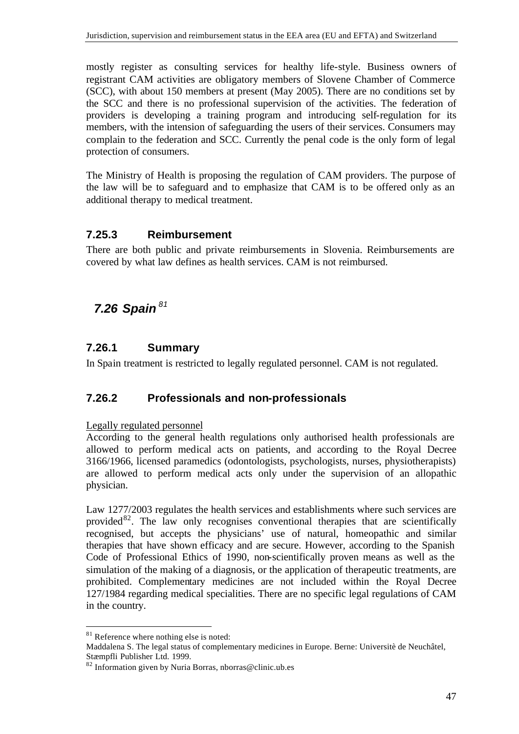mostly register as consulting services for healthy life-style. Business owners of registrant CAM activities are obligatory members of Slovene Chamber of Commerce (SCC), with about 150 members at present (May 2005). There are no conditions set by the SCC and there is no professional supervision of the activities. The federation of providers is developing a training program and introducing self-regulation for its members, with the intension of safeguarding the users of their services. Consumers may complain to the federation and SCC. Currently the penal code is the only form of legal protection of consumers.

The Ministry of Health is proposing the regulation of CAM providers. The purpose of the law will be to safeguard and to emphasize that CAM is to be offered only as an additional therapy to medical treatment.

### 7.25.3 Reimbursement

There are both public and private reimbursements in Slovenia. Reimbursements are covered by what law defines as health services. CAM is not reimbursed.

## *7.26 Spain* [81]

### 7.26.1 Summary

In Spain treatment is restricted to legally regulated personnel. CAM is not regulated.

### 7.26.2 Professionals and non-professionals

Legally regulated personnel

According to the general health regulations only authorised health professionals are allowed to perform medical acts on patients, and according to the Royal Decree 3166/1966, licensed paramedics (odontologists, psychologists, nurses, physiotherapists) are allowed to perform medical acts only under the supervision of an allopathic physician.

Law 1277/2003 regulates the health services and establishments where such services are provided[82]. The law only recognises conventional therapies that are scientifically recognised, but accepts the physicians' use of natural, homeopathic and similar therapies that have shown efficacy and are secure. However, according to the Spanish Code of Professional Ethics of 1990, non-scientifically proven means as well as the simulation of the making of a diagnosis, or the application of therapeutic treatments, are prohibited. Complementary medicines are not included within the Royal Decree 127/1984 regarding medical specialities. There are no specific legal regulations of CAM in the country.

---

[81] Reference where nothing else is noted:
Maddalena S. The legal status of complementary medicines in Europe. Berne: Universitè de Neuchâtel, Stæmpfli Publisher Ltd. 1999.

[82] Information given by Nuria Borras, nborras@clinic.ub.es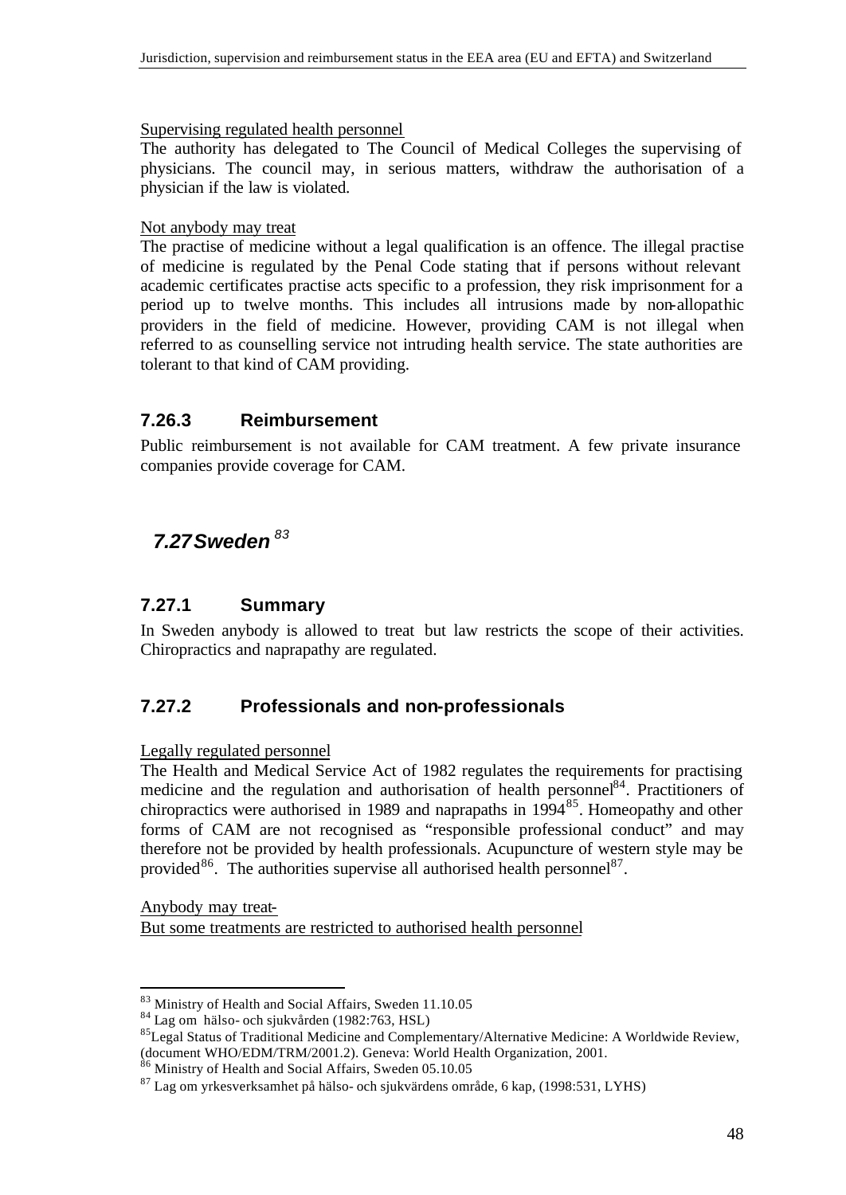Supervising regulated health personnel

The authority has delegated to The Council of Medical Colleges the supervising of physicians. The council may, in serious matters, withdraw the authorisation of a physician if the law is violated.

Not anybody may treat

The practise of medicine without a legal qualification is an offence. The illegal practise of medicine is regulated by the Penal Code stating that if persons without relevant academic certificates practise acts specific to a profession, they risk imprisonment for a period up to twelve months. This includes all intrusions made by non-allopathic providers in the field of medicine. However, providing CAM is not illegal when referred to as counselling service not intruding health service. The state authorities are tolerant to that kind of CAM providing.

### 7.26.3 Reimbursement

Public reimbursement is not available for CAM treatment. A few private insurance companies provide coverage for CAM.

## *7.27 Sweden* [83]

### 7.27.1 Summary

In Sweden anybody is allowed to treat but law restricts the scope of their activities. Chiropractics and naprapathy are regulated.

### 7.27.2 Professionals and non-professionals

Legally regulated personnel

The Health and Medical Service Act of 1982 regulates the requirements for practising medicine and the regulation and authorisation of health personnel[84]. Practitioners of chiropractics were authorised in 1989 and naprapaths in 1994[85]. Homeopathy and other forms of CAM are not recognised as "responsible professional conduct" and may therefore not be provided by health professionals. Acupuncture of western style may be provided[86]. The authorities supervise all authorised health personnel[87].

Anybody may treat-
But some treatments are restricted to authorised health personnel

---

[83] Ministry of Health and Social Affairs, Sweden 11.10.05

[84] Lag om hälso- och sjukvården (1982:763, HSL)

[85] Legal Status of Traditional Medicine and Complementary/Alternative Medicine: A Worldwide Review, (document WHO/EDM/TRM/2001.2). Geneva: World Health Organization, 2001.

[86] Ministry of Health and Social Affairs, Sweden 05.10.05

[87] Lag om yrkesverksamhet på hälso- och sjukvärdens område, 6 kap, (1998:531, LYHS)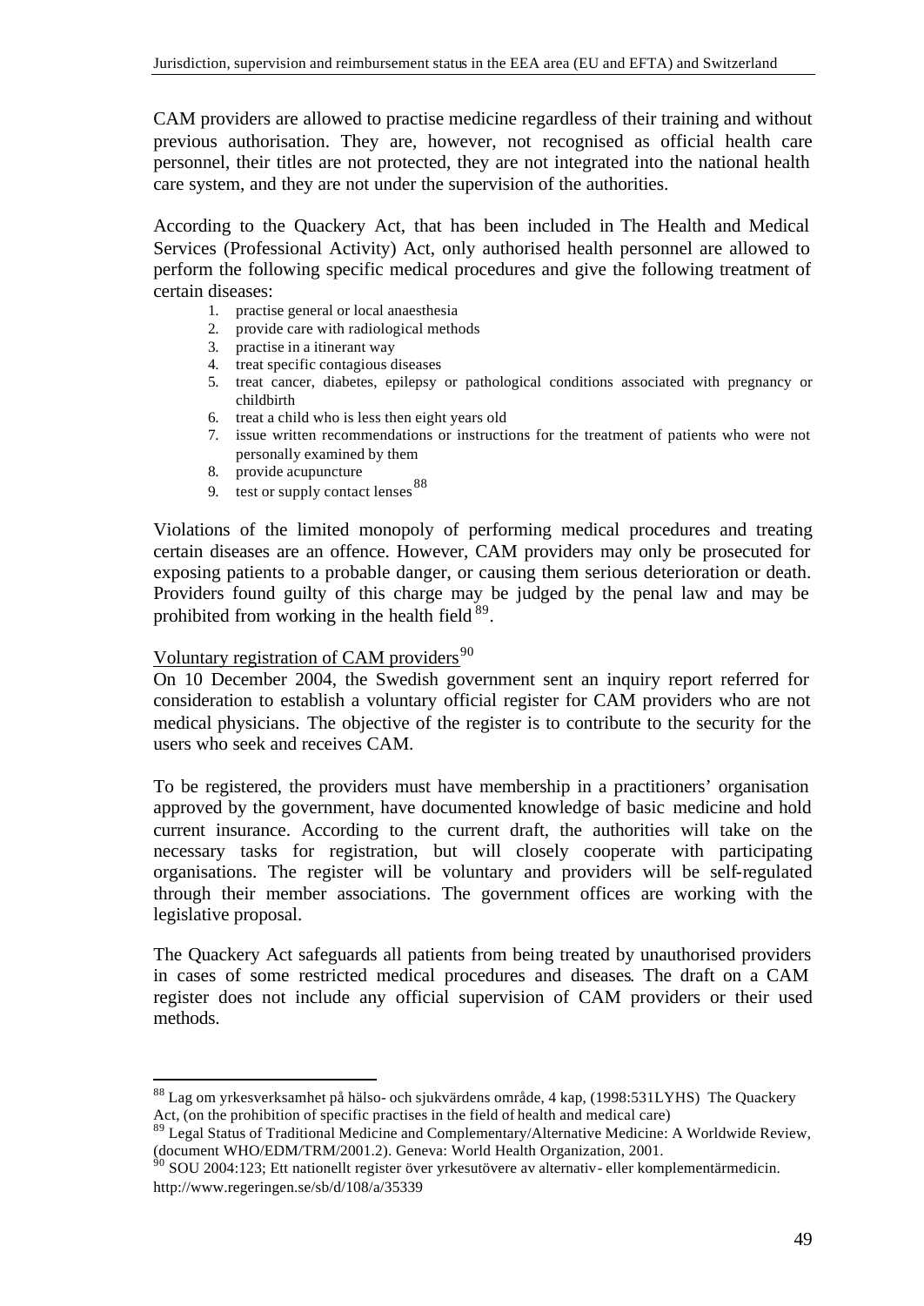CAM providers are allowed to practise medicine regardless of their training and without previous authorisation. They are, however, not recognised as official health care personnel, their titles are not protected, they are not integrated into the national health care system, and they are not under the supervision of the authorities.

According to the Quackery Act, that has been included in The Health and Medical Services (Professional Activity) Act, only authorised health personnel are allowed to perform the following specific medical procedures and give the following treatment of certain diseases:

1. practise general or local anaesthesia
2. provide care with radiological methods
3. practise in a itinerant way
4. treat specific contagious diseases
5. treat cancer, diabetes, epilepsy or pathological conditions associated with pregnancy or childbirth
6. treat a child who is less then eight years old
7. issue written recommendations or instructions for the treatment of patients who were not personally examined by them
8. provide acupuncture
9. test or supply contact lenses [88]

Violations of the limited monopoly of performing medical procedures and treating certain diseases are an offence. However, CAM providers may only be prosecuted for exposing patients to a probable danger, or causing them serious deterioration or death. Providers found guilty of this charge may be judged by the penal law and may be prohibited from working in the health field [89].

<u>Voluntary registration of CAM providers</u>[90]

On 10 December 2004, the Swedish government sent an inquiry report referred for consideration to establish a voluntary official register for CAM providers who are not medical physicians. The objective of the register is to contribute to the security for the users who seek and receives CAM.

To be registered, the providers must have membership in a practitioners' organisation approved by the government, have documented knowledge of basic medicine and hold current insurance. According to the current draft, the authorities will take on the necessary tasks for registration, but will closely cooperate with participating organisations. The register will be voluntary and providers will be self-regulated through their member associations. The government offices are working with the legislative proposal.

The Quackery Act safeguards all patients from being treated by unauthorised providers in cases of some restricted medical procedures and diseases. The draft on a CAM register does not include any official supervision of CAM providers or their used methods.

---

[88] Lag om yrkesverksamhet på hälso- och sjukvärdens område, 4 kap, (1998:531LYHS) The Quackery Act, (on the prohibition of specific practises in the field of health and medical care)

[89] Legal Status of Traditional Medicine and Complementary/Alternative Medicine: A Worldwide Review, (document WHO/EDM/TRM/2001.2). Geneva: World Health Organization, 2001.

[90] SOU 2004:123; Ett nationellt register över yrkesutövere av alternativ- eller komplementärmedicin. http://www.regeringen.se/sb/d/108/a/35339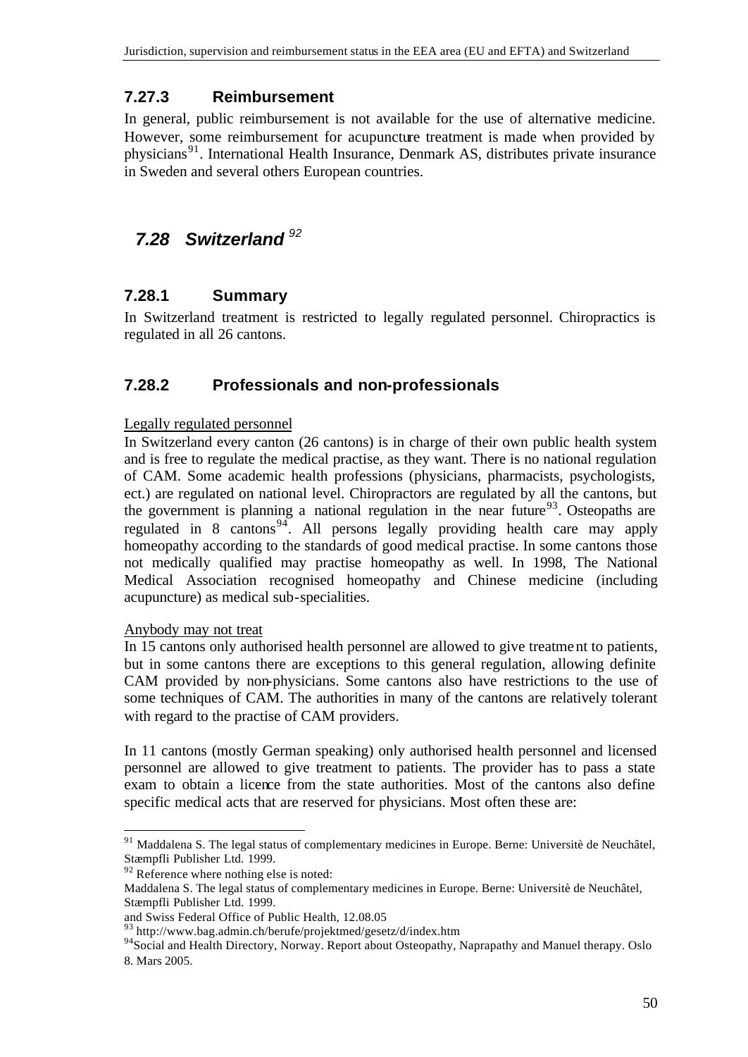### 7.27.3 Reimbursement

In general, public reimbursement is not available for the use of alternative medicine. However, some reimbursement for acupuncture treatment is made when provided by physicians[91]. International Health Insurance, Denmark AS, distributes private insurance in Sweden and several others European countries.

## *7.28 Switzerland* [92]

### 7.28.1 Summary

In Switzerland treatment is restricted to legally regulated personnel. Chiropractics is regulated in all 26 cantons.

### 7.28.2 Professionals and non-professionals

Legally regulated personnel

In Switzerland every canton (26 cantons) is in charge of their own public health system and is free to regulate the medical practise, as they want. There is no national regulation of CAM. Some academic health professions (physicians, pharmacists, psychologists, ect.) are regulated on national level. Chiropractors are regulated by all the cantons, but the government is planning a national regulation in the near future[93]. Osteopaths are regulated in 8 cantons[94]. All persons legally providing health care may apply homeopathy according to the standards of good medical practise. In some cantons those not medically qualified may practise homeopathy as well. In 1998, The National Medical Association recognised homeopathy and Chinese medicine (including acupuncture) as medical sub-specialities.

Anybody may not treat

In 15 cantons only authorised health personnel are allowed to give treatment to patients, but in some cantons there are exceptions to this general regulation, allowing definite CAM provided by non-physicians. Some cantons also have restrictions to the use of some techniques of CAM. The authorities in many of the cantons are relatively tolerant with regard to the practise of CAM providers.

In 11 cantons (mostly German speaking) only authorised health personnel and licensed personnel are allowed to give treatment to patients. The provider has to pass a state exam to obtain a licence from the state authorities. Most of the cantons also define specific medical acts that are reserved for physicians. Most often these are:

---

[91] Maddalena S. The legal status of complementary medicines in Europe. Berne: Universitè de Neuchâtel, Stæmpfli Publisher Ltd. 1999.

[92] Reference where nothing else is noted:
Maddalena S. The legal status of complementary medicines in Europe. Berne: Universitè de Neuchâtel, Stæmpfli Publisher Ltd. 1999.
and Swiss Federal Office of Public Health, 12.08.05

[93] http://www.bag.admin.ch/berufe/projektmed/gesetz/d/index.htm

[94] Social and Health Directory, Norway. Report about Osteopathy, Naprapathy and Manuel therapy. Oslo 8. Mars 2005.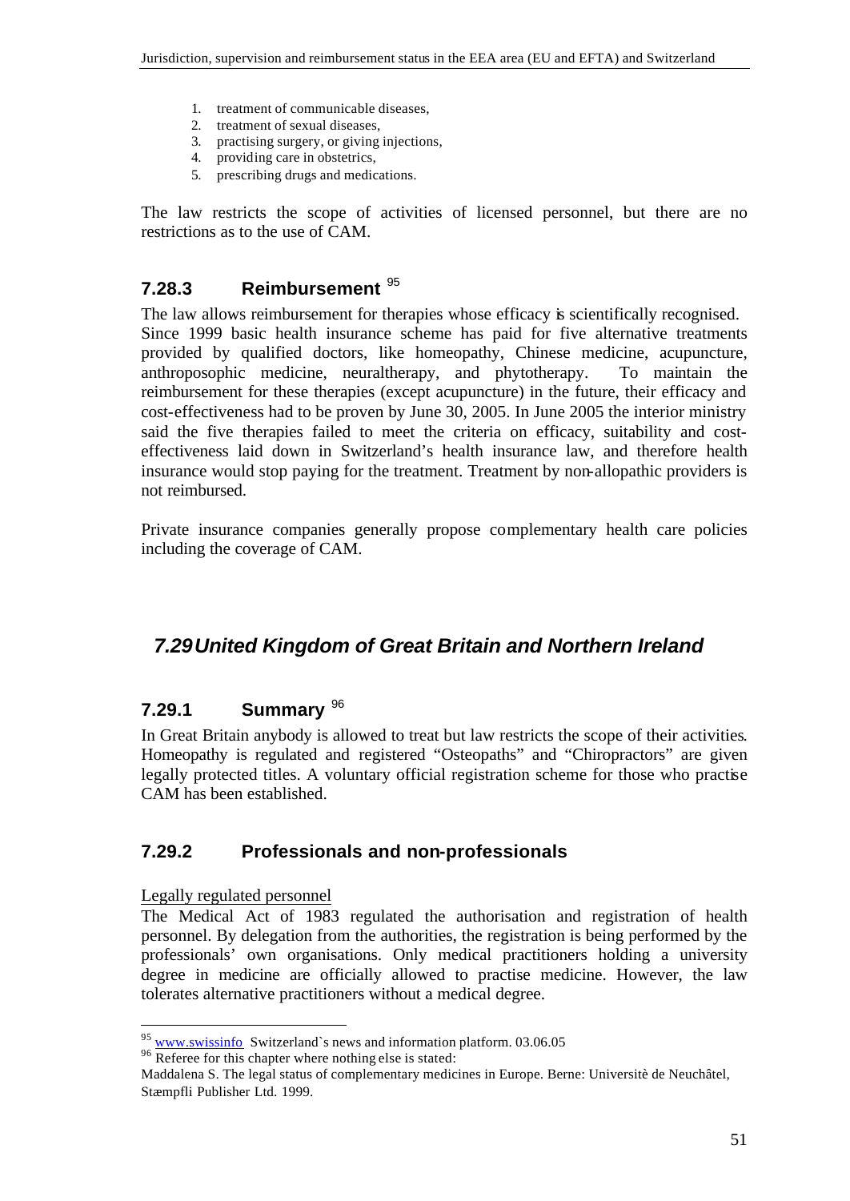1. treatment of communicable diseases,
2. treatment of sexual diseases,
3. practising surgery, or giving injections,
4. providing care in obstetrics,
5. prescribing drugs and medications.

The law restricts the scope of activities of licensed personnel, but there are no restrictions as to the use of CAM.

### 7.28.3 Reimbursement [95]

The law allows reimbursement for therapies whose efficacy is scientifically recognised. Since 1999 basic health insurance scheme has paid for five alternative treatments provided by qualified doctors, like homeopathy, Chinese medicine, acupuncture, anthroposophic medicine, neuraltherapy, and phytotherapy. To maintain the reimbursement for these therapies (except acupuncture) in the future, their efficacy and cost-effectiveness had to be proven by June 30, 2005. In June 2005 the interior ministry said the five therapies failed to meet the criteria on efficacy, suitability and cost-effectiveness laid down in Switzerland's health insurance law, and therefore health insurance would stop paying for the treatment. Treatment by non-allopathic providers is not reimbursed.

Private insurance companies generally propose complementary health care policies including the coverage of CAM.

## *7.29 United Kingdom of Great Britain and Northern Ireland*

### 7.29.1 Summary [96]

In Great Britain anybody is allowed to treat but law restricts the scope of their activities. Homeopathy is regulated and registered "Osteopaths" and "Chiropractors" are given legally protected titles. A voluntary official registration scheme for those who practise CAM has been established.

### 7.29.2 Professionals and non-professionals

Legally regulated personnel

The Medical Act of 1983 regulated the authorisation and registration of health personnel. By delegation from the authorities, the registration is being performed by the professionals' own organisations. Only medical practitioners holding a university degree in medicine are officially allowed to practise medicine. However, the law tolerates alternative practitioners without a medical degree.

---

[95] www.swissinfo Switzerland`s news and information platform. 03.06.05

[96] Referee for this chapter where nothing else is stated:
Maddalena S. The legal status of complementary medicines in Europe. Berne: Universitè de Neuchâtel, Stæmpfli Publisher Ltd. 1999.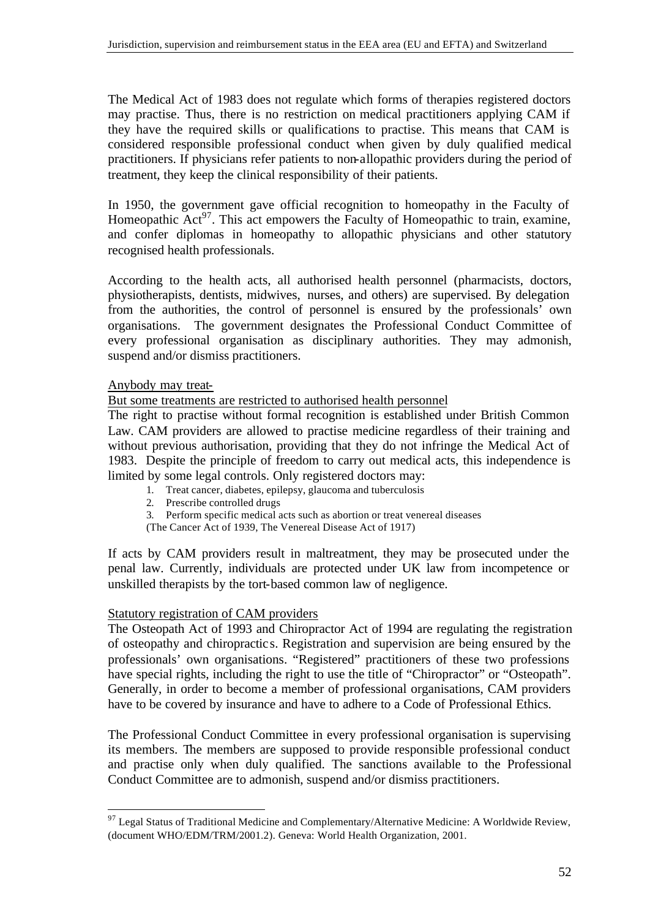The Medical Act of 1983 does not regulate which forms of therapies registered doctors may practise. Thus, there is no restriction on medical practitioners applying CAM if they have the required skills or qualifications to practise. This means that CAM is considered responsible professional conduct when given by duly qualified medical practitioners. If physicians refer patients to non-allopathic providers during the period of treatment, they keep the clinical responsibility of their patients.

In 1950, the government gave official recognition to homeopathy in the Faculty of Homeopathic Act[97]. This act empowers the Faculty of Homeopathic to train, examine, and confer diplomas in homeopathy to allopathic physicians and other statutory recognised health professionals.

According to the health acts, all authorised health personnel (pharmacists, doctors, physiotherapists, dentists, midwives, nurses, and others) are supervised. By delegation from the authorities, the control of personnel is ensured by the professionals' own organisations. The government designates the Professional Conduct Committee of every professional organisation as disciplinary authorities. They may admonish, suspend and/or dismiss practitioners.

<u>Anybody may treat-</u>

<u>But some treatments are restricted to authorised health personnel</u>

The right to practise without formal recognition is established under British Common Law. CAM providers are allowed to practise medicine regardless of their training and without previous authorisation, providing that they do not infringe the Medical Act of 1983. Despite the principle of freedom to carry out medical acts, this independence is limited by some legal controls. Only registered doctors may:

1. Treat cancer, diabetes, epilepsy, glaucoma and tuberculosis
2. Prescribe controlled drugs
3. Perform specific medical acts such as abortion or treat venereal diseases

(The Cancer Act of 1939, The Venereal Disease Act of 1917)

If acts by CAM providers result in maltreatment, they may be prosecuted under the penal law. Currently, individuals are protected under UK law from incompetence or unskilled therapists by the tort-based common law of negligence.

<u>Statutory registration of CAM providers</u>

The Osteopath Act of 1993 and Chiropractor Act of 1994 are regulating the registration of osteopathy and chiropractics. Registration and supervision are being ensured by the professionals' own organisations. "Registered" practitioners of these two professions have special rights, including the right to use the title of "Chiropractor" or "Osteopath". Generally, in order to become a member of professional organisations, CAM providers have to be covered by insurance and have to adhere to a Code of Professional Ethics.

The Professional Conduct Committee in every professional organisation is supervising its members. The members are supposed to provide responsible professional conduct and practise only when duly qualified. The sanctions available to the Professional Conduct Committee are to admonish, suspend and/or dismiss practitioners.

[97] Legal Status of Traditional Medicine and Complementary/Alternative Medicine: A Worldwide Review, (document WHO/EDM/TRM/2001.2). Geneva: World Health Organization, 2001.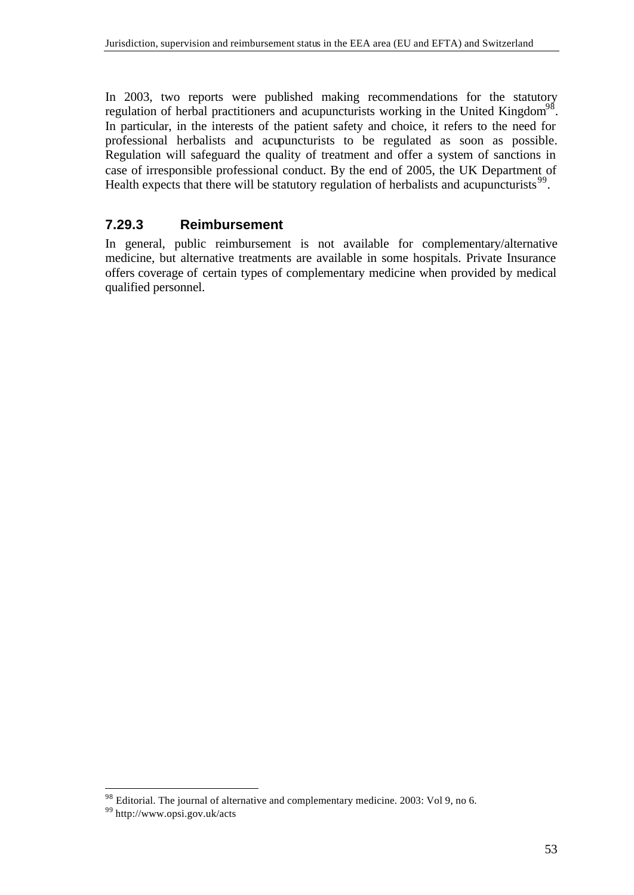In 2003, two reports were published making recommendations for the statutory regulation of herbal practitioners and acupuncturists working in the United Kingdom[98]. In particular, in the interests of the patient safety and choice, it refers to the need for professional herbalists and acupuncturists to be regulated as soon as possible. Regulation will safeguard the quality of treatment and offer a system of sanctions in case of irresponsible professional conduct. By the end of 2005, the UK Department of Health expects that there will be statutory regulation of herbalists and acupuncturists[99].

### 7.29.3 Reimbursement

In general, public reimbursement is not available for complementary/alternative medicine, but alternative treatments are available in some hospitals. Private Insurance offers coverage of certain types of complementary medicine when provided by medical qualified personnel.

[98] Editorial. The journal of alternative and complementary medicine. 2003: Vol 9, no 6.

[99] http://www.opsi.gov.uk/acts